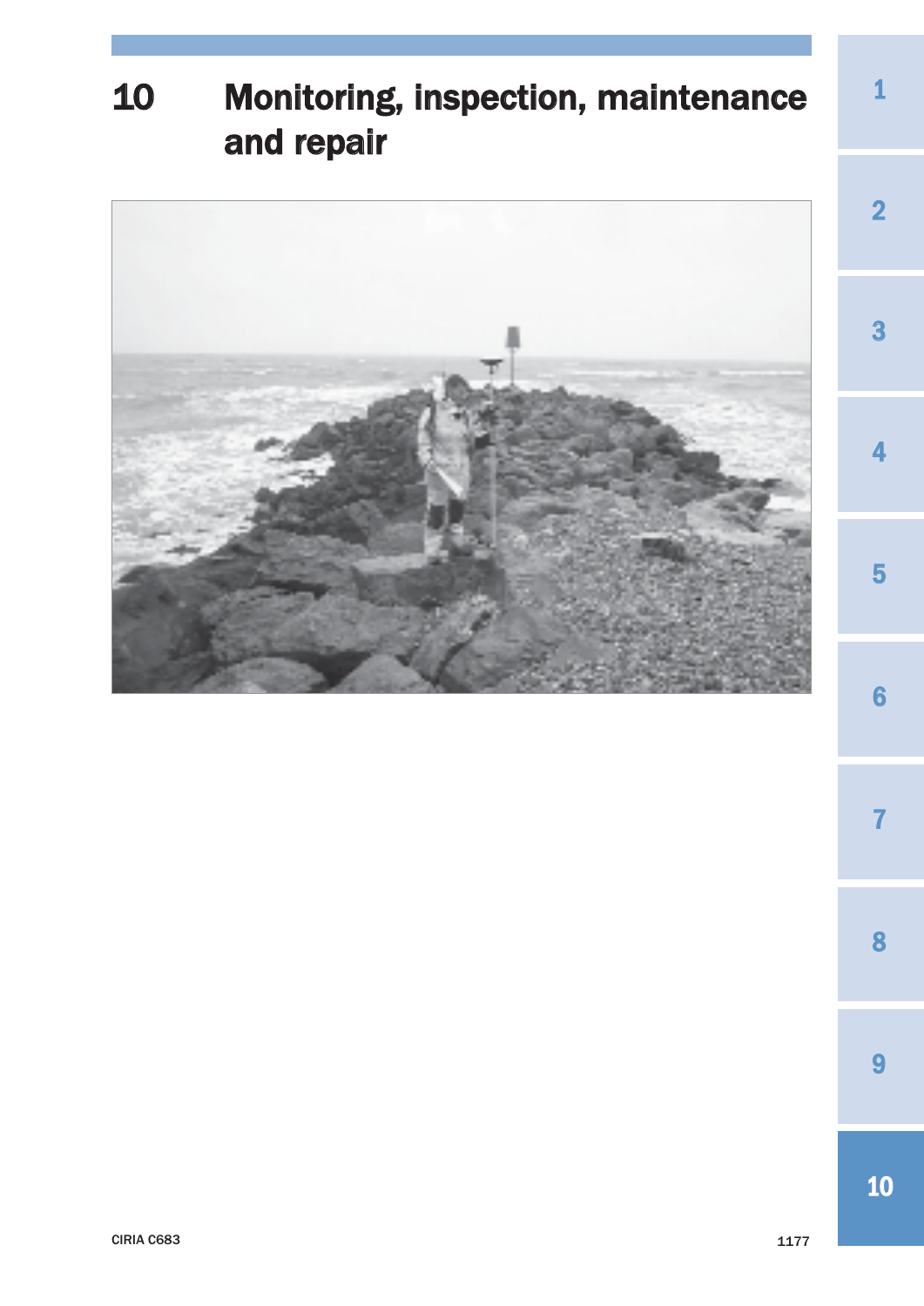# 10 Monitoring, inspection, maintenance and repair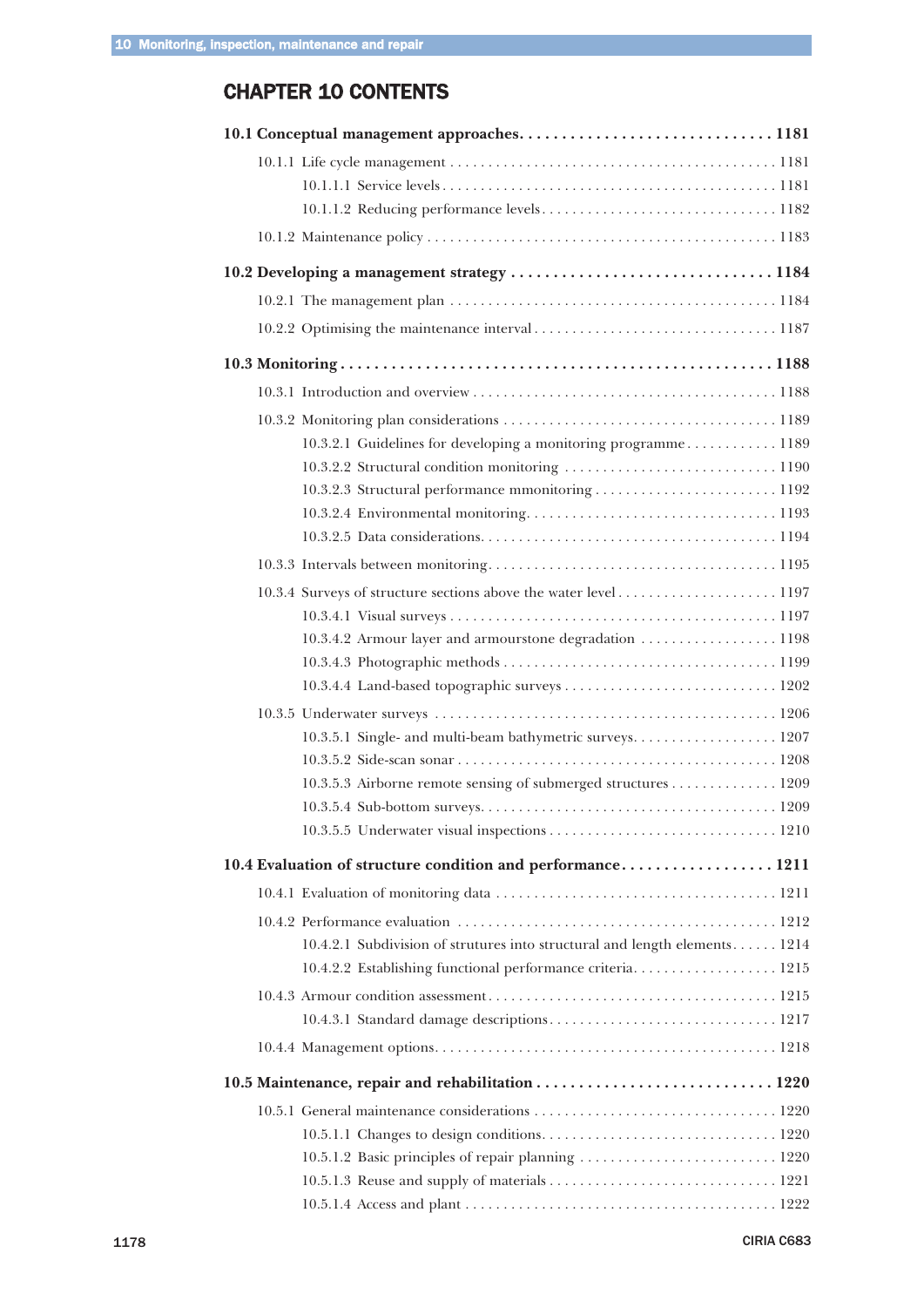# CHAPTER 10 CONTENTS

**10.1 Conceptual management approaches. . . . . . . . . . . . . . . . . . . . . . . . . . . . . . 1181**

10.1.1 Life cycle management . . . . . . . . . . . . . . . . . . . . . . . . . . . . . . . . . . . . . . . . . . . 1181

10.1.1.1 Service levels . . . . . . . . . . . . . . . . . . . . . . . . . . . . . . . . . . . . . . . . . . . 1181

10.1.1.2 Reducing performance levels . . . . . . . . . . . . . . . . . . . . . . . . . . . . . . . 1182

10.1.2 Maintenance policy . . . . . . . . . . . . . . . . . . . . . . . . . . . . . . . . . . . . . . . . . . . . . 1183

**10.2 Developing a management strategy . . . . . . . . . . . . . . . . . . . . . . . . . . . . . . . 1184**

10.2.1 The management plan . . . . . . . . . . . . . . . . . . . . . . . . . . . . . . . . . . . . . . . . . . 1184

10.2.2 Optimising the maintenance interval . . . . . . . . . . . . . . . . . . . . . . . . . . . . . . . . 1187

**10.3 Monitoring . . . . . . . . . . . . . . . . . . . . . . . . . . . . . . . . . . . . . . . . . . . . . . . . . . . 1188**

10.3.1 Introduction and overview . . . . . . . . . . . . . . . . . . . . . . . . . . . . . . . . . . . . . . . . 1188

10.3.2 Monitoring plan considerations . . . . . . . . . . . . . . . . . . . . . . . . . . . . . . . . . . . . 1189

10.3.2.1 Guidelines for developing a monitoring programme . . . . . . . . . . . . 1189

10.3.2.2 Structural condition monitoring . . . . . . . . . . . . . . . . . . . . . . . . . . . . 1190

10.3.2.3 Structural performance mmonitoring . . . . . . . . . . . . . . . . . . . . . . . . 1192

10.3.2.4 Environmental monitoring. . . . . . . . . . . . . . . . . . . . . . . . . . . . . . . . . 1193

10.3.2.5 Data considerations. . . . . . . . . . . . . . . . . . . . . . . . . . . . . . . . . . . . . . 1194

10.3.3 Intervals between monitoring. . . . . . . . . . . . . . . . . . . . . . . . . . . . . . . . . . . . . . 1195

10.3.4 Surveys of structure sections above the water level . . . . . . . . . . . . . . . . . . . . . 1197

10.3.4.1 Visual surveys . . . . . . . . . . . . . . . . . . . . . . . . . . . . . . . . . . . . . . . . . . 1197

10.3.4.2 Armour layer and armourstone degradation . . . . . . . . . . . . . . . . . . 1198

10.3.4.3 Photographic methods . . . . . . . . . . . . . . . . . . . . . . . . . . . . . . . . . . . 1199

10.3.4.4 Land-based topographic surveys . . . . . . . . . . . . . . . . . . . . . . . . . . . . 1202

10.3.5 Underwater surveys . . . . . . . . . . . . . . . . . . . . . . . . . . . . . . . . . . . . . . . . . . . . 1206

10.3.5.1 Single- and multi-beam bathymetric surveys. . . . . . . . . . . . . . . . . . . 1207

10.3.5.2 Side-scan sonar . . . . . . . . . . . . . . . . . . . . . . . . . . . . . . . . . . . . . . . . . 1208

10.3.5.3 Airborne remote sensing of submerged structures . . . . . . . . . . . . . . 1209

10.3.5.4 Sub-bottom surveys. . . . . . . . . . . . . . . . . . . . . . . . . . . . . . . . . . . . . . 1209

10.3.5.5 Underwater visual inspections . . . . . . . . . . . . . . . . . . . . . . . . . . . . . . 1210

**10.4 Evaluation of structure condition and performance. . . . . . . . . . . . . . . . . . . 1211**

10.4.1 Evaluation of monitoring data . . . . . . . . . . . . . . . . . . . . . . . . . . . . . . . . . . . . 1211

10.4.2 Performance evaluation . . . . . . . . . . . . . . . . . . . . . . . . . . . . . . . . . . . . . . . . . 1212

10.4.2.1 Subdivision of strutures into structural and length elements. . . . . . 1214

10.4.2.2 Establishing functional performance criteria. . . . . . . . . . . . . . . . . . . 1215

10.4.3 Armour condition assessment. . . . . . . . . . . . . . . . . . . . . . . . . . . . . . . . . . . . . 1215

10.4.3.1 Standard damage descriptions. . . . . . . . . . . . . . . . . . . . . . . . . . . . . . 1217

10.4.4 Management options. . . . . . . . . . . . . . . . . . . . . . . . . . . . . . . . . . . . . . . . . . . . 1218

**10.5 Maintenance, repair and rehabilitation . . . . . . . . . . . . . . . . . . . . . . . . . . . . 1220**

10.5.1 General maintenance considerations . . . . . . . . . . . . . . . . . . . . . . . . . . . . . . . . 1220

10.5.1.1 Changes to design conditions. . . . . . . . . . . . . . . . . . . . . . . . . . . . . . . 1220

10.5.1.2 Basic principles of repair planning . . . . . . . . . . . . . . . . . . . . . . . . . . 1220

10.5.1.3 Reuse and supply of materials . . . . . . . . . . . . . . . . . . . . . . . . . . . . . . 1221

10.5.1.4 Access and plant . . . . . . . . . . . . . . . . . . . . . . . . . . . . . . . . . . . . . . . . 1222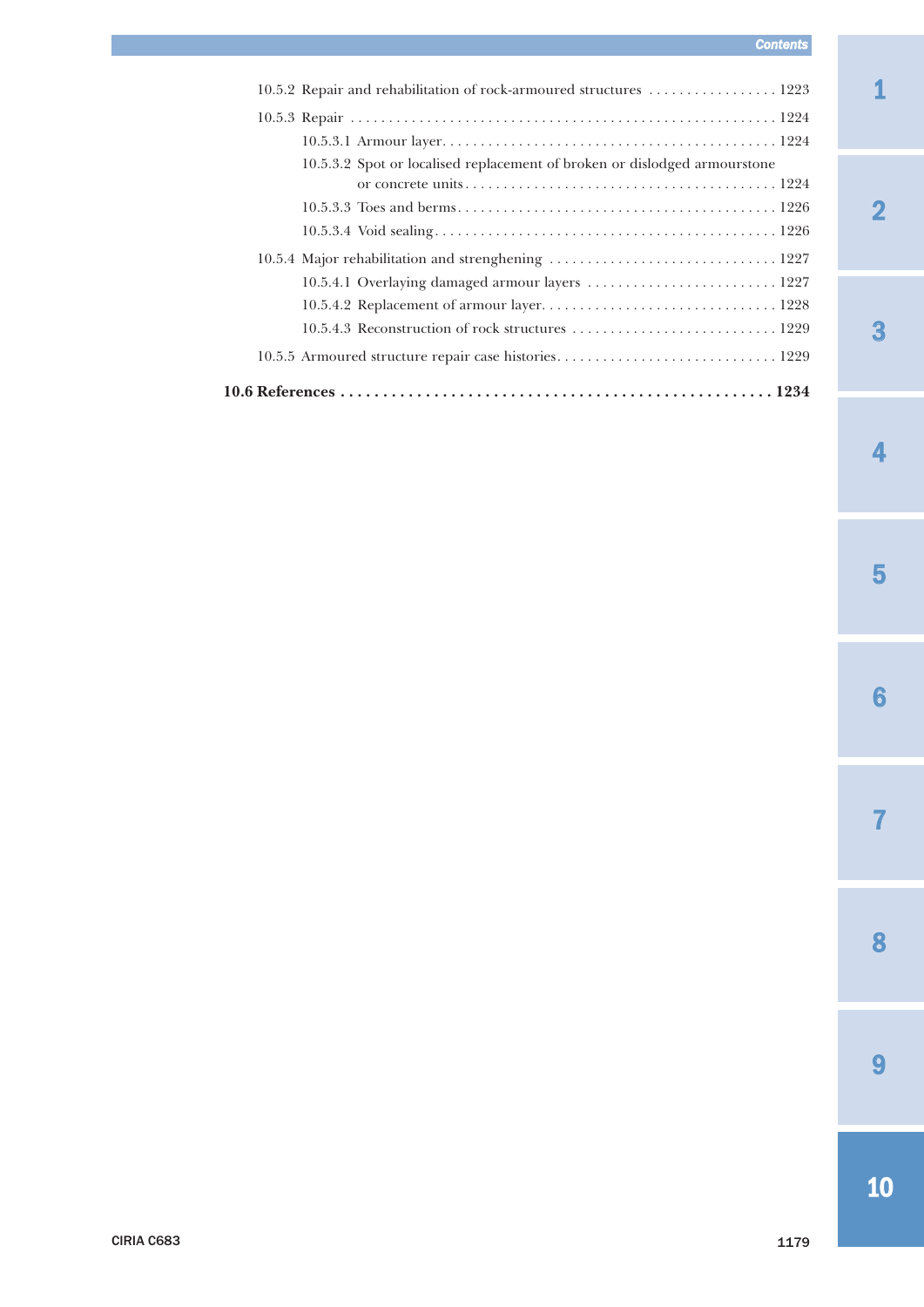10.5.2 Repair and rehabilitation of rock-armoured structures . . . . . . . . . . . . . . . . . 1223

10.5.3 Repair . . . . . . . . . . . . . . . . . . . . . . . . . . . . . . . . . . . . . . . . . . . . . . . . . . . . . 1224

- 10.5.3.1 Armour layer. . . . . . . . . . . . . . . . . . . . . . . . . . . . . . . . . . . . . . . . . . . 1224
- 10.5.3.2 Spot or localised replacement of broken or dislodged armourstone or concrete units . . . . . . . . . . . . . . . . . . . . . . . . . . . . . . . . . . . . . . . 1224
- 10.5.3.3 Toes and berms . . . . . . . . . . . . . . . . . . . . . . . . . . . . . . . . . . . . . . . . . 1226
- 10.5.3.4 Void sealing . . . . . . . . . . . . . . . . . . . . . . . . . . . . . . . . . . . . . . . . . . . 1226

10.5.4 Major rehabilitation and strenghening . . . . . . . . . . . . . . . . . . . . . . . . . . . . . 1227

- 10.5.4.1 Overlaying damaged armour layers . . . . . . . . . . . . . . . . . . . . . . . . . 1227
- 10.5.4.2 Replacement of armour layer. . . . . . . . . . . . . . . . . . . . . . . . . . . . . . 1228
- 10.5.4.3 Reconstruction of rock structures . . . . . . . . . . . . . . . . . . . . . . . . . . 1229

10.5.5 Armoured structure repair case histories. . . . . . . . . . . . . . . . . . . . . . . . . . . . 1229

**10.6 References . . . . . . . . . . . . . . . . . . . . . . . . . . . . . . . . . . . . . . . . . . . . . . . . . . 1234**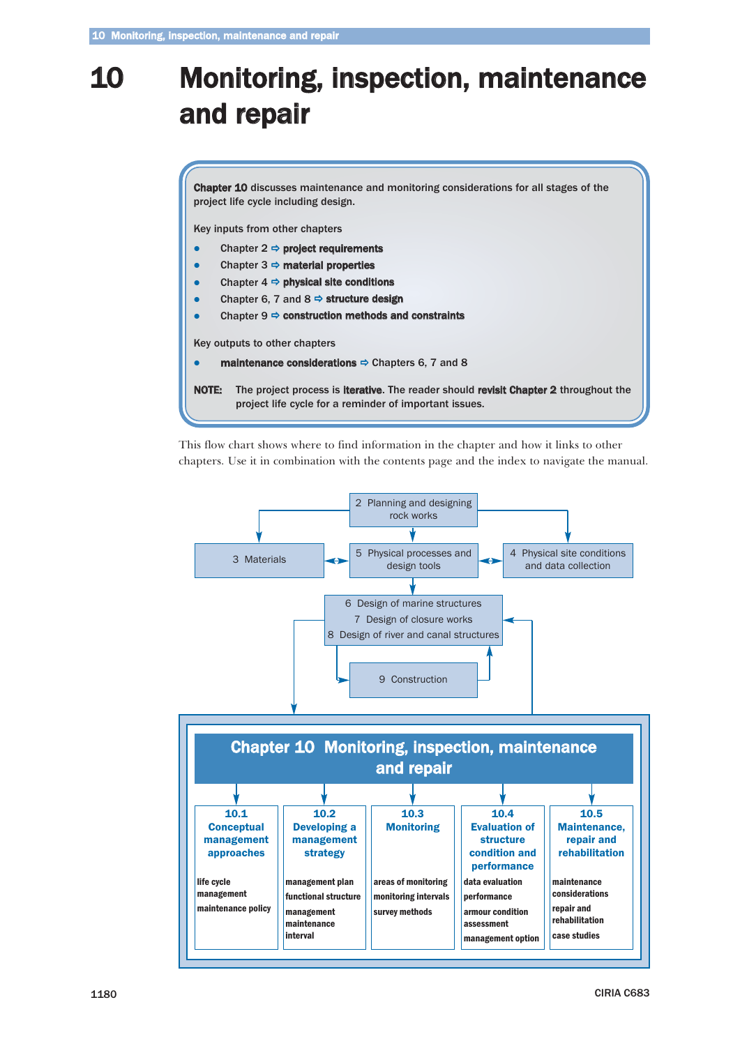# 10 Monitoring, inspection, maintenance and repair

**Chapter 10** discusses maintenance and monitoring considerations for all stages of the project life cycle including design.

Key inputs from other chapters

- Chapter 2 ⇨ **project requirements**
- Chapter 3 ⇨ **material properties**
- Chapter 4 ⇨ **physical site conditions**
- Chapter 6, 7 and 8 ⇨ **structure design**
- Chapter 9 ⇨ **construction methods and constraints**

Key outputs to other chapters

- **maintenance considerations** ⇨ Chapters 6, 7 and 8

**NOTE:** The project process is **iterative**. The reader should **revisit Chapter 2** throughout the project life cycle for a reminder of important issues.

This flow chart shows where to find information in the chapter and how it links to other chapters. Use it in combination with the contents page and the index to navigate the manual.

2 Planning and designing rock works

3 Materials

5 Physical processes and design tools

4 Physical site conditions and data collection

6 Design of marine structures
7 Design of closure works
8 Design of river and canal structures

9 Construction

**Chapter 10 Monitoring, inspection, maintenance and repair**

| 10.1 Conceptual management approaches | 10.2 Developing a management strategy | 10.3 Monitoring | 10.4 Evaluation of structure condition and performance | 10.5 Maintenance, repair and rehabilitation |
|---|---|---|---|---|
| life cycle management | management plan | areas of monitoring | data evaluation | maintenance considerations |
| maintenance policy | functional structure | monitoring intervals | performance | repair and rehabilitation |
| | management maintenance interval | survey methods | armour condition assessment | case studies |
| | | | management option | |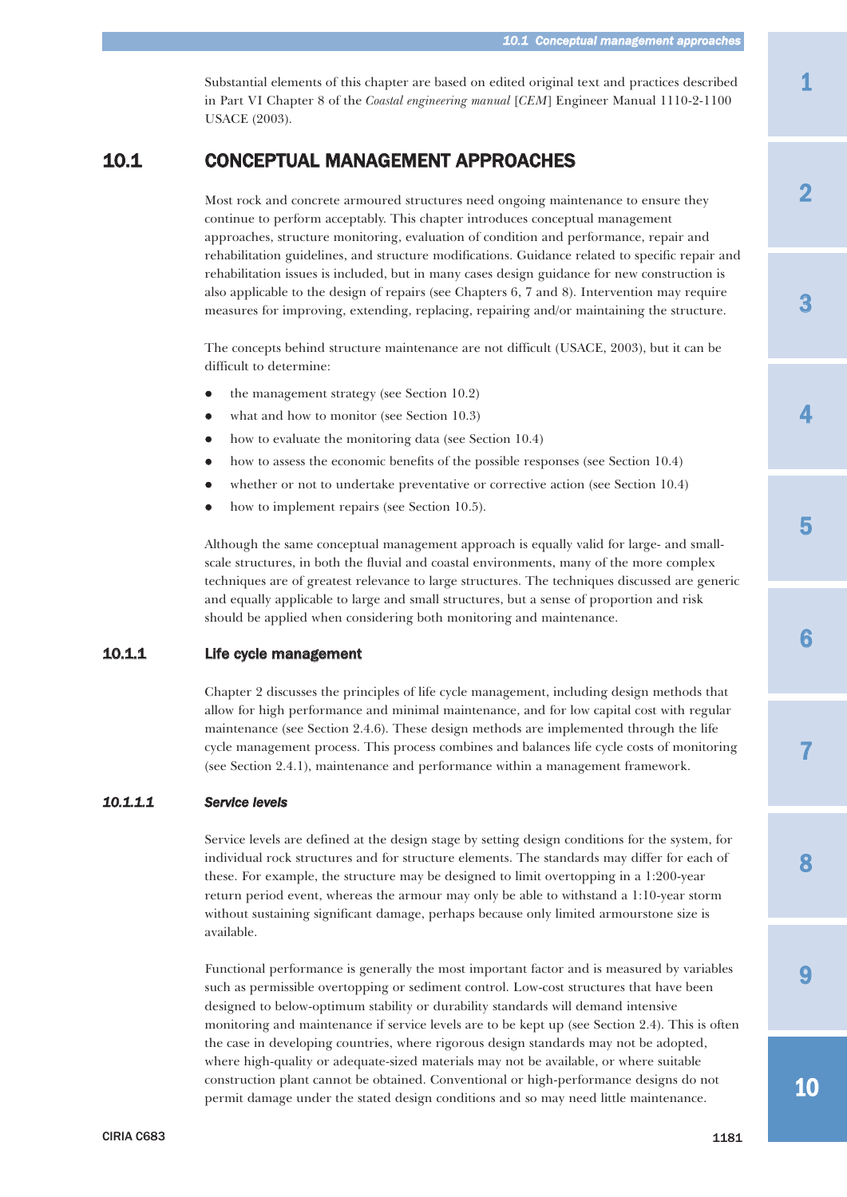Substantial elements of this chapter are based on edited original text and practices described in Part VI Chapter 8 of the *Coastal engineering manual* [*CEM*] Engineer Manual 1110-2-1100 USACE (2003).

## 10.1 CONCEPTUAL MANAGEMENT APPROACHES

Most rock and concrete armoured structures need ongoing maintenance to ensure they continue to perform acceptably. This chapter introduces conceptual management approaches, structure monitoring, evaluation of condition and performance, repair and rehabilitation guidelines, and structure modifications. Guidance related to specific repair and rehabilitation issues is included, but in many cases design guidance for new construction is also applicable to the design of repairs (see Chapters 6, 7 and 8). Intervention may require measures for improving, extending, replacing, repairing and/or maintaining the structure.

The concepts behind structure maintenance are not difficult (USACE, 2003), but it can be difficult to determine:

- the management strategy (see Section 10.2)
- what and how to monitor (see Section 10.3)
- how to evaluate the monitoring data (see Section 10.4)
- how to assess the economic benefits of the possible responses (see Section 10.4)
- whether or not to undertake preventative or corrective action (see Section 10.4)
- how to implement repairs (see Section 10.5).

Although the same conceptual management approach is equally valid for large- and small-scale structures, in both the fluvial and coastal environments, many of the more complex techniques are of greatest relevance to large structures. The techniques discussed are generic and equally applicable to large and small structures, but a sense of proportion and risk should be applied when considering both monitoring and maintenance.

### 10.1.1 Life cycle management

Chapter 2 discusses the principles of life cycle management, including design methods that allow for high performance and minimal maintenance, and for low capital cost with regular maintenance (see Section 2.4.6). These design methods are implemented through the life cycle management process. This process combines and balances life cycle costs of monitoring (see Section 2.4.1), maintenance and performance within a management framework.

#### *10.1.1.1 Service levels*

Service levels are defined at the design stage by setting design conditions for the system, for individual rock structures and for structure elements. The standards may differ for each of these. For example, the structure may be designed to limit overtopping in a 1:200-year return period event, whereas the armour may only be able to withstand a 1:10-year storm without sustaining significant damage, perhaps because only limited armourstone size is available.

Functional performance is generally the most important factor and is measured by variables such as permissible overtopping or sediment control. Low-cost structures that have been designed to below-optimum stability or durability standards will demand intensive monitoring and maintenance if service levels are to be kept up (see Section 2.4). This is often the case in developing countries, where rigorous design standards may not be adopted, where high-quality or adequate-sized materials may not be available, or where suitable construction plant cannot be obtained. Conventional or high-performance designs do not permit damage under the stated design conditions and so may need little maintenance.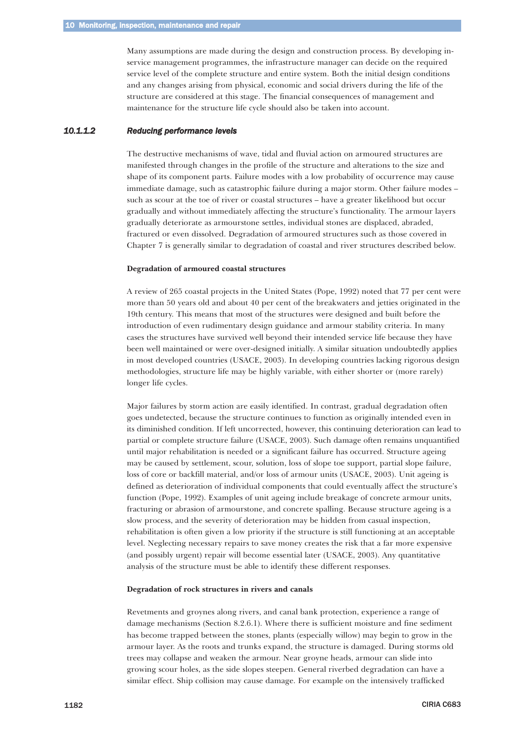Many assumptions are made during the design and construction process. By developing in-service management programmes, the infrastructure manager can decide on the required service level of the complete structure and entire system. Both the initial design conditions and any changes arising from physical, economic and social drivers during the life of the structure are considered at this stage. The financial consequences of management and maintenance for the structure life cycle should also be taken into account.

#### *10.1.1.2 Reducing performance levels*

The destructive mechanisms of wave, tidal and fluvial action on armoured structures are manifested through changes in the profile of the structure and alterations to the size and shape of its component parts. Failure modes with a low probability of occurrence may cause immediate damage, such as catastrophic failure during a major storm. Other failure modes – such as scour at the toe of river or coastal structures – have a greater likelihood but occur gradually and without immediately affecting the structure's functionality. The armour layers gradually deteriorate as armourstone settles, individual stones are displaced, abraded, fractured or even dissolved. Degradation of armoured structures such as those covered in Chapter 7 is generally similar to degradation of coastal and river structures described below.

**Degradation of armoured coastal structures**

A review of 265 coastal projects in the United States (Pope, 1992) noted that 77 per cent were more than 50 years old and about 40 per cent of the breakwaters and jetties originated in the 19th century. This means that most of the structures were designed and built before the introduction of even rudimentary design guidance and armour stability criteria. In many cases the structures have survived well beyond their intended service life because they have been well maintained or were over-designed initially. A similar situation undoubtedly applies in most developed countries (USACE, 2003). In developing countries lacking rigorous design methodologies, structure life may be highly variable, with either shorter or (more rarely) longer life cycles.

Major failures by storm action are easily identified. In contrast, gradual degradation often goes undetected, because the structure continues to function as originally intended even in its diminished condition. If left uncorrected, however, this continuing deterioration can lead to partial or complete structure failure (USACE, 2003). Such damage often remains unquantified until major rehabilitation is needed or a significant failure has occurred. Structure ageing may be caused by settlement, scour, solution, loss of slope toe support, partial slope failure, loss of core or backfill material, and/or loss of armour units (USACE, 2003). Unit ageing is defined as deterioration of individual components that could eventually affect the structure's function (Pope, 1992). Examples of unit ageing include breakage of concrete armour units, fracturing or abrasion of armourstone, and concrete spalling. Because structure ageing is a slow process, and the severity of deterioration may be hidden from casual inspection, rehabilitation is often given a low priority if the structure is still functioning at an acceptable level. Neglecting necessary repairs to save money creates the risk that a far more expensive (and possibly urgent) repair will become essential later (USACE, 2003). Any quantitative analysis of the structure must be able to identify these different responses.

**Degradation of rock structures in rivers and canals**

Revetments and groynes along rivers, and canal bank protection, experience a range of damage mechanisms (Section 8.2.6.1). Where there is sufficient moisture and fine sediment has become trapped between the stones, plants (especially willow) may begin to grow in the armour layer. As the roots and trunks expand, the structure is damaged. During storms old trees may collapse and weaken the armour. Near groyne heads, armour can slide into growing scour holes, as the side slopes steepen. General riverbed degradation can have a similar effect. Ship collision may cause damage. For example on the intensively trafficked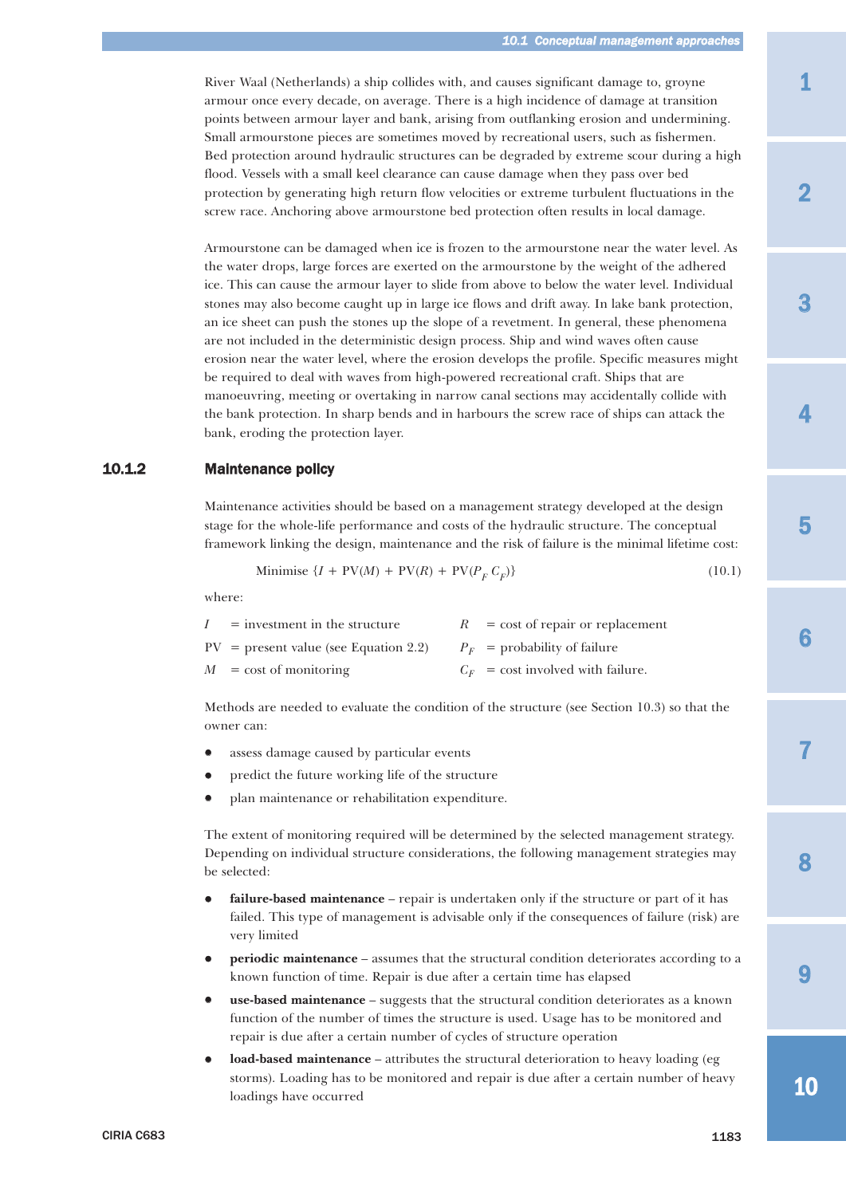River Waal (Netherlands) a ship collides with, and causes significant damage to, groyne armour once every decade, on average. There is a high incidence of damage at transition points between armour layer and bank, arising from outflanking erosion and undermining. Small armourstone pieces are sometimes moved by recreational users, such as fishermen. Bed protection around hydraulic structures can be degraded by extreme scour during a high flood. Vessels with a small keel clearance can cause damage when they pass over bed protection by generating high return flow velocities or extreme turbulent fluctuations in the screw race. Anchoring above armourstone bed protection often results in local damage.

Armourstone can be damaged when ice is frozen to the armourstone near the water level. As the water drops, large forces are exerted on the armourstone by the weight of the adhered ice. This can cause the armour layer to slide from above to below the water level. Individual stones may also become caught up in large ice flows and drift away. In lake bank protection, an ice sheet can push the stones up the slope of a revetment. In general, these phenomena are not included in the deterministic design process. Ship and wind waves often cause erosion near the water level, where the erosion develops the profile. Specific measures might be required to deal with waves from high-powered recreational craft. Ships that are manoeuvring, meeting or overtaking in narrow canal sections may accidentally collide with the bank protection. In sharp bends and in harbours the screw race of ships can attack the bank, eroding the protection layer.

### 10.1.2 Maintenance policy

Maintenance activities should be based on a management strategy developed at the design stage for the whole-life performance and costs of the hydraulic structure. The conceptual framework linking the design, maintenance and the risk of failure is the minimal lifetime cost:

$$\text{Minimise } \{I + \text{PV}(M) + \text{PV}(R) + \text{PV}(P_F\, C_F)\} \qquad (10.1)$$

where:

| | |
|---|---|
| $I$ = investment in the structure | $R$ = cost of repair or replacement |
| PV = present value (see Equation 2.2) | $P_F$ = probability of failure |
| $M$ = cost of monitoring | $C_F$ = cost involved with failure. |

Methods are needed to evaluate the condition of the structure (see Section 10.3) so that the owner can:

- assess damage caused by particular events
- predict the future working life of the structure
- plan maintenance or rehabilitation expenditure.

The extent of monitoring required will be determined by the selected management strategy. Depending on individual structure considerations, the following management strategies may be selected:

- **failure-based maintenance** – repair is undertaken only if the structure or part of it has failed. This type of management is advisable only if the consequences of failure (risk) are very limited
- **periodic maintenance** – assumes that the structural condition deteriorates according to a known function of time. Repair is due after a certain time has elapsed
- **use-based maintenance** – suggests that the structural condition deteriorates as a known function of the number of times the structure is used. Usage has to be monitored and repair is due after a certain number of cycles of structure operation
- **load-based maintenance** – attributes the structural deterioration to heavy loading (eg storms). Loading has to be monitored and repair is due after a certain number of heavy loadings have occurred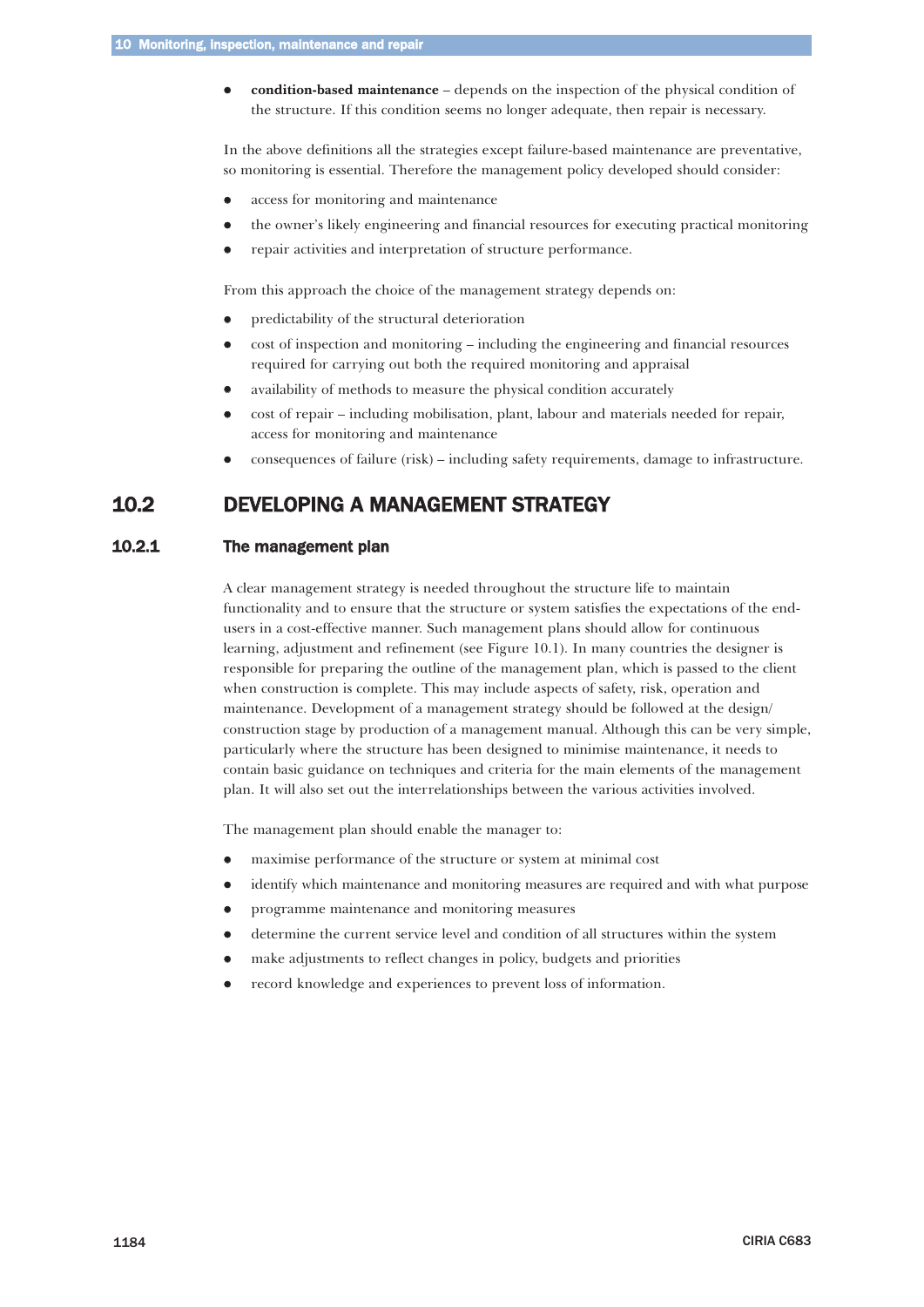- **condition-based maintenance** – depends on the inspection of the physical condition of the structure. If this condition seems no longer adequate, then repair is necessary.

In the above definitions all the strategies except failure-based maintenance are preventative, so monitoring is essential. Therefore the management policy developed should consider:

- access for monitoring and maintenance
- the owner's likely engineering and financial resources for executing practical monitoring
- repair activities and interpretation of structure performance.

From this approach the choice of the management strategy depends on:

- predictability of the structural deterioration
- cost of inspection and monitoring – including the engineering and financial resources required for carrying out both the required monitoring and appraisal
- availability of methods to measure the physical condition accurately
- cost of repair – including mobilisation, plant, labour and materials needed for repair, access for monitoring and maintenance
- consequences of failure (risk) – including safety requirements, damage to infrastructure.

## 10.2 DEVELOPING A MANAGEMENT STRATEGY

### 10.2.1 The management plan

A clear management strategy is needed throughout the structure life to maintain functionality and to ensure that the structure or system satisfies the expectations of the end-users in a cost-effective manner. Such management plans should allow for continuous learning, adjustment and refinement (see Figure 10.1). In many countries the designer is responsible for preparing the outline of the management plan, which is passed to the client when construction is complete. This may include aspects of safety, risk, operation and maintenance. Development of a management strategy should be followed at the design/construction stage by production of a management manual. Although this can be very simple, particularly where the structure has been designed to minimise maintenance, it needs to contain basic guidance on techniques and criteria for the main elements of the management plan. It will also set out the interrelationships between the various activities involved.

The management plan should enable the manager to:

- maximise performance of the structure or system at minimal cost
- identify which maintenance and monitoring measures are required and with what purpose
- programme maintenance and monitoring measures
- determine the current service level and condition of all structures within the system
- make adjustments to reflect changes in policy, budgets and priorities
- record knowledge and experiences to prevent loss of information.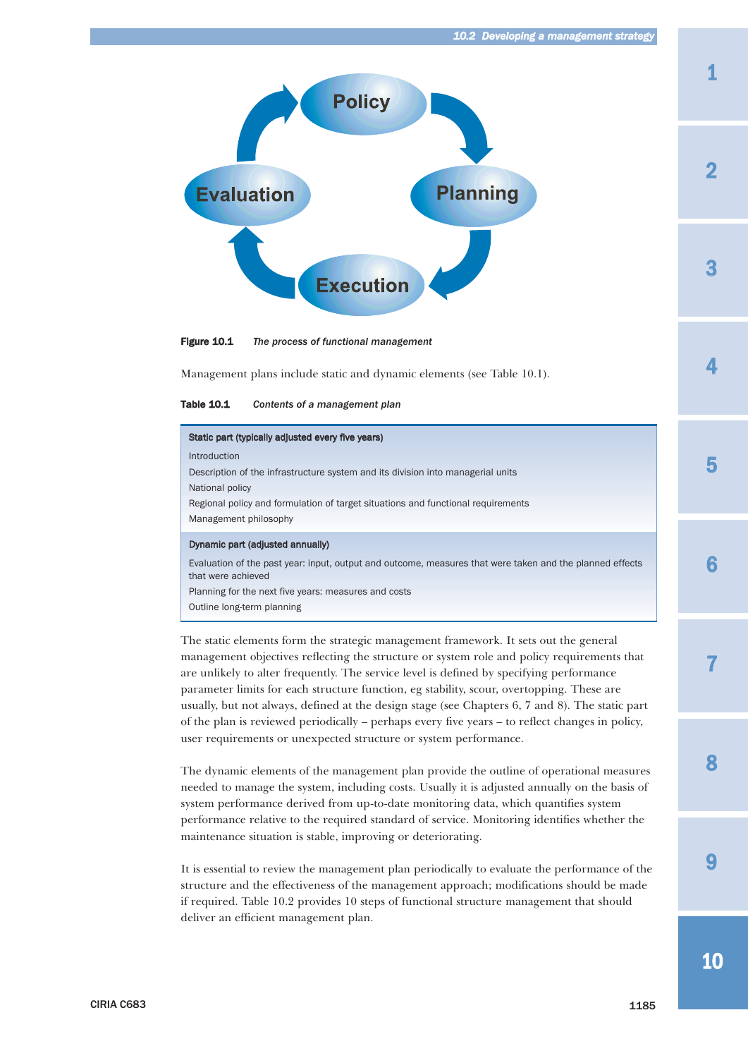Figure 10.1 *The process of functional management*

Management plans include static and dynamic elements (see Table 10.1).

**Table 10.1** *Contents of a management plan*

| Static part (typically adjusted every five years) |
|---|
| Introduction |
| Description of the infrastructure system and its division into managerial units |
| National policy |
| Regional policy and formulation of target situations and functional requirements |
| Management philosophy |
| **Dynamic part (adjusted annually)** |
| Evaluation of the past year: input, output and outcome, measures that were taken and the planned effects that were achieved |
| Planning for the next five years: measures and costs |
| Outline long-term planning |

The static elements form the strategic management framework. It sets out the general management objectives reflecting the structure or system role and policy requirements that are unlikely to alter frequently. The service level is defined by specifying performance parameter limits for each structure function, eg stability, scour, overtopping. These are usually, but not always, defined at the design stage (see Chapters 6, 7 and 8). The static part of the plan is reviewed periodically – perhaps every five years – to reflect changes in policy, user requirements or unexpected structure or system performance.

The dynamic elements of the management plan provide the outline of operational measures needed to manage the system, including costs. Usually it is adjusted annually on the basis of system performance derived from up-to-date monitoring data, which quantifies system performance relative to the required standard of service. Monitoring identifies whether the maintenance situation is stable, improving or deteriorating.

It is essential to review the management plan periodically to evaluate the performance of the structure and the effectiveness of the management approach; modifications should be made if required. Table 10.2 provides 10 steps of functional structure management that should deliver an efficient management plan.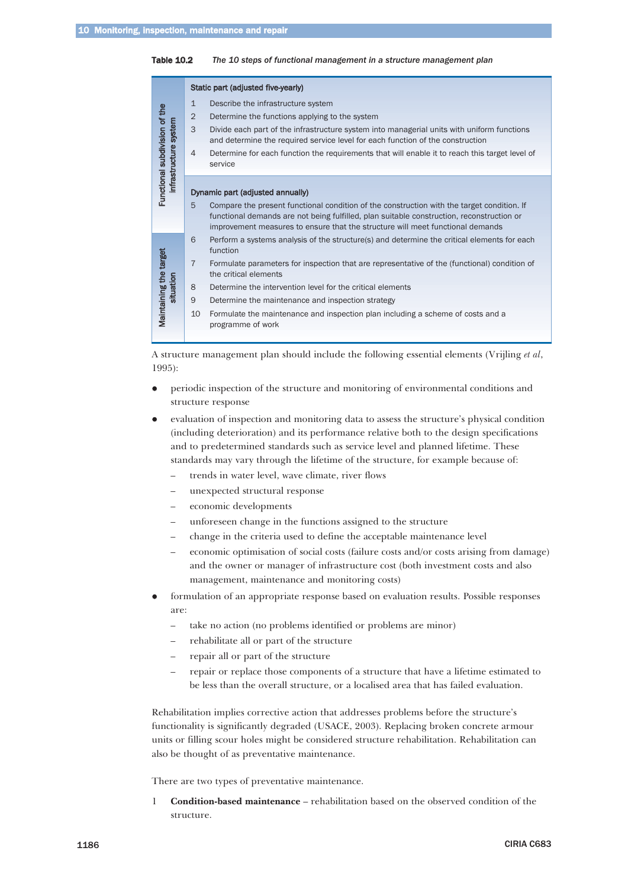**Table 10.2** *The 10 steps of functional management in a structure management plan*

| | | Step |
|---|---|---|
| Functional subdivision of the infrastructure system | **Static part (adjusted five-yearly)** | |
| | 1 | Describe the infrastructure system |
| | 2 | Determine the functions applying to the system |
| | 3 | Divide each part of the infrastructure system into managerial units with uniform functions and determine the required service level for each function of the construction |
| | 4 | Determine for each function the requirements that will enable it to reach this target level of service |
| | **Dynamic part (adjusted annually)** | |
| | 5 | Compare the present functional condition of the construction with the target condition. If functional demands are not being fulfilled, plan suitable construction, reconstruction or improvement measures to ensure that the structure will meet functional demands |
| Maintaining the target situation | 6 | Perform a systems analysis of the structure(s) and determine the critical elements for each function |
| | 7 | Formulate parameters for inspection that are representative of the (functional) condition of the critical elements |
| | 8 | Determine the intervention level for the critical elements |
| | 9 | Determine the maintenance and inspection strategy |
| | 10 | Formulate the maintenance and inspection plan including a scheme of costs and a programme of work |

A structure management plan should include the following essential elements (Vrijling *et al*, 1995):

- periodic inspection of the structure and monitoring of environmental conditions and structure response
- evaluation of inspection and monitoring data to assess the structure's physical condition (including deterioration) and its performance relative both to the design specifications and to predetermined standards such as service level and planned lifetime. These standards may vary through the lifetime of the structure, for example because of:
  - trends in water level, wave climate, river flows
  - unexpected structural response
  - economic developments
  - unforeseen change in the functions assigned to the structure
  - change in the criteria used to define the acceptable maintenance level
  - economic optimisation of social costs (failure costs and/or costs arising from damage) and the owner or manager of infrastructure cost (both investment costs and also management, maintenance and monitoring costs)
- formulation of an appropriate response based on evaluation results. Possible responses are:
  - take no action (no problems identified or problems are minor)
  - rehabilitate all or part of the structure
  - repair all or part of the structure
  - repair or replace those components of a structure that have a lifetime estimated to be less than the overall structure, or a localised area that has failed evaluation.

Rehabilitation implies corrective action that addresses problems before the structure's functionality is significantly degraded (USACE, 2003). Replacing broken concrete armour units or filling scour holes might be considered structure rehabilitation. Rehabilitation can also be thought of as preventative maintenance.

There are two types of preventative maintenance.

1. **Condition-based maintenance** – rehabilitation based on the observed condition of the structure.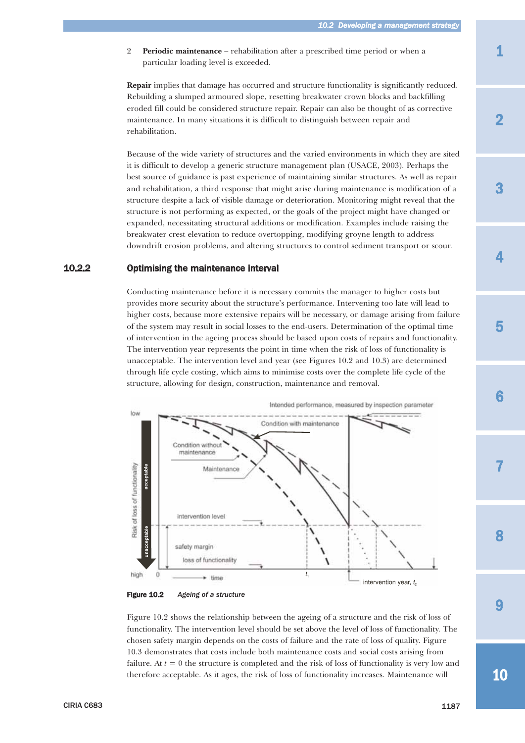2 **Periodic maintenance** – rehabilitation after a prescribed time period or when a particular loading level is exceeded.

**Repair** implies that damage has occurred and structure functionality is significantly reduced. Rebuilding a slumped armoured slope, resetting breakwater crown blocks and backfilling eroded fill could be considered structure repair. Repair can also be thought of as corrective maintenance. In many situations it is difficult to distinguish between repair and rehabilitation.

Because of the wide variety of structures and the varied environments in which they are sited it is difficult to develop a generic structure management plan (USACE, 2003). Perhaps the best source of guidance is past experience of maintaining similar structures. As well as repair and rehabilitation, a third response that might arise during maintenance is modification of a structure despite a lack of visible damage or deterioration. Monitoring might reveal that the structure is not performing as expected, or the goals of the project might have changed or expanded, necessitating structural additions or modification. Examples include raising the breakwater crest elevation to reduce overtopping, modifying groyne length to address downdrift erosion problems, and altering structures to control sediment transport or scour.

### 10.2.2 Optimising the maintenance interval

Conducting maintenance before it is necessary commits the manager to higher costs but provides more security about the structure's performance. Intervening too late will lead to higher costs, because more extensive repairs will be necessary, or damage arising from failure of the system may result in social losses to the end-users. Determination of the optimal time of intervention in the ageing process should be based upon costs of repairs and functionality. The intervention year represents the point in time when the risk of loss of functionality is unacceptable. The intervention level and year (see Figures 10.2 and 10.3) are determined through life cycle costing, which aims to minimise costs over the complete life cycle of the structure, allowing for design, construction, maintenance and removal.

**Figure 10.2** *Ageing of a structure*

Figure 10.2 shows the relationship between the ageing of a structure and the risk of loss of functionality. The intervention level should be set above the level of loss of functionality. The chosen safety margin depends on the costs of failure and the rate of loss of quality. Figure 10.3 demonstrates that costs include both maintenance costs and social costs arising from failure. At $t = 0$ the structure is completed and the risk of loss of functionality is very low and therefore acceptable. As it ages, the risk of loss of functionality increases. Maintenance will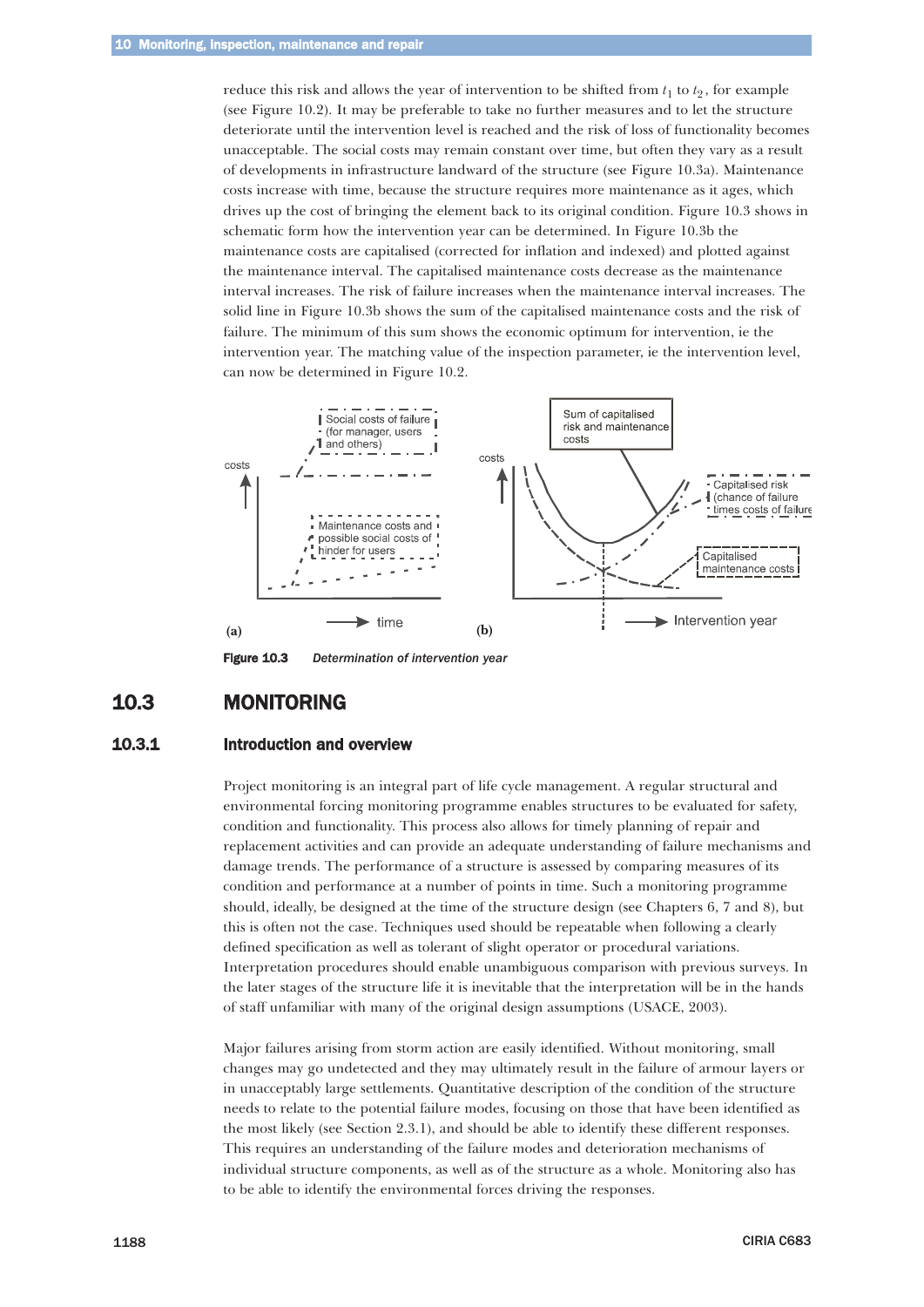reduce this risk and allows the year of intervention to be shifted from $t_1$ to $t_2$, for example (see Figure 10.2). It may be preferable to take no further measures and to let the structure deteriorate until the intervention level is reached and the risk of loss of functionality becomes unacceptable. The social costs may remain constant over time, but often they vary as a result of developments in infrastructure landward of the structure (see Figure 10.3a). Maintenance costs increase with time, because the structure requires more maintenance as it ages, which drives up the cost of bringing the element back to its original condition. Figure 10.3 shows in schematic form how the intervention year can be determined. In Figure 10.3b the maintenance costs are capitalised (corrected for inflation and indexed) and plotted against the maintenance interval. The capitalised maintenance costs decrease as the maintenance interval increases. The risk of failure increases when the maintenance interval increases. The solid line in Figure 10.3b shows the sum of the capitalised maintenance costs and the risk of failure. The minimum of this sum shows the economic optimum for intervention, ie the intervention year. The matching value of the inspection parameter, ie the intervention level, can now be determined in Figure 10.2.

**Figure 10.3** *Determination of intervention year*

## 10.3 MONITORING

### 10.3.1 Introduction and overview

Project monitoring is an integral part of life cycle management. A regular structural and environmental forcing monitoring programme enables structures to be evaluated for safety, condition and functionality. This process also allows for timely planning of repair and replacement activities and can provide an adequate understanding of failure mechanisms and damage trends. The performance of a structure is assessed by comparing measures of its condition and performance at a number of points in time. Such a monitoring programme should, ideally, be designed at the time of the structure design (see Chapters 6, 7 and 8), but this is often not the case. Techniques used should be repeatable when following a clearly defined specification as well as tolerant of slight operator or procedural variations. Interpretation procedures should enable unambiguous comparison with previous surveys. In the later stages of the structure life it is inevitable that the interpretation will be in the hands of staff unfamiliar with many of the original design assumptions (USACE, 2003).

Major failures arising from storm action are easily identified. Without monitoring, small changes may go undetected and they may ultimately result in the failure of armour layers or in unacceptably large settlements. Quantitative description of the condition of the structure needs to relate to the potential failure modes, focusing on those that have been identified as the most likely (see Section 2.3.1), and should be able to identify these different responses. This requires an understanding of the failure modes and deterioration mechanisms of individual structure components, as well as of the structure as a whole. Monitoring also has to be able to identify the environmental forces driving the responses.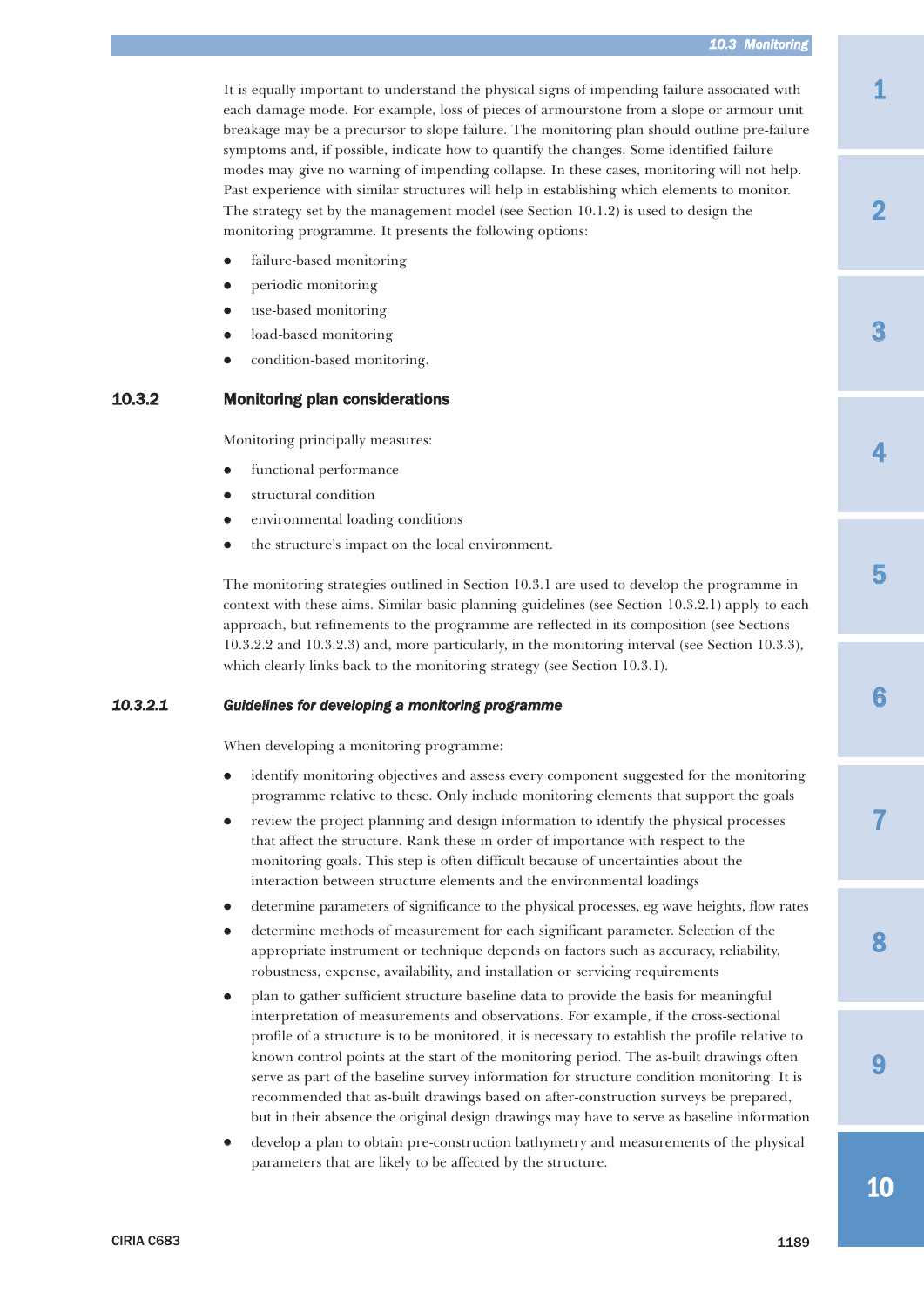It is equally important to understand the physical signs of impending failure associated with each damage mode. For example, loss of pieces of armourstone from a slope or armour unit breakage may be a precursor to slope failure. The monitoring plan should outline pre-failure symptoms and, if possible, indicate how to quantify the changes. Some identified failure modes may give no warning of impending collapse. In these cases, monitoring will not help. Past experience with similar structures will help in establishing which elements to monitor. The strategy set by the management model (see Section 10.1.2) is used to design the monitoring programme. It presents the following options:

- failure-based monitoring
- periodic monitoring
- use-based monitoring
- load-based monitoring
- condition-based monitoring.

## 10.3.2 Monitoring plan considerations

Monitoring principally measures:

- functional performance
- structural condition
- environmental loading conditions
- the structure's impact on the local environment.

The monitoring strategies outlined in Section 10.3.1 are used to develop the programme in context with these aims. Similar basic planning guidelines (see Section 10.3.2.1) apply to each approach, but refinements to the programme are reflected in its composition (see Sections 10.3.2.2 and 10.3.2.3) and, more particularly, in the monitoring interval (see Section 10.3.3), which clearly links back to the monitoring strategy (see Section 10.3.1).

### *10.3.2.1 Guidelines for developing a monitoring programme*

When developing a monitoring programme:

- identify monitoring objectives and assess every component suggested for the monitoring programme relative to these. Only include monitoring elements that support the goals
- review the project planning and design information to identify the physical processes that affect the structure. Rank these in order of importance with respect to the monitoring goals. This step is often difficult because of uncertainties about the interaction between structure elements and the environmental loadings
- determine parameters of significance to the physical processes, eg wave heights, flow rates
- determine methods of measurement for each significant parameter. Selection of the appropriate instrument or technique depends on factors such as accuracy, reliability, robustness, expense, availability, and installation or servicing requirements
- plan to gather sufficient structure baseline data to provide the basis for meaningful interpretation of measurements and observations. For example, if the cross-sectional profile of a structure is to be monitored, it is necessary to establish the profile relative to known control points at the start of the monitoring period. The as-built drawings often serve as part of the baseline survey information for structure condition monitoring. It is recommended that as-built drawings based on after-construction surveys be prepared, but in their absence the original design drawings may have to serve as baseline information
- develop a plan to obtain pre-construction bathymetry and measurements of the physical parameters that are likely to be affected by the structure.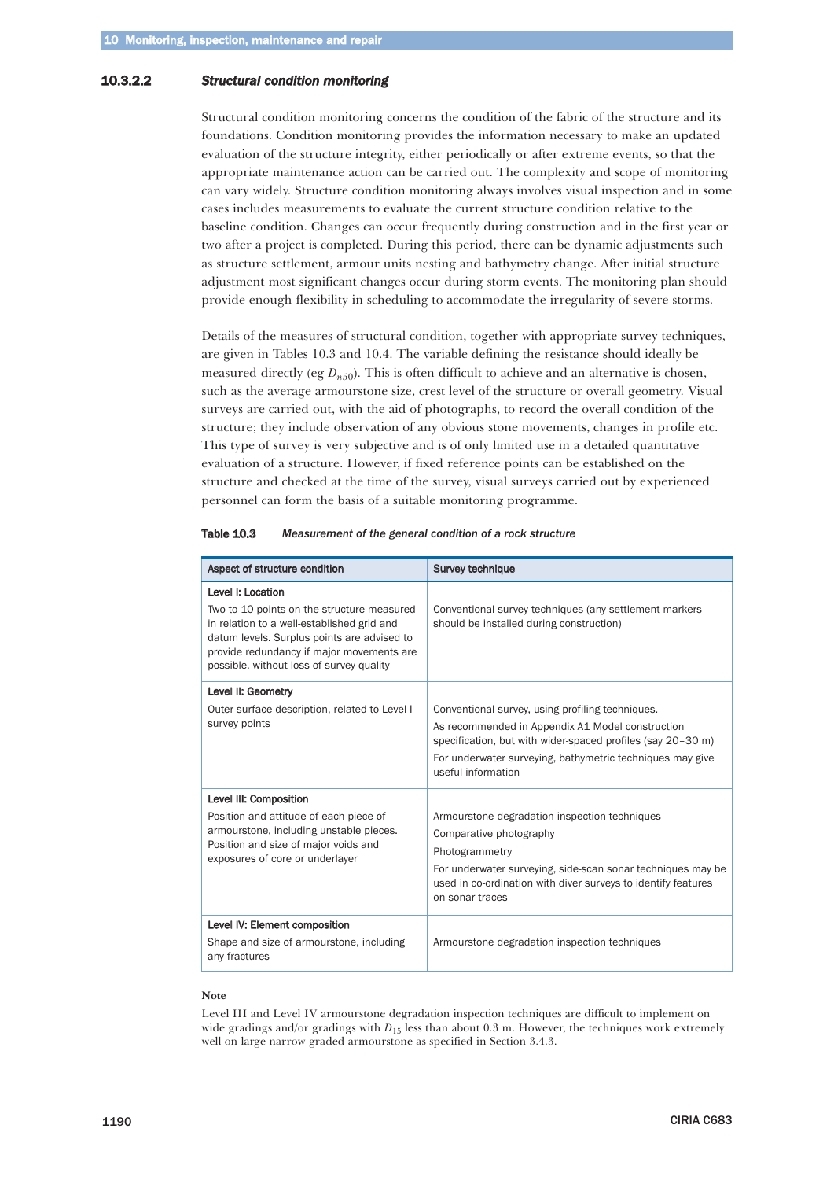#### 10.3.2.2 *Structural condition monitoring*

Structural condition monitoring concerns the condition of the fabric of the structure and its foundations. Condition monitoring provides the information necessary to make an updated evaluation of the structure integrity, either periodically or after extreme events, so that the appropriate maintenance action can be carried out. The complexity and scope of monitoring can vary widely. Structure condition monitoring always involves visual inspection and in some cases includes measurements to evaluate the current structure condition relative to the baseline condition. Changes can occur frequently during construction and in the first year or two after a project is completed. During this period, there can be dynamic adjustments such as structure settlement, armour units nesting and bathymetry change. After initial structure adjustment most significant changes occur during storm events. The monitoring plan should provide enough flexibility in scheduling to accommodate the irregularity of severe storms.

Details of the measures of structural condition, together with appropriate survey techniques, are given in Tables 10.3 and 10.4. The variable defining the resistance should ideally be measured directly (eg $D_{n50}$). This is often difficult to achieve and an alternative is chosen, such as the average armourstone size, crest level of the structure or overall geometry. Visual surveys are carried out, with the aid of photographs, to record the overall condition of the structure; they include observation of any obvious stone movements, changes in profile etc. This type of survey is very subjective and is of only limited use in a detailed quantitative evaluation of a structure. However, if fixed reference points can be established on the structure and checked at the time of the survey, visual surveys carried out by experienced personnel can form the basis of a suitable monitoring programme.

**Table 10.3** *Measurement of the general condition of a rock structure*

| Aspect of structure condition | Survey technique |
|---|---|
| **Level I: Location**<br>Two to 10 points on the structure measured in relation to a well-established grid and datum levels. Surplus points are advised to provide redundancy if major movements are possible, without loss of survey quality | Conventional survey techniques (any settlement markers should be installed during construction) |
| **Level II: Geometry**<br>Outer surface description, related to Level I survey points | Conventional survey, using profiling techniques.<br>As recommended in Appendix A1 Model construction specification, but with wider-spaced profiles (say 20–30 m)<br>For underwater surveying, bathymetric techniques may give useful information |
| **Level III: Composition**<br>Position and attitude of each piece of armourstone, including unstable pieces. Position and size of major voids and exposures of core or underlayer | Armourstone degradation inspection techniques<br>Comparative photography<br>Photogrammetry<br>For underwater surveying, side-scan sonar techniques may be used in co-ordination with diver surveys to identify features on sonar traces |
| **Level IV: Element composition**<br>Shape and size of armourstone, including any fractures | Armourstone degradation inspection techniques |

**Note**

Level III and Level IV armourstone degradation inspection techniques are difficult to implement on wide gradings and/or gradings with $D_{15}$ less than about 0.3 m. However, the techniques work extremely well on large narrow graded armourstone as specified in Section 3.4.3.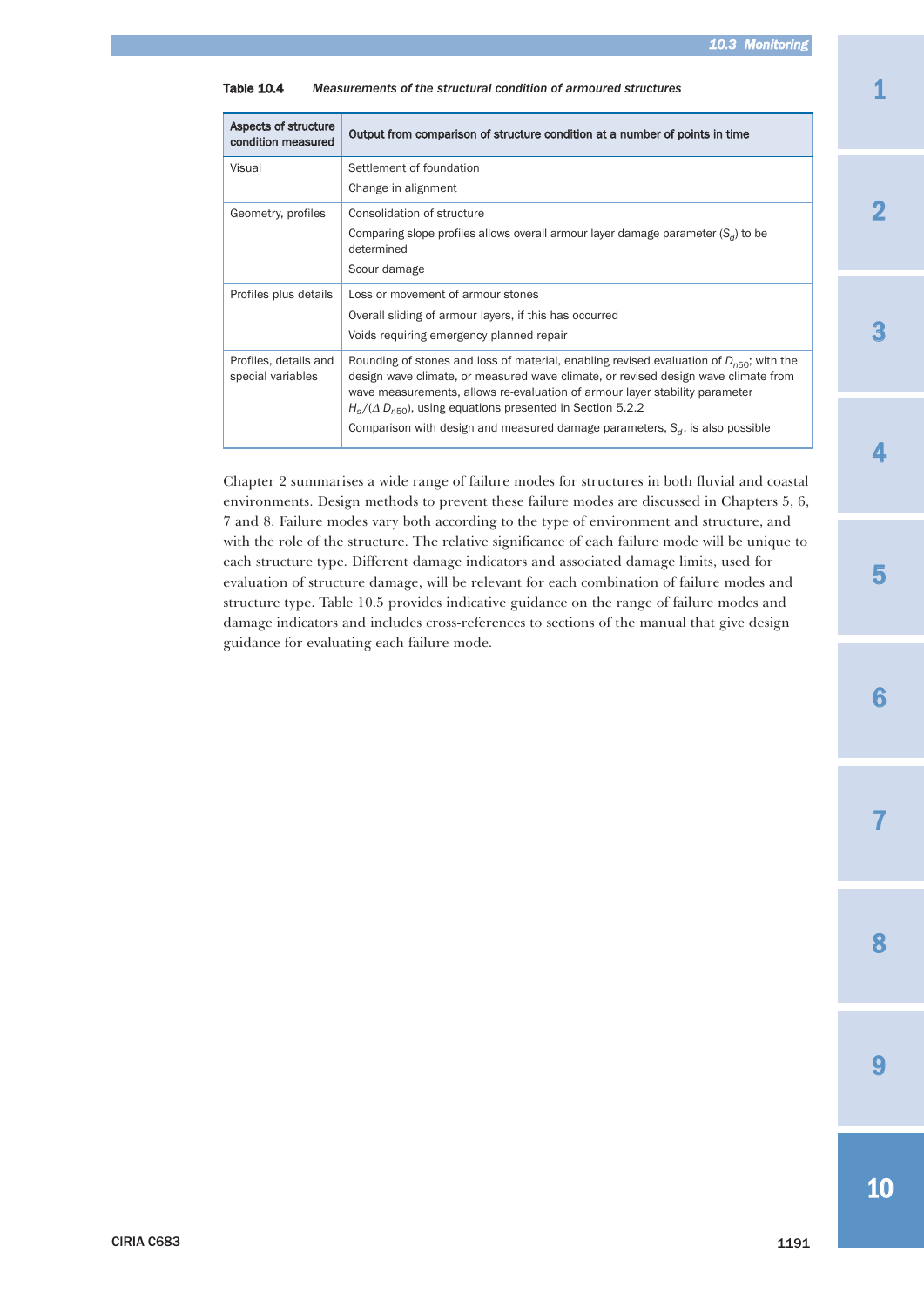**Table 10.4** *Measurements of the structural condition of armoured structures*

| Aspects of structure condition measured | Output from comparison of structure condition at a number of points in time |
|---|---|
| Visual | Settlement of foundation<br>Change in alignment |
| Geometry, profiles | Consolidation of structure<br>Comparing slope profiles allows overall armour layer damage parameter ($S_d$) to be determined<br>Scour damage |
| Profiles plus details | Loss or movement of armour stones<br>Overall sliding of armour layers, if this has occurred<br>Voids requiring emergency planned repair |
| Profiles, details and special variables | Rounding of stones and loss of material, enabling revised evaluation of $D_{n50}$; with the design wave climate, or measured wave climate, or revised design wave climate from wave measurements, allows re-evaluation of armour layer stability parameter $H_s/(\Delta D_{n50})$, using equations presented in Section 5.2.2<br>Comparison with design and measured damage parameters, $S_d$, is also possible |

Chapter 2 summarises a wide range of failure modes for structures in both fluvial and coastal environments. Design methods to prevent these failure modes are discussed in Chapters 5, 6, 7 and 8. Failure modes vary both according to the type of environment and structure, and with the role of the structure. The relative significance of each failure mode will be unique to each structure type. Different damage indicators and associated damage limits, used for evaluation of structure damage, will be relevant for each combination of failure modes and structure type. Table 10.5 provides indicative guidance on the range of failure modes and damage indicators and includes cross-references to sections of the manual that give design guidance for evaluating each failure mode.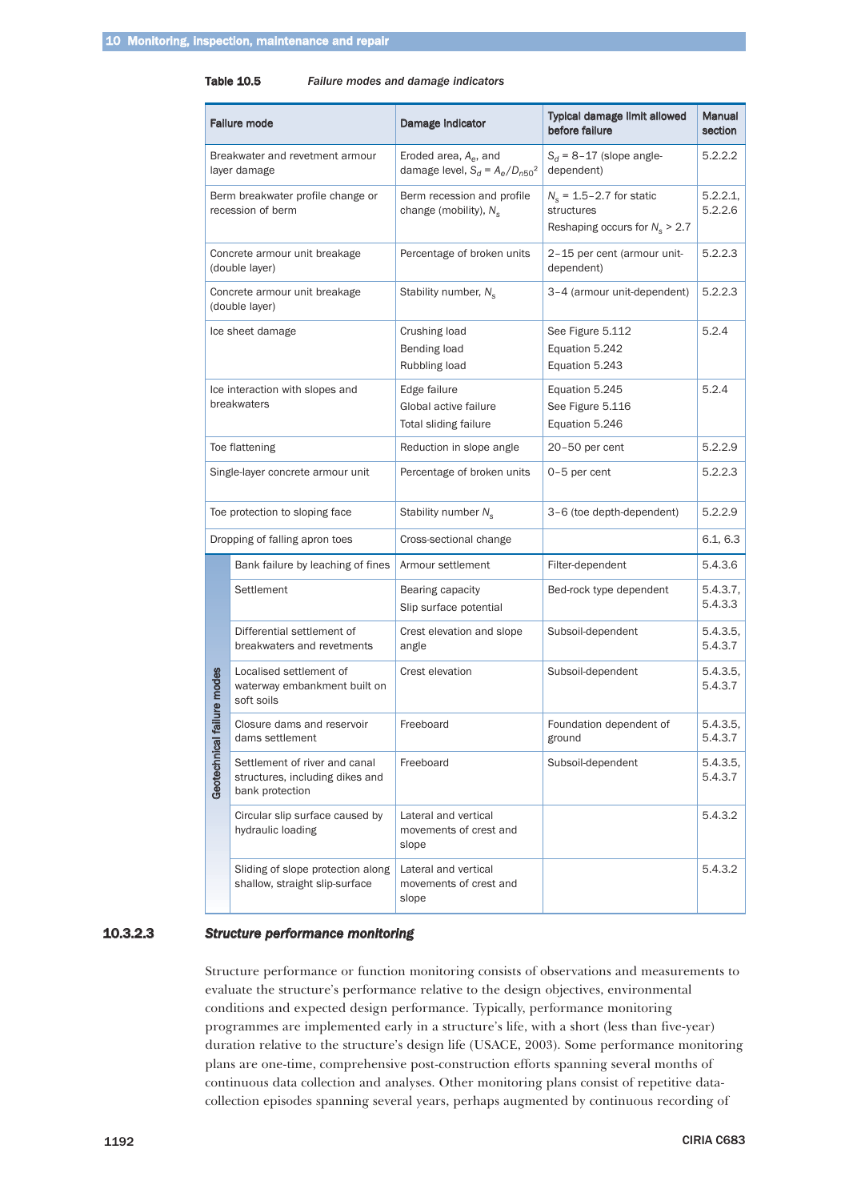**Table 10.5** *Failure modes and damage indicators*

| | Failure mode | Damage indicator | Typical damage limit allowed before failure | Manual section |
|---|---|---|---|---|
| | Breakwater and revetment armour layer damage | Eroded area, $A_e$, and damage level, $S_d = A_e/D_{n50}^2$ | $S_d$ = 8–17 (slope angle-dependent) | 5.2.2.2 |
| | Berm breakwater profile change or recession of berm | Berm recession and profile change (mobility), $N_s$ | $N_s$ = 1.5–2.7 for static structures<br>Reshaping occurs for $N_s$ > 2.7 | 5.2.2.1, 5.2.2.6 |
| | Concrete armour unit breakage (double layer) | Percentage of broken units | 2–15 per cent (armour unit-dependent) | 5.2.2.3 |
| | Concrete armour unit breakage (double layer) | Stability number, $N_s$ | 3–4 (armour unit-dependent) | 5.2.2.3 |
| | Ice sheet damage | Crushing load<br>Bending load<br>Rubbling load | See Figure 5.112<br>Equation 5.242<br>Equation 5.243 | 5.2.4 |
| | Ice interaction with slopes and breakwaters | Edge failure<br>Global active failure<br>Total sliding failure | Equation 5.245<br>See Figure 5.116<br>Equation 5.246 | 5.2.4 |
| | Toe flattening | Reduction in slope angle | 20–50 per cent | 5.2.2.9 |
| | Single-layer concrete armour unit | Percentage of broken units | 0–5 per cent | 5.2.2.3 |
| | Toe protection to sloping face | Stability number $N_s$ | 3–6 (toe depth-dependent) | 5.2.2.9 |
| | Dropping of falling apron toes | Cross-sectional change | | 6.1, 6.3 |
| Geotechnical failure modes | Bank failure by leaching of fines | Armour settlement | Filter-dependent | 5.4.3.6 |
| Geotechnical failure modes | Settlement | Bearing capacity<br>Slip surface potential | Bed-rock type dependent | 5.4.3.7, 5.4.3.3 |
| Geotechnical failure modes | Differential settlement of breakwaters and revetments | Crest elevation and slope angle | Subsoil-dependent | 5.4.3.5, 5.4.3.7 |
| Geotechnical failure modes | Localised settlement of waterway embankment built on soft soils | Crest elevation | Subsoil-dependent | 5.4.3.5, 5.4.3.7 |
| Geotechnical failure modes | Closure dams and reservoir dams settlement | Freeboard | Foundation dependent of ground | 5.4.3.5, 5.4.3.7 |
| Geotechnical failure modes | Settlement of river and canal structures, including dikes and bank protection | Freeboard | Subsoil-dependent | 5.4.3.5, 5.4.3.7 |
| Geotechnical failure modes | Circular slip surface caused by hydraulic loading | Lateral and vertical movements of crest and slope | | 5.4.3.2 |
| Geotechnical failure modes | Sliding of slope protection along shallow, straight slip-surface | Lateral and vertical movements of crest and slope | | 5.4.3.2 |

#### 10.3.2.3 *Structure performance monitoring*

Structure performance or function monitoring consists of observations and measurements to evaluate the structure's performance relative to the design objectives, environmental conditions and expected design performance. Typically, performance monitoring programmes are implemented early in a structure's life, with a short (less than five-year) duration relative to the structure's design life (USACE, 2003). Some performance monitoring plans are one-time, comprehensive post-construction efforts spanning several months of continuous data collection and analyses. Other monitoring plans consist of repetitive data-collection episodes spanning several years, perhaps augmented by continuous recording of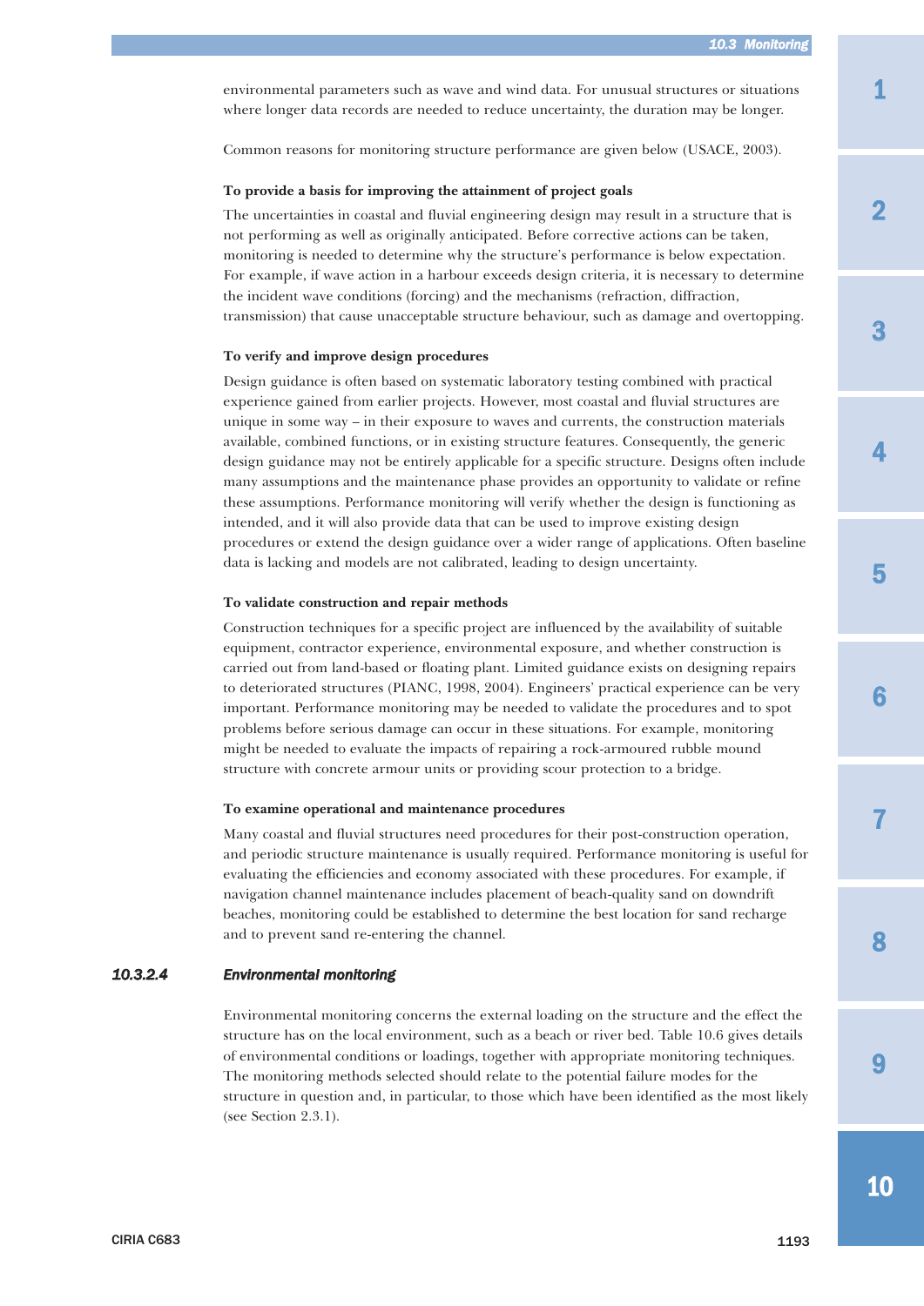environmental parameters such as wave and wind data. For unusual structures or situations where longer data records are needed to reduce uncertainty, the duration may be longer.

Common reasons for monitoring structure performance are given below (USACE, 2003).

**To provide a basis for improving the attainment of project goals**

The uncertainties in coastal and fluvial engineering design may result in a structure that is not performing as well as originally anticipated. Before corrective actions can be taken, monitoring is needed to determine why the structure's performance is below expectation. For example, if wave action in a harbour exceeds design criteria, it is necessary to determine the incident wave conditions (forcing) and the mechanisms (refraction, diffraction, transmission) that cause unacceptable structure behaviour, such as damage and overtopping.

**To verify and improve design procedures**

Design guidance is often based on systematic laboratory testing combined with practical experience gained from earlier projects. However, most coastal and fluvial structures are unique in some way – in their exposure to waves and currents, the construction materials available, combined functions, or in existing structure features. Consequently, the generic design guidance may not be entirely applicable for a specific structure. Designs often include many assumptions and the maintenance phase provides an opportunity to validate or refine these assumptions. Performance monitoring will verify whether the design is functioning as intended, and it will also provide data that can be used to improve existing design procedures or extend the design guidance over a wider range of applications. Often baseline data is lacking and models are not calibrated, leading to design uncertainty.

**To validate construction and repair methods**

Construction techniques for a specific project are influenced by the availability of suitable equipment, contractor experience, environmental exposure, and whether construction is carried out from land-based or floating plant. Limited guidance exists on designing repairs to deteriorated structures (PIANC, 1998, 2004). Engineers' practical experience can be very important. Performance monitoring may be needed to validate the procedures and to spot problems before serious damage can occur in these situations. For example, monitoring might be needed to evaluate the impacts of repairing a rock-armoured rubble mound structure with concrete armour units or providing scour protection to a bridge.

**To examine operational and maintenance procedures**

Many coastal and fluvial structures need procedures for their post-construction operation, and periodic structure maintenance is usually required. Performance monitoring is useful for evaluating the efficiencies and economy associated with these procedures. For example, if navigation channel maintenance includes placement of beach-quality sand on downdrift beaches, monitoring could be established to determine the best location for sand recharge and to prevent sand re-entering the channel.

#### *10.3.2.4 Environmental monitoring*

Environmental monitoring concerns the external loading on the structure and the effect the structure has on the local environment, such as a beach or river bed. Table 10.6 gives details of environmental conditions or loadings, together with appropriate monitoring techniques. The monitoring methods selected should relate to the potential failure modes for the structure in question and, in particular, to those which have been identified as the most likely (see Section 2.3.1).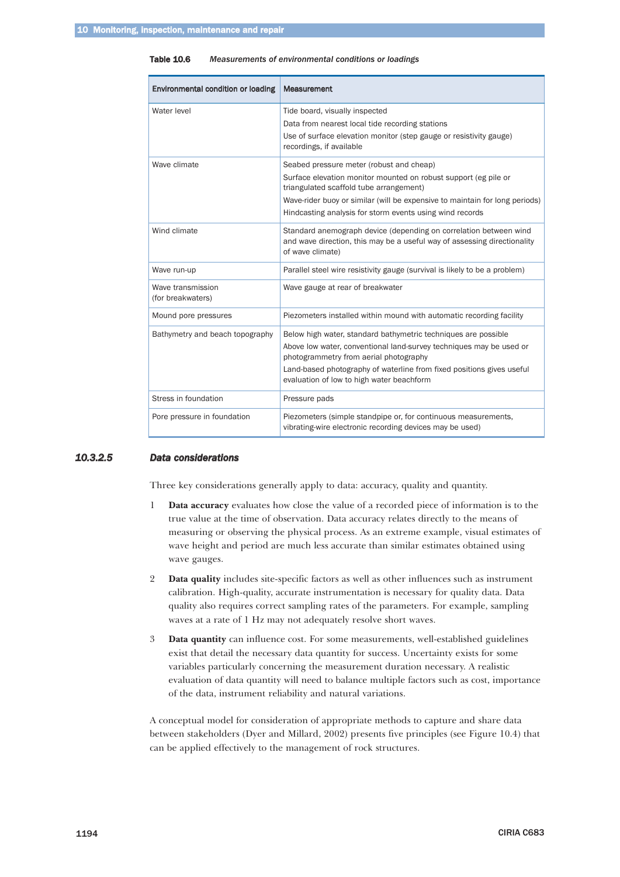**Table 10.6** *Measurements of environmental conditions or loadings*

| Environmental condition or loading | Measurement |
|---|---|
| Water level | Tide board, visually inspected<br>Data from nearest local tide recording stations<br>Use of surface elevation monitor (step gauge or resistivity gauge) recordings, if available |
| Wave climate | Seabed pressure meter (robust and cheap)<br>Surface elevation monitor mounted on robust support (eg pile or triangulated scaffold tube arrangement)<br>Wave-rider buoy or similar (will be expensive to maintain for long periods)<br>Hindcasting analysis for storm events using wind records |
| Wind climate | Standard anemograph device (depending on correlation between wind and wave direction, this may be a useful way of assessing directionality of wave climate) |
| Wave run-up | Parallel steel wire resistivity gauge (survival is likely to be a problem) |
| Wave transmission (for breakwaters) | Wave gauge at rear of breakwater |
| Mound pore pressures | Piezometers installed within mound with automatic recording facility |
| Bathymetry and beach topography | Below high water, standard bathymetric techniques are possible<br>Above low water, conventional land-survey techniques may be used or photogrammetry from aerial photography<br>Land-based photography of waterline from fixed positions gives useful evaluation of low to high water beachform |
| Stress in foundation | Pressure pads |
| Pore pressure in foundation | Piezometers (simple standpipe or, for continuous measurements, vibrating-wire electronic recording devices may be used) |

### 10.3.2.5 Data considerations

Three key considerations generally apply to data: accuracy, quality and quantity.

1. **Data accuracy** evaluates how close the value of a recorded piece of information is to the true value at the time of observation. Data accuracy relates directly to the means of measuring or observing the physical process. As an extreme example, visual estimates of wave height and period are much less accurate than similar estimates obtained using wave gauges.

2. **Data quality** includes site-specific factors as well as other influences such as instrument calibration. High-quality, accurate instrumentation is necessary for quality data. Data quality also requires correct sampling rates of the parameters. For example, sampling waves at a rate of 1 Hz may not adequately resolve short waves.

3. **Data quantity** can influence cost. For some measurements, well-established guidelines exist that detail the necessary data quantity for success. Uncertainty exists for some variables particularly concerning the measurement duration necessary. A realistic evaluation of data quantity will need to balance multiple factors such as cost, importance of the data, instrument reliability and natural variations.

A conceptual model for consideration of appropriate methods to capture and share data between stakeholders (Dyer and Millard, 2002) presents five principles (see Figure 10.4) that can be applied effectively to the management of rock structures.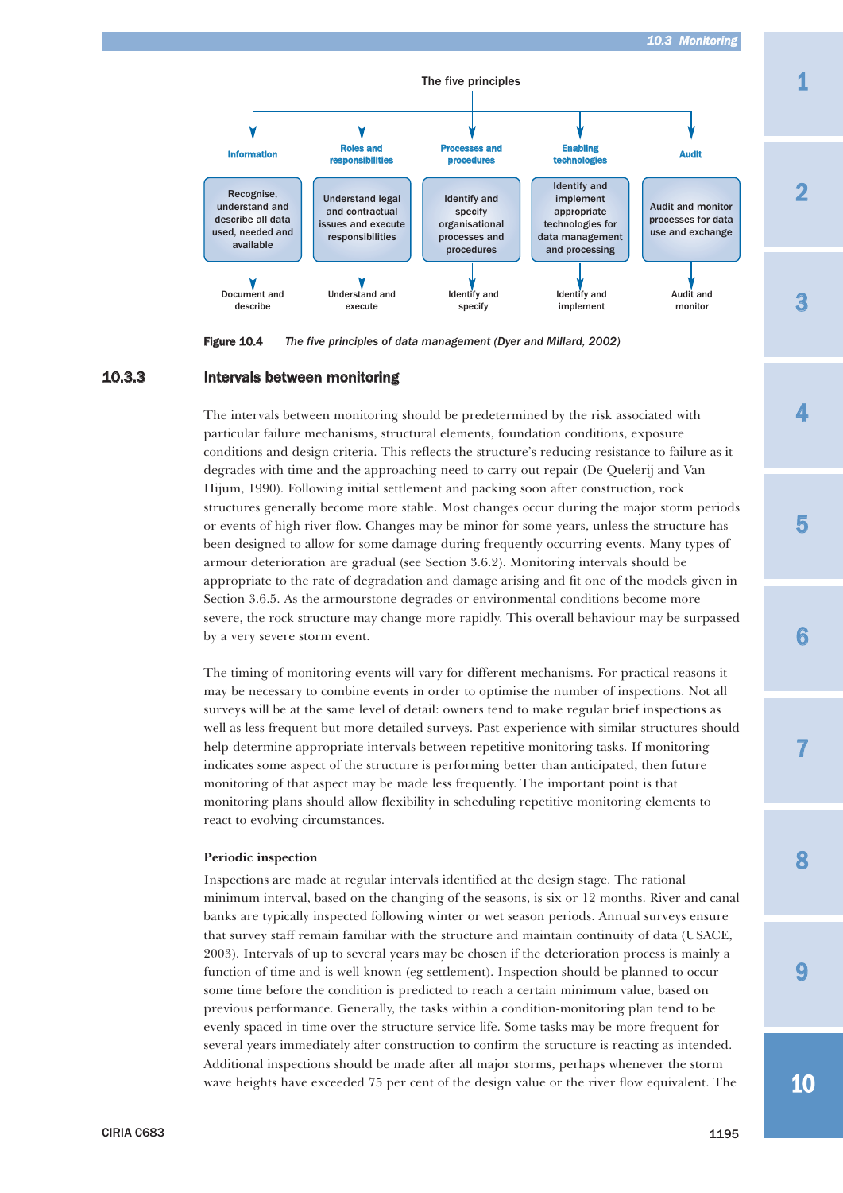The five principles

| Information | Roles and responsibilities | Processes and procedures | Enabling technologies | Audit |
|---|---|---|---|---|
| Recognise, understand and describe all data used, needed and available | Understand legal and contractual issues and execute responsibilities | Identify and specify organisational processes and procedures | Identify and implement appropriate technologies for data management and processing | Audit and monitor processes for data use and exchange |
| Document and describe | Understand and execute | Identify and specify | Identify and implement | Audit and monitor |

**Figure 10.4** *The five principles of data management (Dyer and Millard, 2002)*

### 10.3.3 Intervals between monitoring

The intervals between monitoring should be predetermined by the risk associated with particular failure mechanisms, structural elements, foundation conditions, exposure conditions and design criteria. This reflects the structure's reducing resistance to failure as it degrades with time and the approaching need to carry out repair (De Quelerij and Van Hijum, 1990). Following initial settlement and packing soon after construction, rock structures generally become more stable. Most changes occur during the major storm periods or events of high river flow. Changes may be minor for some years, unless the structure has been designed to allow for some damage during frequently occurring events. Many types of armour deterioration are gradual (see Section 3.6.2). Monitoring intervals should be appropriate to the rate of degradation and damage arising and fit one of the models given in Section 3.6.5. As the armourstone degrades or environmental conditions become more severe, the rock structure may change more rapidly. This overall behaviour may be surpassed by a very severe storm event.

The timing of monitoring events will vary for different mechanisms. For practical reasons it may be necessary to combine events in order to optimise the number of inspections. Not all surveys will be at the same level of detail: owners tend to make regular brief inspections as well as less frequent but more detailed surveys. Past experience with similar structures should help determine appropriate intervals between repetitive monitoring tasks. If monitoring indicates some aspect of the structure is performing better than anticipated, then future monitoring of that aspect may be made less frequently. The important point is that monitoring plans should allow flexibility in scheduling repetitive monitoring elements to react to evolving circumstances.

**Periodic inspection**

Inspections are made at regular intervals identified at the design stage. The rational minimum interval, based on the changing of the seasons, is six or 12 months. River and canal banks are typically inspected following winter or wet season periods. Annual surveys ensure that survey staff remain familiar with the structure and maintain continuity of data (USACE, 2003). Intervals of up to several years may be chosen if the deterioration process is mainly a function of time and is well known (eg settlement). Inspection should be planned to occur some time before the condition is predicted to reach a certain minimum value, based on previous performance. Generally, the tasks within a condition-monitoring plan tend to be evenly spaced in time over the structure service life. Some tasks may be more frequent for several years immediately after construction to confirm the structure is reacting as intended. Additional inspections should be made after all major storms, perhaps whenever the storm wave heights have exceeded 75 per cent of the design value or the river flow equivalent. The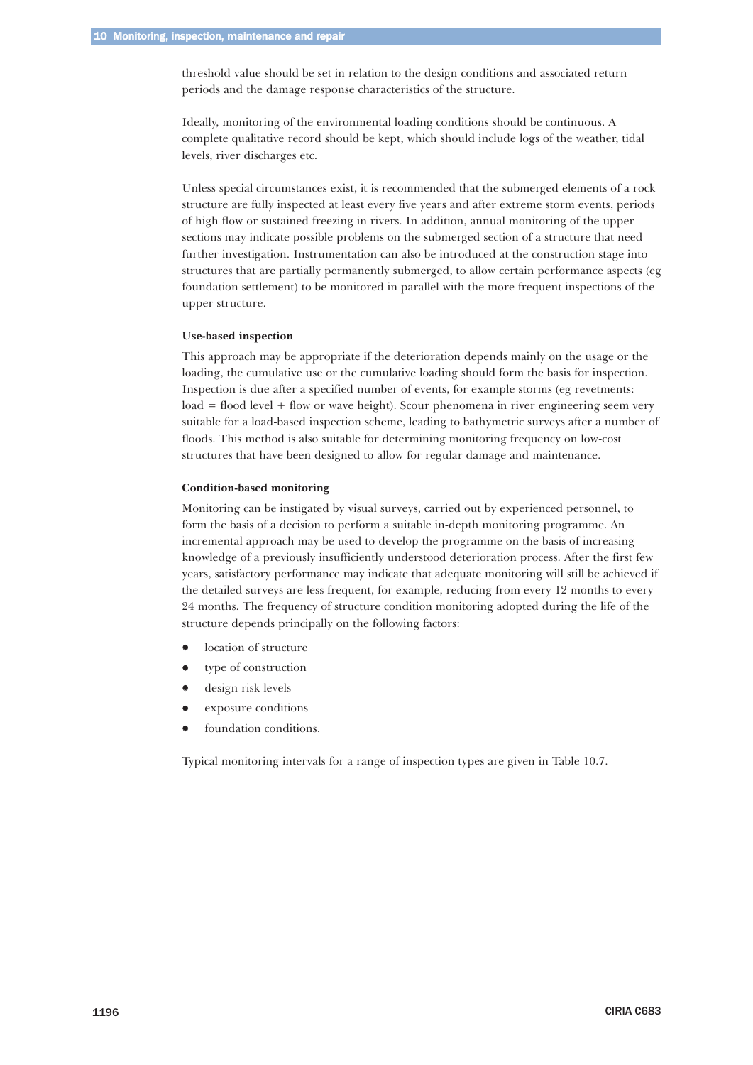threshold value should be set in relation to the design conditions and associated return periods and the damage response characteristics of the structure.

Ideally, monitoring of the environmental loading conditions should be continuous. A complete qualitative record should be kept, which should include logs of the weather, tidal levels, river discharges etc.

Unless special circumstances exist, it is recommended that the submerged elements of a rock structure are fully inspected at least every five years and after extreme storm events, periods of high flow or sustained freezing in rivers. In addition, annual monitoring of the upper sections may indicate possible problems on the submerged section of a structure that need further investigation. Instrumentation can also be introduced at the construction stage into structures that are partially permanently submerged, to allow certain performance aspects (eg foundation settlement) to be monitored in parallel with the more frequent inspections of the upper structure.

#### Use-based inspection

This approach may be appropriate if the deterioration depends mainly on the usage or the loading, the cumulative use or the cumulative loading should form the basis for inspection. Inspection is due after a specified number of events, for example storms (eg revetments: load = flood level + flow or wave height). Scour phenomena in river engineering seem very suitable for a load-based inspection scheme, leading to bathymetric surveys after a number of floods. This method is also suitable for determining monitoring frequency on low-cost structures that have been designed to allow for regular damage and maintenance.

#### Condition-based monitoring

Monitoring can be instigated by visual surveys, carried out by experienced personnel, to form the basis of a decision to perform a suitable in-depth monitoring programme. An incremental approach may be used to develop the programme on the basis of increasing knowledge of a previously insufficiently understood deterioration process. After the first few years, satisfactory performance may indicate that adequate monitoring will still be achieved if the detailed surveys are less frequent, for example, reducing from every 12 months to every 24 months. The frequency of structure condition monitoring adopted during the life of the structure depends principally on the following factors:

- location of structure
- type of construction
- design risk levels
- exposure conditions
- foundation conditions.

Typical monitoring intervals for a range of inspection types are given in Table 10.7.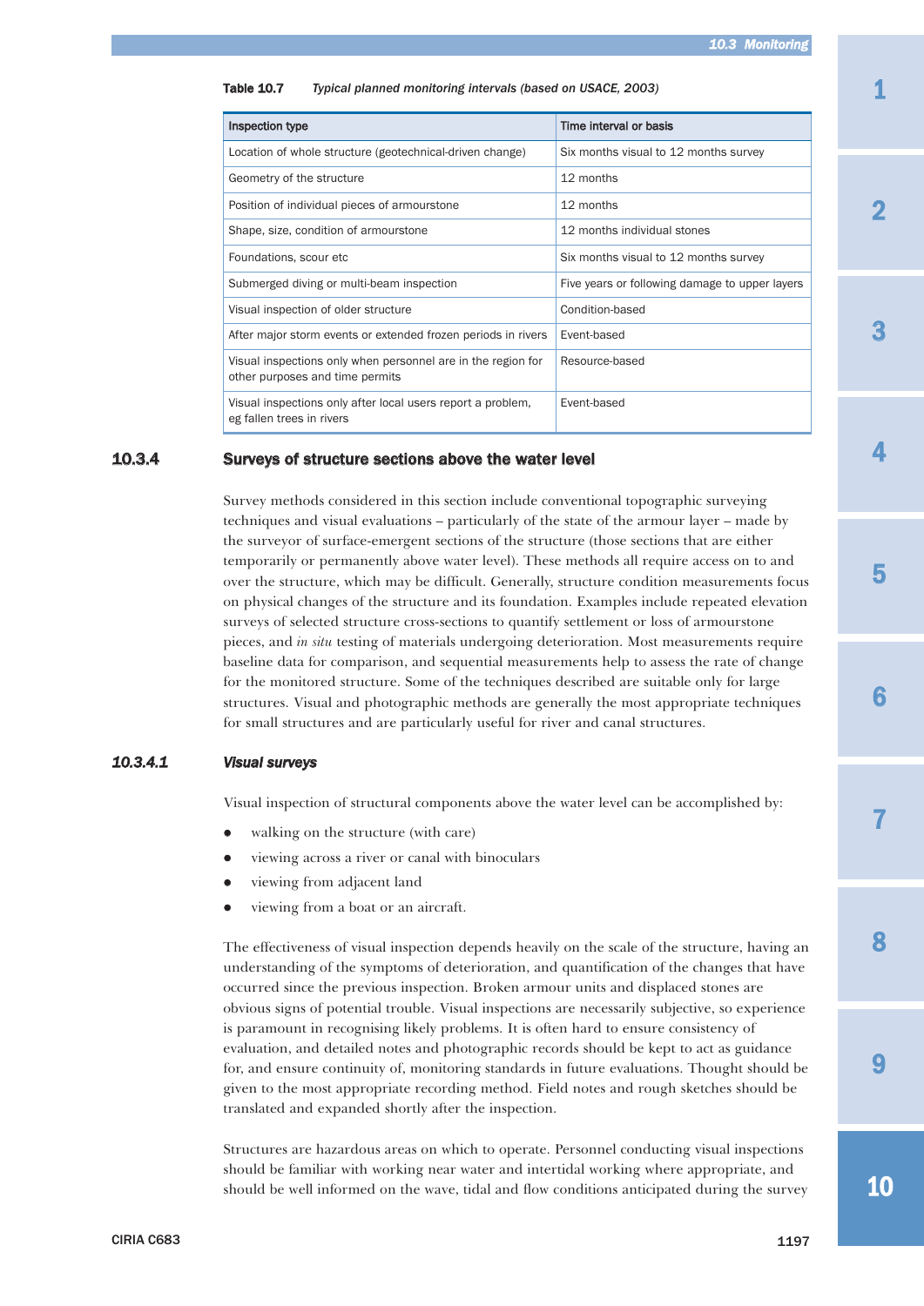**Table 10.7** *Typical planned monitoring intervals (based on USACE, 2003)*

| Inspection type | Time interval or basis |
|---|---|
| Location of whole structure (geotechnical-driven change) | Six months visual to 12 months survey |
| Geometry of the structure | 12 months |
| Position of individual pieces of armourstone | 12 months |
| Shape, size, condition of armourstone | 12 months individual stones |
| Foundations, scour etc | Six months visual to 12 months survey |
| Submerged diving or multi-beam inspection | Five years or following damage to upper layers |
| Visual inspection of older structure | Condition-based |
| After major storm events or extended frozen periods in rivers | Event-based |
| Visual inspections only when personnel are in the region for other purposes and time permits | Resource-based |
| Visual inspections only after local users report a problem, eg fallen trees in rivers | Event-based |

## 10.3.4 Surveys of structure sections above the water level

Survey methods considered in this section include conventional topographic surveying techniques and visual evaluations – particularly of the state of the armour layer – made by the surveyor of surface-emergent sections of the structure (those sections that are either temporarily or permanently above water level). These methods all require access on to and over the structure, which may be difficult. Generally, structure condition measurements focus on physical changes of the structure and its foundation. Examples include repeated elevation surveys of selected structure cross-sections to quantify settlement or loss of armourstone pieces, and *in situ* testing of materials undergoing deterioration. Most measurements require baseline data for comparison, and sequential measurements help to assess the rate of change for the monitored structure. Some of the techniques described are suitable only for large structures. Visual and photographic methods are generally the most appropriate techniques for small structures and are particularly useful for river and canal structures.

### *10.3.4.1 Visual surveys*

Visual inspection of structural components above the water level can be accomplished by:

- walking on the structure (with care)
- viewing across a river or canal with binoculars
- viewing from adjacent land
- viewing from a boat or an aircraft.

The effectiveness of visual inspection depends heavily on the scale of the structure, having an understanding of the symptoms of deterioration, and quantification of the changes that have occurred since the previous inspection. Broken armour units and displaced stones are obvious signs of potential trouble. Visual inspections are necessarily subjective, so experience is paramount in recognising likely problems. It is often hard to ensure consistency of evaluation, and detailed notes and photographic records should be kept to act as guidance for, and ensure continuity of, monitoring standards in future evaluations. Thought should be given to the most appropriate recording method. Field notes and rough sketches should be translated and expanded shortly after the inspection.

Structures are hazardous areas on which to operate. Personnel conducting visual inspections should be familiar with working near water and intertidal working where appropriate, and should be well informed on the wave, tidal and flow conditions anticipated during the survey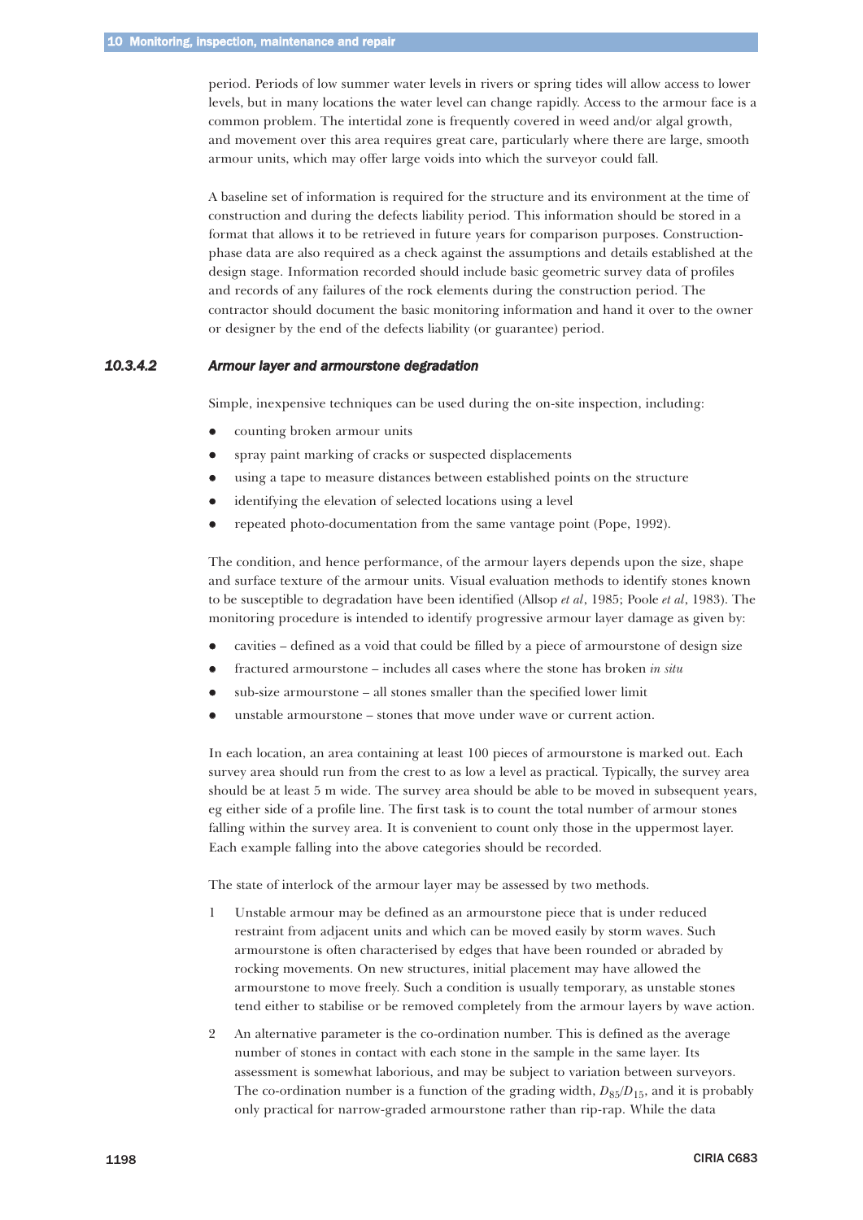period. Periods of low summer water levels in rivers or spring tides will allow access to lower levels, but in many locations the water level can change rapidly. Access to the armour face is a common problem. The intertidal zone is frequently covered in weed and/or algal growth, and movement over this area requires great care, particularly where there are large, smooth armour units, which may offer large voids into which the surveyor could fall.

A baseline set of information is required for the structure and its environment at the time of construction and during the defects liability period. This information should be stored in a format that allows it to be retrieved in future years for comparison purposes. Construction-phase data are also required as a check against the assumptions and details established at the design stage. Information recorded should include basic geometric survey data of profiles and records of any failures of the rock elements during the construction period. The contractor should document the basic monitoring information and hand it over to the owner or designer by the end of the defects liability (or guarantee) period.

#### 10.3.4.2 *Armour layer and armourstone degradation*

Simple, inexpensive techniques can be used during the on-site inspection, including:

- counting broken armour units
- spray paint marking of cracks or suspected displacements
- using a tape to measure distances between established points on the structure
- identifying the elevation of selected locations using a level
- repeated photo-documentation from the same vantage point (Pope, 1992).

The condition, and hence performance, of the armour layers depends upon the size, shape and surface texture of the armour units. Visual evaluation methods to identify stones known to be susceptible to degradation have been identified (Allsop *et al*, 1985; Poole *et al*, 1983). The monitoring procedure is intended to identify progressive armour layer damage as given by:

- cavities – defined as a void that could be filled by a piece of armourstone of design size
- fractured armourstone – includes all cases where the stone has broken *in situ*
- sub-size armourstone – all stones smaller than the specified lower limit
- unstable armourstone – stones that move under wave or current action.

In each location, an area containing at least 100 pieces of armourstone is marked out. Each survey area should run from the crest to as low a level as practical. Typically, the survey area should be at least 5 m wide. The survey area should be able to be moved in subsequent years, eg either side of a profile line. The first task is to count the total number of armour stones falling within the survey area. It is convenient to count only those in the uppermost layer. Each example falling into the above categories should be recorded.

The state of interlock of the armour layer may be assessed by two methods.

1. Unstable armour may be defined as an armourstone piece that is under reduced restraint from adjacent units and which can be moved easily by storm waves. Such armourstone is often characterised by edges that have been rounded or abraded by rocking movements. On new structures, initial placement may have allowed the armourstone to move freely. Such a condition is usually temporary, as unstable stones tend either to stabilise or be removed completely from the armour layers by wave action.

2. An alternative parameter is the co-ordination number. This is defined as the average number of stones in contact with each stone in the sample in the same layer. Its assessment is somewhat laborious, and may be subject to variation between surveyors. The co-ordination number is a function of the grading width, $D_{85}/D_{15}$, and it is probably only practical for narrow-graded armourstone rather than rip-rap. While the data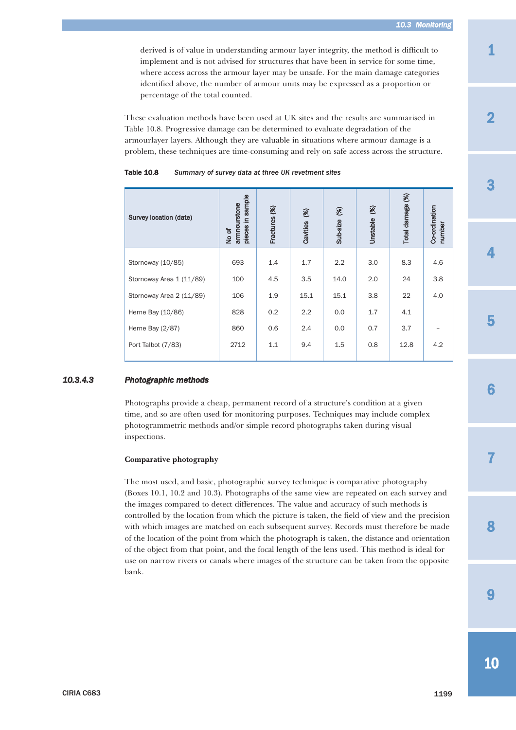derived is of value in understanding armour layer integrity, the method is difficult to implement and is not advised for structures that have been in service for some time, where access across the armour layer may be unsafe. For the main damage categories identified above, the number of armour units may be expressed as a proportion or percentage of the total counted.

These evaluation methods have been used at UK sites and the results are summarised in Table 10.8. Progressive damage can be determined to evaluate degradation of the armourlayer layers. Although they are valuable in situations where armour damage is a problem, these techniques are time-consuming and rely on safe access across the structure.

**Table 10.8** *Summary of survey data at three UK revetment sites*

| Survey location (date) | No of armourstone pieces in sample | Fractures (%) | Cavities (%) | Sub-size (%) | Unstable (%) | Total damage (%) | Co-ordination number |
|---|---|---|---|---|---|---|---|
| Stornoway (10/85) | 693 | 1.4 | 1.7 | 2.2 | 3.0 | 8.3 | 4.6 |
| Stornoway Area 1 (11/89) | 100 | 4.5 | 3.5 | 14.0 | 2.0 | 24 | 3.8 |
| Stornoway Area 2 (11/89) | 106 | 1.9 | 15.1 | 15.1 | 3.8 | 22 | 4.0 |
| Herne Bay (10/86) | 828 | 0.2 | 2.2 | 0.0 | 1.7 | 4.1 | |
| Herne Bay (2/87) | 860 | 0.6 | 2.4 | 0.0 | 0.7 | 3.7 | – |
| Port Talbot (7/83) | 2712 | 1.1 | 9.4 | 1.5 | 0.8 | 12.8 | 4.2 |

### 10.3.4.3 Photographic methods

Photographs provide a cheap, permanent record of a structure's condition at a given time, and so are often used for monitoring purposes. Techniques may include complex photogrammetric methods and/or simple record photographs taken during visual inspections.

**Comparative photography**

The most used, and basic, photographic survey technique is comparative photography (Boxes 10.1, 10.2 and 10.3). Photographs of the same view are repeated on each survey and the images compared to detect differences. The value and accuracy of such methods is controlled by the location from which the picture is taken, the field of view and the precision with which images are matched on each subsequent survey. Records must therefore be made of the location of the point from which the photograph is taken, the distance and orientation of the object from that point, and the focal length of the lens used. This method is ideal for use on narrow rivers or canals where images of the structure can be taken from the opposite bank.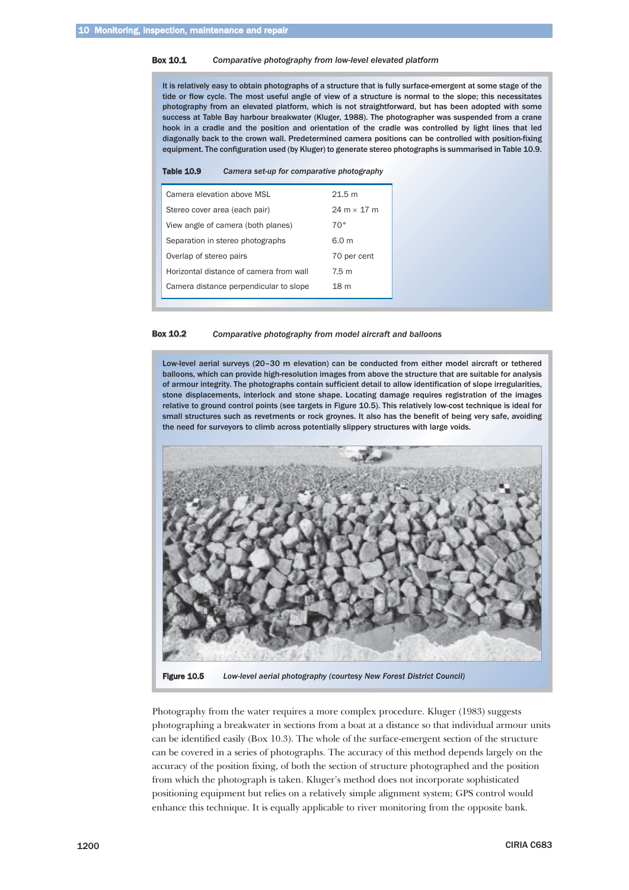**Box 10.1** *Comparative photography from low-level elevated platform*

It is relatively easy to obtain photographs of a structure that is fully surface-emergent at some stage of the tide or flow cycle. The most useful angle of view of a structure is normal to the slope; this necessitates photography from an elevated platform, which is not straightforward, but has been adopted with some success at Table Bay harbour breakwater (Kluger, 1988). The photographer was suspended from a crane hook in a cradle and the position and orientation of the cradle was controlled by light lines that led diagonally back to the crown wall. Predetermined camera positions can be controlled with position-fixing equipment. The configuration used (by Kluger) to generate stereo photographs is summarised in Table 10.9.

**Table 10.9** *Camera set-up for comparative photography*

| | |
|---|---|
| Camera elevation above MSL | 21.5 m |
| Stereo cover area (each pair) | 24 m × 17 m |
| View angle of camera (both planes) | 70° |
| Separation in stereo photographs | 6.0 m |
| Overlap of stereo pairs | 70 per cent |
| Horizontal distance of camera from wall | 7.5 m |
| Camera distance perpendicular to slope | 18 m |

**Box 10.2** *Comparative photography from model aircraft and balloons*

Low-level aerial surveys (20–30 m elevation) can be conducted from either model aircraft or tethered balloons, which can provide high-resolution images from above the structure that are suitable for analysis of armour integrity. The photographs contain sufficient detail to allow identification of slope irregularities, stone displacements, interlock and stone shape. Locating damage requires registration of the images relative to ground control points (see targets in Figure 10.5). This relatively low-cost technique is ideal for small structures such as revetments or rock groynes. It also has the benefit of being very safe, avoiding the need for surveyors to climb across potentially slippery structures with large voids.

**Figure 10.5** *Low-level aerial photography (courtesy New Forest District Council)*

Photography from the water requires a more complex procedure. Kluger (1983) suggests photographing a breakwater in sections from a boat at a distance so that individual armour units can be identified easily (Box 10.3). The whole of the surface-emergent section of the structure can be covered in a series of photographs. The accuracy of this method depends largely on the accuracy of the position fixing, of both the section of structure photographed and the position from which the photograph is taken. Kluger's method does not incorporate sophisticated positioning equipment but relies on a relatively simple alignment system; GPS control would enhance this technique. It is equally applicable to river monitoring from the opposite bank.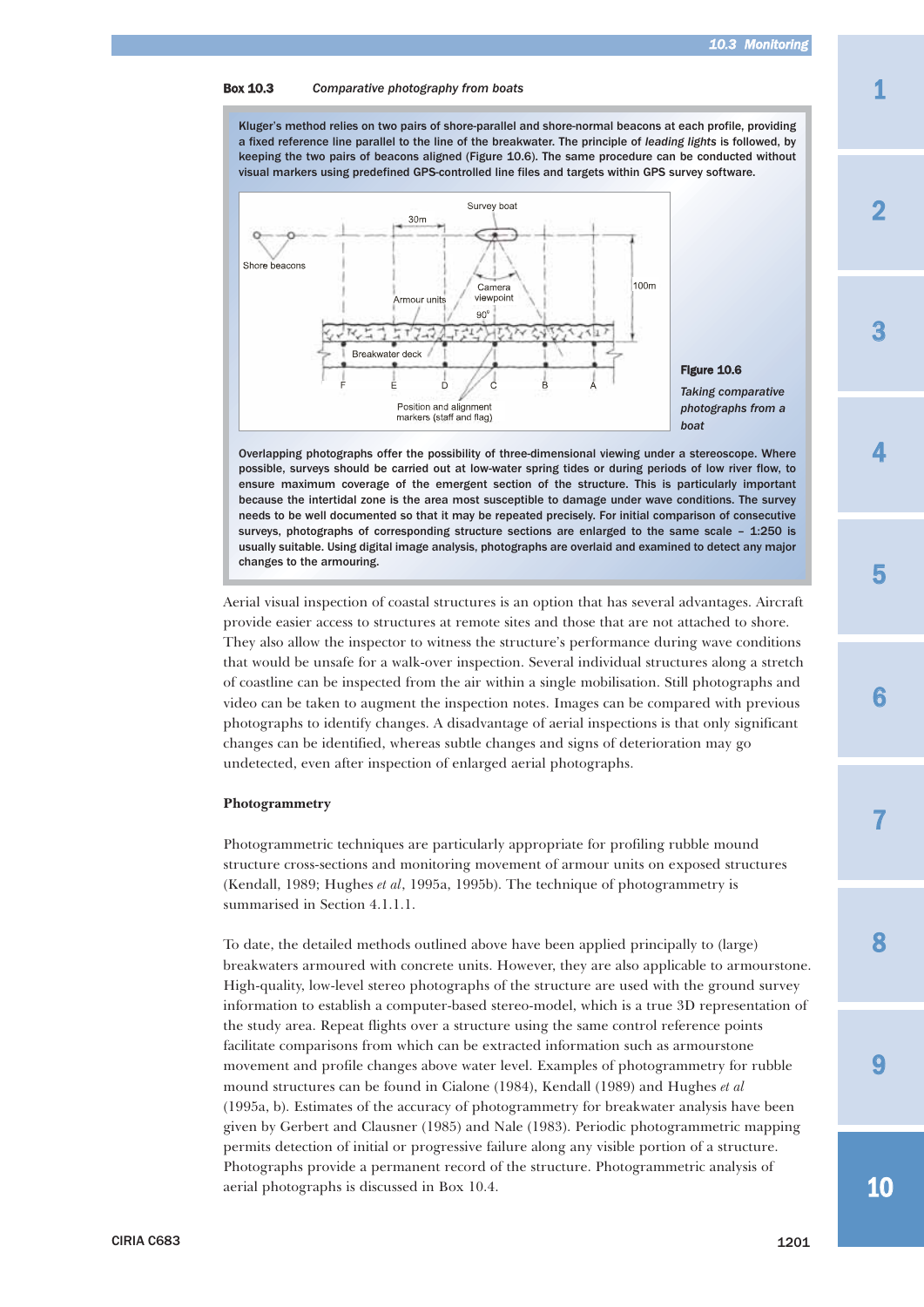**Box 10.3** *Comparative photography from boats*

Kluger's method relies on two pairs of shore-parallel and shore-normal beacons at each profile, providing a fixed reference line parallel to the line of the breakwater. The principle of *leading lights* is followed, by keeping the two pairs of beacons aligned (Figure 10.6). The same procedure can be conducted without visual markers using predefined GPS-controlled line files and targets within GPS survey software.

**Figure 10.6** *Taking comparative photographs from a boat*

Overlapping photographs offer the possibility of three-dimensional viewing under a stereoscope. Where possible, surveys should be carried out at low-water spring tides or during periods of low river flow, to ensure maximum coverage of the emergent section of the structure. This is particularly important because the intertidal zone is the area most susceptible to damage under wave conditions. The survey needs to be well documented so that it may be repeated precisely. For initial comparison of consecutive surveys, photographs of corresponding structure sections are enlarged to the same scale – 1:250 is usually suitable. Using digital image analysis, photographs are overlaid and examined to detect any major changes to the armouring.

Aerial visual inspection of coastal structures is an option that has several advantages. Aircraft provide easier access to structures at remote sites and those that are not attached to shore. They also allow the inspector to witness the structure's performance during wave conditions that would be unsafe for a walk-over inspection. Several individual structures along a stretch of coastline can be inspected from the air within a single mobilisation. Still photographs and video can be taken to augment the inspection notes. Images can be compared with previous photographs to identify changes. A disadvantage of aerial inspections is that only significant changes can be identified, whereas subtle changes and signs of deterioration may go undetected, even after inspection of enlarged aerial photographs.

### Photogrammetry

Photogrammetric techniques are particularly appropriate for profiling rubble mound structure cross-sections and monitoring movement of armour units on exposed structures (Kendall, 1989; Hughes *et al*, 1995a, 1995b). The technique of photogrammetry is summarised in Section 4.1.1.1.

To date, the detailed methods outlined above have been applied principally to (large) breakwaters armoured with concrete units. However, they are also applicable to armourstone. High-quality, low-level stereo photographs of the structure are used with the ground survey information to establish a computer-based stereo-model, which is a true 3D representation of the study area. Repeat flights over a structure using the same control reference points facilitate comparisons from which can be extracted information such as armourstone movement and profile changes above water level. Examples of photogrammetry for rubble mound structures can be found in Cialone (1984), Kendall (1989) and Hughes *et al* (1995a, b). Estimates of the accuracy of photogrammetry for breakwater analysis have been given by Gerbert and Clausner (1985) and Nale (1983). Periodic photogrammetric mapping permits detection of initial or progressive failure along any visible portion of a structure. Photographs provide a permanent record of the structure. Photogrammetric analysis of aerial photographs is discussed in Box 10.4.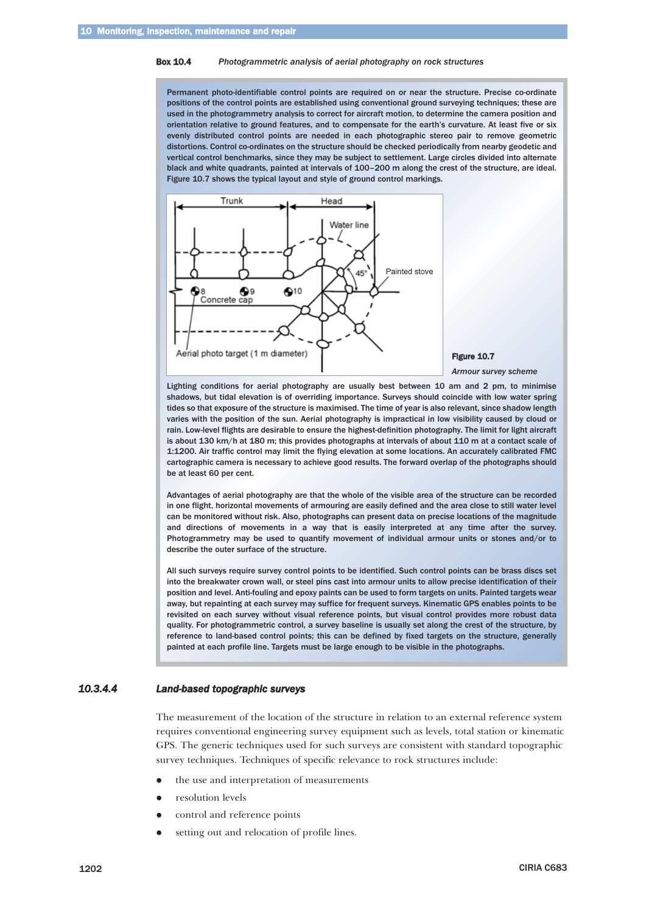**Box 10.4** *Photogrammetric analysis of aerial photography on rock structures*

Permanent photo-identifiable control points are required on or near the structure. Precise co-ordinate positions of the control points are established using conventional ground surveying techniques; these are used in the photogrammetry analysis to correct for aircraft motion, to determine the camera position and orientation relative to ground features, and to compensate for the earth's curvature. At least five or six evenly distributed control points are needed in each photographic stereo pair to remove geometric distortions. Control co-ordinates on the structure should be checked periodically from nearby geodetic and vertical control benchmarks, since they may be subject to settlement. Large circles divided into alternate black and white quadrants, painted at intervals of 100–200 m along the crest of the structure, are ideal. Figure 10.7 shows the typical layout and style of ground control markings.

**Figure 10.7**

*Armour survey scheme*

Lighting conditions for aerial photography are usually best between 10 am and 2 pm, to minimise shadows, but tidal elevation is of overriding importance. Surveys should coincide with low water spring tides so that exposure of the structure is maximised. The time of year is also relevant, since shadow length varies with the position of the sun. Aerial photography is impractical in low visibility caused by cloud or rain. Low-level flights are desirable to ensure the highest-definition photography. The limit for light aircraft is about 130 km/h at 180 m; this provides photographs at intervals of about 110 m at a contact scale of 1:1200. Air traffic control may limit the flying elevation at some locations. An accurately calibrated FMC cartographic camera is necessary to achieve good results. The forward overlap of the photographs should be at least 60 per cent.

Advantages of aerial photography are that the whole of the visible area of the structure can be recorded in one flight, horizontal movements of armouring are easily defined and the area close to still water level can be monitored without risk. Also, photographs can present data on precise locations of the magnitude and directions of movements in a way that is easily interpreted at any time after the survey. Photogrammetry may be used to quantify movement of individual armour units or stones and/or to describe the outer surface of the structure.

All such surveys require survey control points to be identified. Such control points can be brass discs set into the breakwater crown wall, or steel pins cast into armour units to allow precise identification of their position and level. Anti-fouling and epoxy paints can be used to form targets on units. Painted targets wear away, but repainting at each survey may suffice for frequent surveys. Kinematic GPS enables points to be revisited on each survey without visual reference points, but visual control provides more robust data quality. For photogrammetric control, a survey baseline is usually set along the crest of the structure, by reference to land-based control points; this can be defined by fixed targets on the structure, generally painted at each profile line. Targets must be large enough to be visible in the photographs.

### 10.3.4.4 *Land-based topographic surveys*

The measurement of the location of the structure in relation to an external reference system requires conventional engineering survey equipment such as levels, total station or kinematic GPS. The generic techniques used for such surveys are consistent with standard topographic survey techniques. Techniques of specific relevance to rock structures include:

- the use and interpretation of measurements
- resolution levels
- control and reference points
- setting out and relocation of profile lines.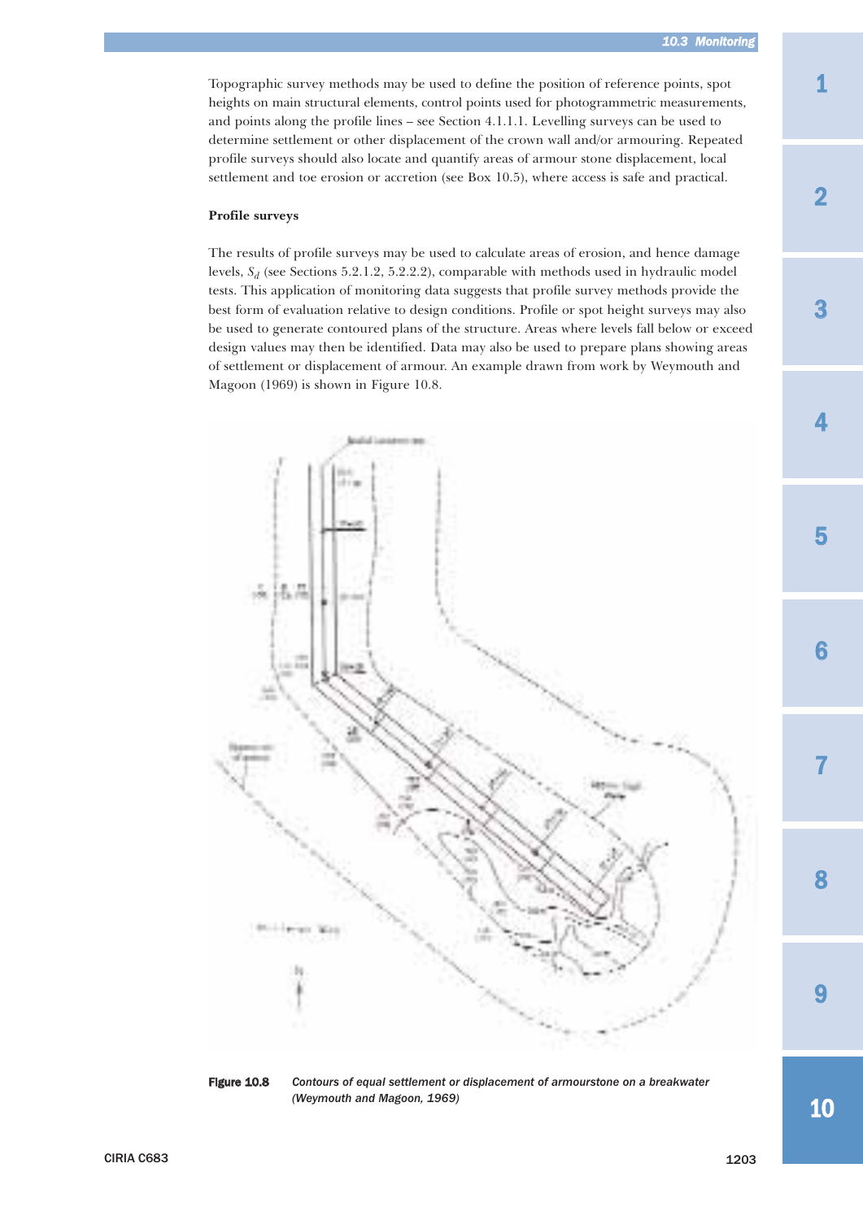Topographic survey methods may be used to define the position of reference points, spot heights on main structural elements, control points used for photogrammetric measurements, and points along the profile lines – see Section 4.1.1.1. Levelling surveys can be used to determine settlement or other displacement of the crown wall and/or armouring. Repeated profile surveys should also locate and quantify areas of armour stone displacement, local settlement and toe erosion or accretion (see Box 10.5), where access is safe and practical.

**Profile surveys**

The results of profile surveys may be used to calculate areas of erosion, and hence damage levels, $S_d$ (see Sections 5.2.1.2, 5.2.2.2), comparable with methods used in hydraulic model tests. This application of monitoring data suggests that profile survey methods provide the best form of evaluation relative to design conditions. Profile or spot height surveys may also be used to generate contoured plans of the structure. Areas where levels fall below or exceed design values may then be identified. Data may also be used to prepare plans showing areas of settlement or displacement of armour. An example drawn from work by Weymouth and Magoon (1969) is shown in Figure 10.8.

**Figure 10.8** *Contours of equal settlement or displacement of armourstone on a breakwater (Weymouth and Magoon, 1969)*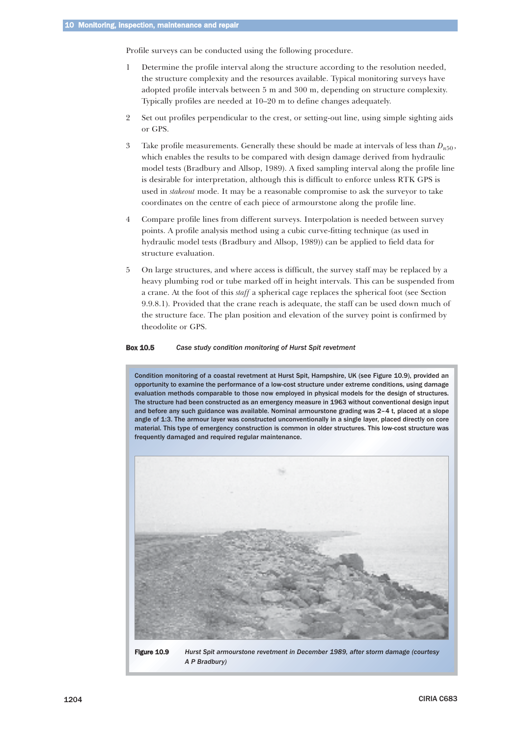Profile surveys can be conducted using the following procedure.

1. Determine the profile interval along the structure according to the resolution needed, the structure complexity and the resources available. Typical monitoring surveys have adopted profile intervals between 5 m and 300 m, depending on structure complexity. Typically profiles are needed at 10–20 m to define changes adequately.

2. Set out profiles perpendicular to the crest, or setting-out line, using simple sighting aids or GPS.

3. Take profile measurements. Generally these should be made at intervals of less than $D_{n50}$, which enables the results to be compared with design damage derived from hydraulic model tests (Bradbury and Allsop, 1989). A fixed sampling interval along the profile line is desirable for interpretation, although this is difficult to enforce unless RTK GPS is used in *stakeout* mode. It may be a reasonable compromise to ask the surveyor to take coordinates on the centre of each piece of armourstone along the profile line.

4. Compare profile lines from different surveys. Interpolation is needed between survey points. A profile analysis method using a cubic curve-fitting technique (as used in hydraulic model tests (Bradbury and Allsop, 1989)) can be applied to field data for structure evaluation.

5. On large structures, and where access is difficult, the survey staff may be replaced by a heavy plumbing rod or tube marked off in height intervals. This can be suspended from a crane. At the foot of this *staff* a spherical cage replaces the spherical foot (see Section 9.9.8.1). Provided that the crane reach is adequate, the staff can be used down much of the structure face. The plan position and elevation of the survey point is confirmed by theodolite or GPS.

**Box 10.5** *Case study condition monitoring of Hurst Spit revetment*

Condition monitoring of a coastal revetment at Hurst Spit, Hampshire, UK (see Figure 10.9), provided an opportunity to examine the performance of a low-cost structure under extreme conditions, using damage evaluation methods comparable to those now employed in physical models for the design of structures. The structure had been constructed as an emergency measure in 1963 without conventional design input and before any such guidance was available. Nominal armourstone grading was 2–4 t, placed at a slope angle of 1:3. The armour layer was constructed unconventionally in a single layer, placed directly on core material. This type of emergency construction is common in older structures. This low-cost structure was frequently damaged and required regular maintenance.

**Figure 10.9** *Hurst Spit armourstone revetment in December 1989, after storm damage (courtesy A P Bradbury)*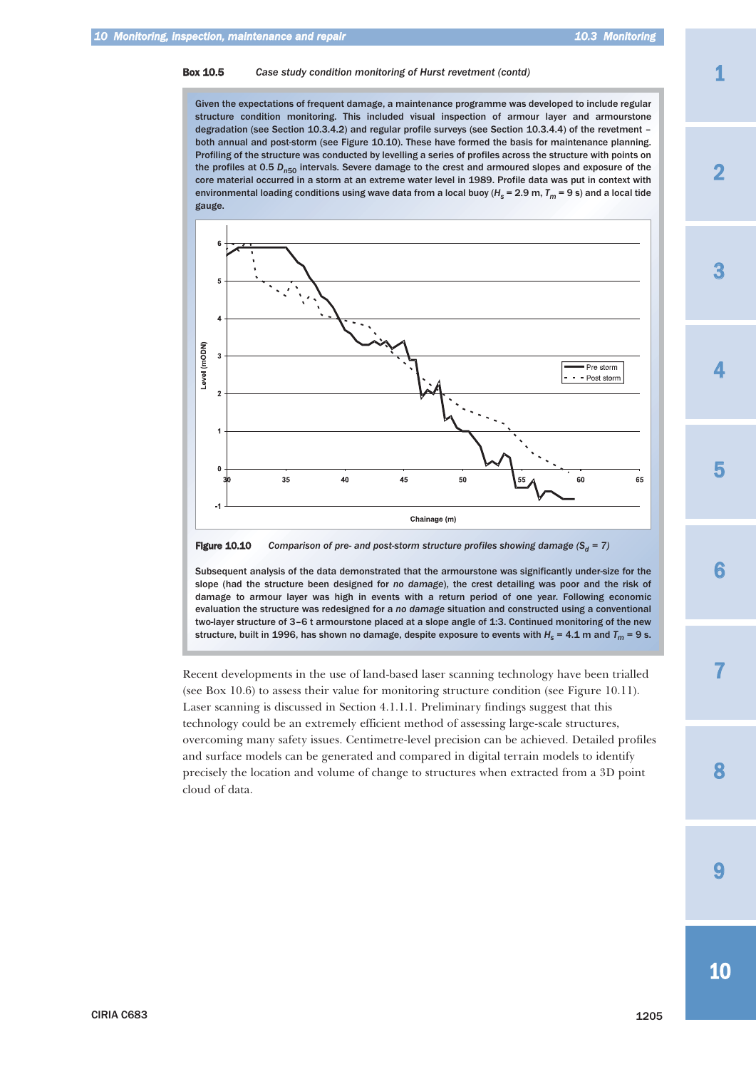**Box 10.5** *Case study condition monitoring of Hurst revetment (contd)*

Given the expectations of frequent damage, a maintenance programme was developed to include regular structure condition monitoring. This included visual inspection of armour layer and armourstone degradation (see Section 10.3.4.2) and regular profile surveys (see Section 10.3.4.4) of the revetment – both annual and post-storm (see Figure 10.10). These have formed the basis for maintenance planning. Profiling of the structure was conducted by levelling a series of profiles across the structure with points on the profiles at 0.5 $D_{n50}$ intervals. Severe damage to the crest and armoured slopes and exposure of the core material occurred in a storm at an extreme water level in 1989. Profile data was put in context with environmental loading conditions using wave data from a local buoy ($H_s$ = 2.9 m, $T_m$ = 9 s) and a local tide gauge.

**Figure 10.10** *Comparison of pre- and post-storm structure profiles showing damage ($S_d$ = 7)*

Subsequent analysis of the data demonstrated that the armourstone was significantly under-size for the slope (had the structure been designed for *no damage*), the crest detailing was poor and the risk of damage to armour layer was high in events with a return period of one year. Following economic evaluation the structure was redesigned for a *no damage* situation and constructed using a conventional two-layer structure of 3–6 t armourstone placed at a slope angle of 1:3. Continued monitoring of the new structure, built in 1996, has shown no damage, despite exposure to events with $H_s$ = 4.1 m and $T_m$ = 9 s.

Recent developments in the use of land-based laser scanning technology have been trialled (see Box 10.6) to assess their value for monitoring structure condition (see Figure 10.11). Laser scanning is discussed in Section 4.1.1.1. Preliminary findings suggest that this technology could be an extremely efficient method of assessing large-scale structures, overcoming many safety issues. Centimetre-level precision can be achieved. Detailed profiles and surface models can be generated and compared in digital terrain models to identify precisely the location and volume of change to structures when extracted from a 3D point cloud of data.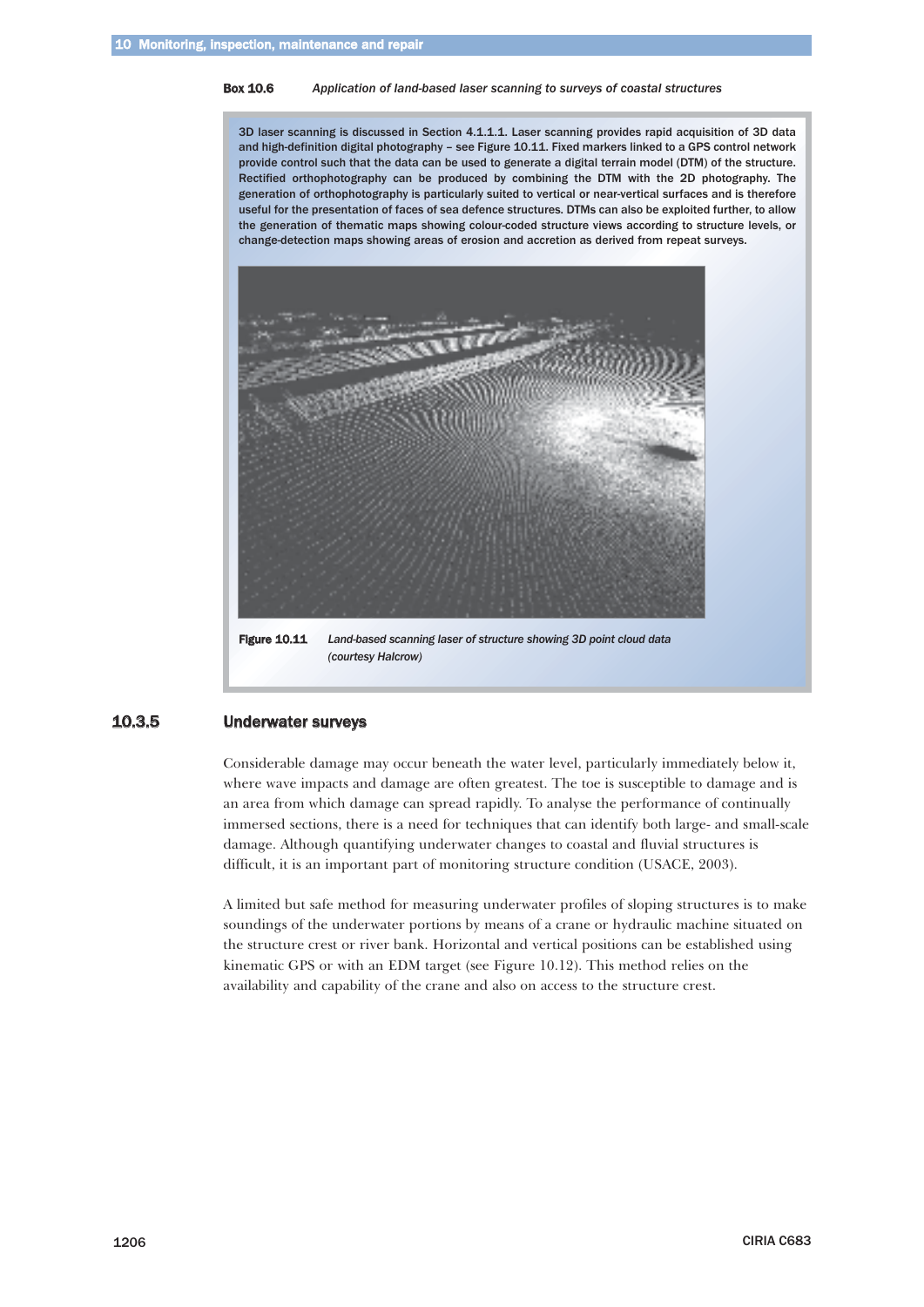**Box 10.6** *Application of land-based laser scanning to surveys of coastal structures*

3D laser scanning is discussed in Section 4.1.1.1. Laser scanning provides rapid acquisition of 3D data and high-definition digital photography – see Figure 10.11. Fixed markers linked to a GPS control network provide control such that the data can be used to generate a digital terrain model (DTM) of the structure. Rectified orthophotography can be produced by combining the DTM with the 2D photography. The generation of orthophotography is particularly suited to vertical or near-vertical surfaces and is therefore useful for the presentation of faces of sea defence structures. DTMs can also be exploited further, to allow the generation of thematic maps showing colour-coded structure views according to structure levels, or change-detection maps showing areas of erosion and accretion as derived from repeat surveys.

**Figure 10.11** *Land-based scanning laser of structure showing 3D point cloud data (courtesy Halcrow)*

## 10.3.5 Underwater surveys

Considerable damage may occur beneath the water level, particularly immediately below it, where wave impacts and damage are often greatest. The toe is susceptible to damage and is an area from which damage can spread rapidly. To analyse the performance of continually immersed sections, there is a need for techniques that can identify both large- and small-scale damage. Although quantifying underwater changes to coastal and fluvial structures is difficult, it is an important part of monitoring structure condition (USACE, 2003).

A limited but safe method for measuring underwater profiles of sloping structures is to make soundings of the underwater portions by means of a crane or hydraulic machine situated on the structure crest or river bank. Horizontal and vertical positions can be established using kinematic GPS or with an EDM target (see Figure 10.12). This method relies on the availability and capability of the crane and also on access to the structure crest.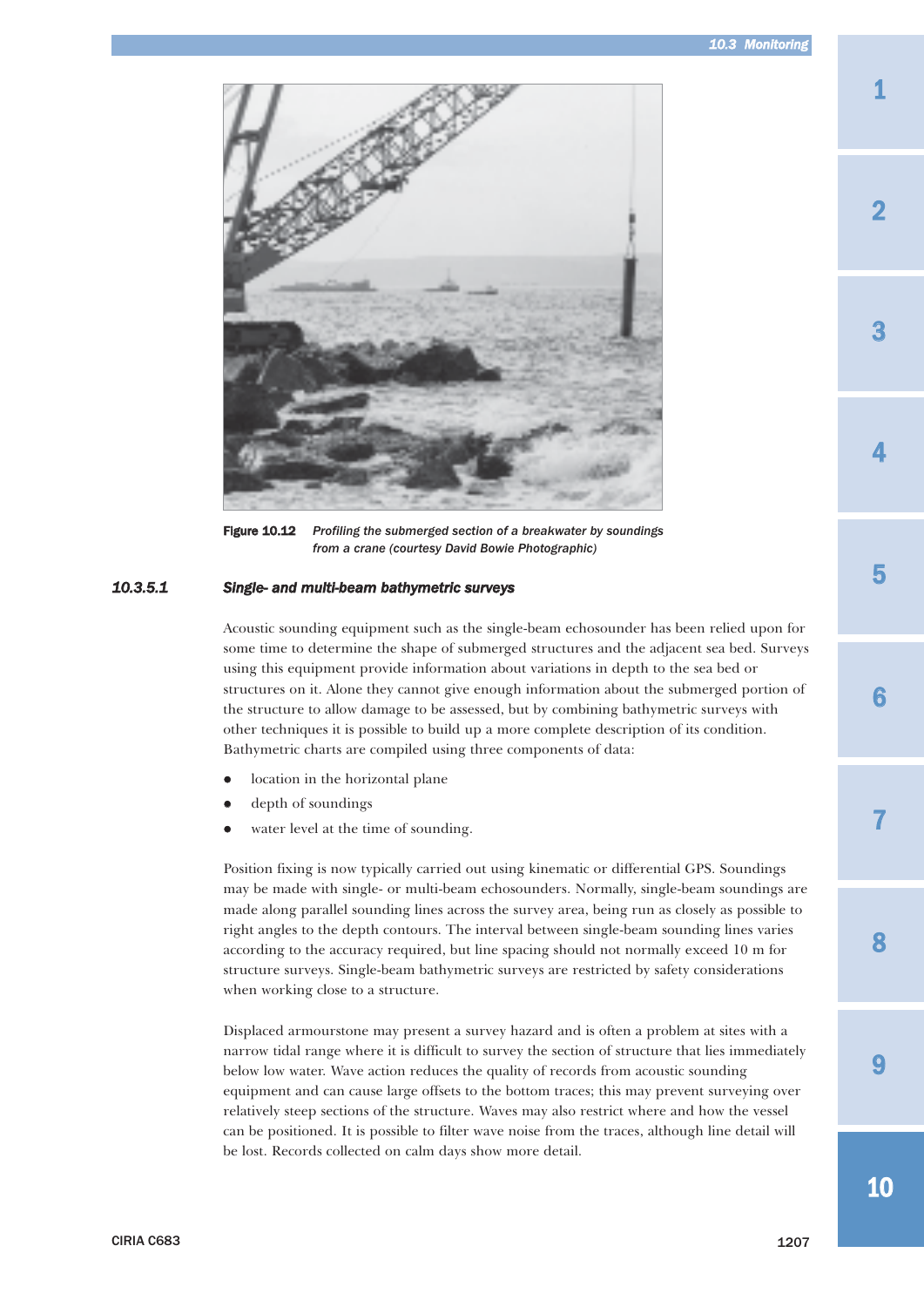Figure 10.12 *Profiling the submerged section of a breakwater by soundings from a crane (courtesy David Bowie Photographic)*

#### 10.3.5.1 Single- and multi-beam bathymetric surveys

Acoustic sounding equipment such as the single-beam echosounder has been relied upon for some time to determine the shape of submerged structures and the adjacent sea bed. Surveys using this equipment provide information about variations in depth to the sea bed or structures on it. Alone they cannot give enough information about the submerged portion of the structure to allow damage to be assessed, but by combining bathymetric surveys with other techniques it is possible to build up a more complete description of its condition. Bathymetric charts are compiled using three components of data:

- location in the horizontal plane
- depth of soundings
- water level at the time of sounding.

Position fixing is now typically carried out using kinematic or differential GPS. Soundings may be made with single- or multi-beam echosounders. Normally, single-beam soundings are made along parallel sounding lines across the survey area, being run as closely as possible to right angles to the depth contours. The interval between single-beam sounding lines varies according to the accuracy required, but line spacing should not normally exceed 10 m for structure surveys. Single-beam bathymetric surveys are restricted by safety considerations when working close to a structure.

Displaced armourstone may present a survey hazard and is often a problem at sites with a narrow tidal range where it is difficult to survey the section of structure that lies immediately below low water. Wave action reduces the quality of records from acoustic sounding equipment and can cause large offsets to the bottom traces; this may prevent surveying over relatively steep sections of the structure. Waves may also restrict where and how the vessel can be positioned. It is possible to filter wave noise from the traces, although line detail will be lost. Records collected on calm days show more detail.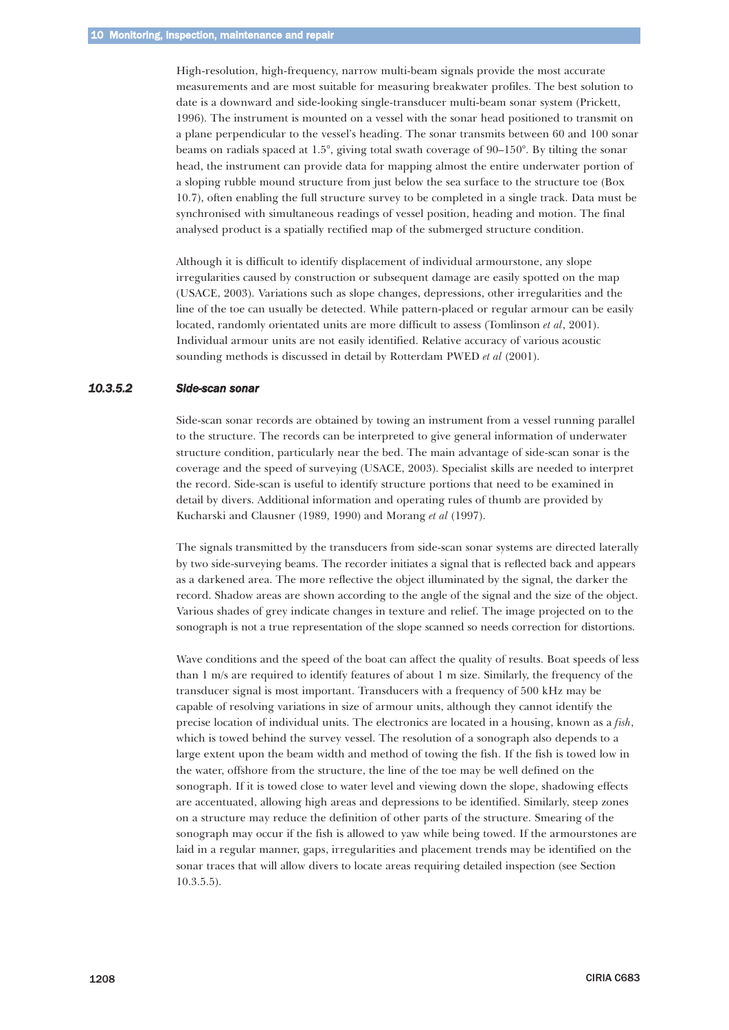High-resolution, high-frequency, narrow multi-beam signals provide the most accurate measurements and are most suitable for measuring breakwater profiles. The best solution to date is a downward and side-looking single-transducer multi-beam sonar system (Prickett, 1996). The instrument is mounted on a vessel with the sonar head positioned to transmit on a plane perpendicular to the vessel's heading. The sonar transmits between 60 and 100 sonar beams on radials spaced at 1.5°, giving total swath coverage of 90–150°. By tilting the sonar head, the instrument can provide data for mapping almost the entire underwater portion of a sloping rubble mound structure from just below the sea surface to the structure toe (Box 10.7), often enabling the full structure survey to be completed in a single track. Data must be synchronised with simultaneous readings of vessel position, heading and motion. The final analysed product is a spatially rectified map of the submerged structure condition.

Although it is difficult to identify displacement of individual armourstone, any slope irregularities caused by construction or subsequent damage are easily spotted on the map (USACE, 2003). Variations such as slope changes, depressions, other irregularities and the line of the toe can usually be detected. While pattern-placed or regular armour can be easily located, randomly orientated units are more difficult to assess (Tomlinson *et al*, 2001). Individual armour units are not easily identified. Relative accuracy of various acoustic sounding methods is discussed in detail by Rotterdam PWED *et al* (2001).

### 10.3.5.2 Side-scan sonar

Side-scan sonar records are obtained by towing an instrument from a vessel running parallel to the structure. The records can be interpreted to give general information of underwater structure condition, particularly near the bed. The main advantage of side-scan sonar is the coverage and the speed of surveying (USACE, 2003). Specialist skills are needed to interpret the record. Side-scan is useful to identify structure portions that need to be examined in detail by divers. Additional information and operating rules of thumb are provided by Kucharski and Clausner (1989, 1990) and Morang *et al* (1997).

The signals transmitted by the transducers from side-scan sonar systems are directed laterally by two side-surveying beams. The recorder initiates a signal that is reflected back and appears as a darkened area. The more reflective the object illuminated by the signal, the darker the record. Shadow areas are shown according to the angle of the signal and the size of the object. Various shades of grey indicate changes in texture and relief. The image projected on to the sonograph is not a true representation of the slope scanned so needs correction for distortions.

Wave conditions and the speed of the boat can affect the quality of results. Boat speeds of less than 1 m/s are required to identify features of about 1 m size. Similarly, the frequency of the transducer signal is most important. Transducers with a frequency of 500 kHz may be capable of resolving variations in size of armour units, although they cannot identify the precise location of individual units. The electronics are located in a housing, known as a *fish*, which is towed behind the survey vessel. The resolution of a sonograph also depends to a large extent upon the beam width and method of towing the fish. If the fish is towed low in the water, offshore from the structure, the line of the toe may be well defined on the sonograph. If it is towed close to water level and viewing down the slope, shadowing effects are accentuated, allowing high areas and depressions to be identified. Similarly, steep zones on a structure may reduce the definition of other parts of the structure. Smearing of the sonograph may occur if the fish is allowed to yaw while being towed. If the armourstones are laid in a regular manner, gaps, irregularities and placement trends may be identified on the sonar traces that will allow divers to locate areas requiring detailed inspection (see Section 10.3.5.5).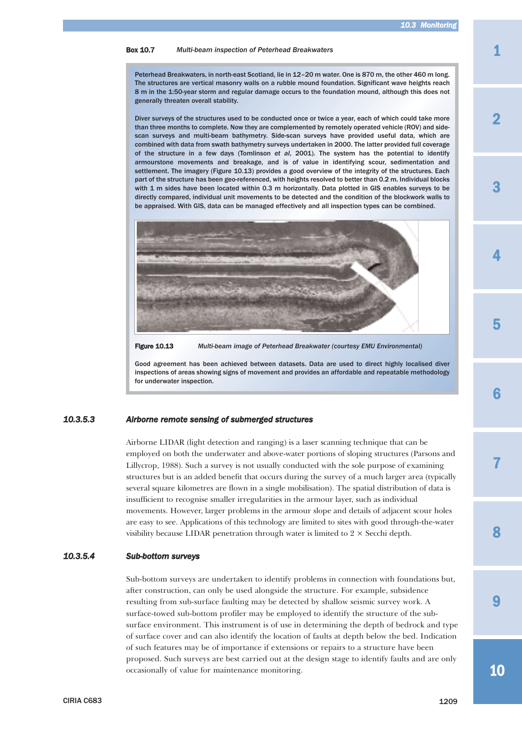**Box 10.7** *Multi-beam inspection of Peterhead Breakwaters*

Peterhead Breakwaters, in north-east Scotland, lie in 12–20 m water. One is 870 m, the other 460 m long. The structures are vertical masonry walls on a rubble mound foundation. Significant wave heights reach 8 m in the 1:50-year storm and regular damage occurs to the foundation mound, although this does not generally threaten overall stability.

Diver surveys of the structures used to be conducted once or twice a year, each of which could take more than three months to complete. Now they are complemented by remotely operated vehicle (ROV) and side-scan surveys and multi-beam bathymetry. Side-scan surveys have provided useful data, which are combined with data from swath bathymetry surveys undertaken in 2000. The latter provided full coverage of the structure in a few days (Tomlinson *et al*, 2001). The system has the potential to identify armourstone movements and breakage, and is of value in identifying scour, sedimentation and settlement. The imagery (Figure 10.13) provides a good overview of the integrity of the structures. Each part of the structure has been geo-referenced, with heights resolved to better than 0.2 m. Individual blocks with 1 m sides have been located within 0.3 m horizontally. Data plotted in GIS enables surveys to be directly compared, individual unit movements to be detected and the condition of the blockwork walls to be appraised. With GIS, data can be managed effectively and all inspection types can be combined.

**Figure 10.13** *Multi-beam image of Peterhead Breakwater (courtesy EMU Environmental)*

Good agreement has been achieved between datasets. Data are used to direct highly localised diver inspections of areas showing signs of movement and provides an affordable and repeatable methodology for underwater inspection.

### 10.3.5.3 Airborne remote sensing of submerged structures

Airborne LIDAR (light detection and ranging) is a laser scanning technique that can be employed on both the underwater and above-water portions of sloping structures (Parsons and Lillycrop, 1988). Such a survey is not usually conducted with the sole purpose of examining structures but is an added benefit that occurs during the survey of a much larger area (typically several square kilometres are flown in a single mobilisation). The spatial distribution of data is insufficient to recognise smaller irregularities in the armour layer, such as individual movements. However, larger problems in the armour slope and details of adjacent scour holes are easy to see. Applications of this technology are limited to sites with good through-the-water visibility because LIDAR penetration through water is limited to 2 × Secchi depth.

### 10.3.5.4 Sub-bottom surveys

Sub-bottom surveys are undertaken to identify problems in connection with foundations but, after construction, can only be used alongside the structure. For example, subsidence resulting from sub-surface faulting may be detected by shallow seismic survey work. A surface-towed sub-bottom profiler may be employed to identify the structure of the sub-surface environment. This instrument is of use in determining the depth of bedrock and type of surface cover and can also identify the location of faults at depth below the bed. Indication of such features may be of importance if extensions or repairs to a structure have been proposed. Such surveys are best carried out at the design stage to identify faults and are only occasionally of value for maintenance monitoring.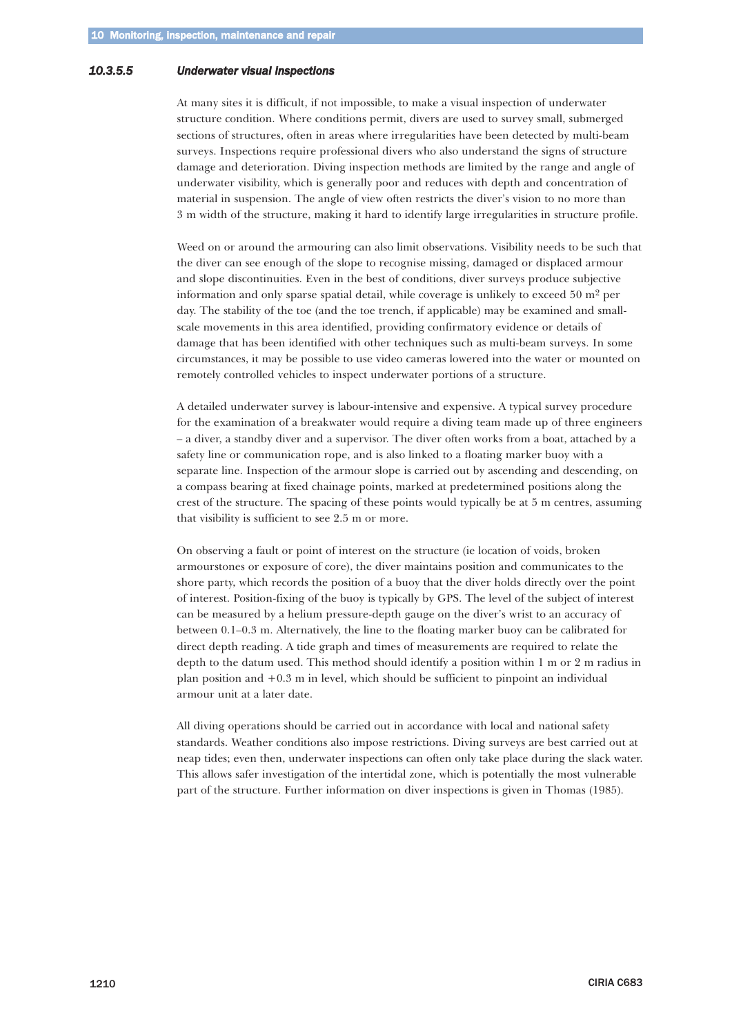#### 10.3.5.5 *Underwater visual inspections*

At many sites it is difficult, if not impossible, to make a visual inspection of underwater structure condition. Where conditions permit, divers are used to survey small, submerged sections of structures, often in areas where irregularities have been detected by multi-beam surveys. Inspections require professional divers who also understand the signs of structure damage and deterioration. Diving inspection methods are limited by the range and angle of underwater visibility, which is generally poor and reduces with depth and concentration of material in suspension. The angle of view often restricts the diver's vision to no more than 3 m width of the structure, making it hard to identify large irregularities in structure profile.

Weed on or around the armouring can also limit observations. Visibility needs to be such that the diver can see enough of the slope to recognise missing, damaged or displaced armour and slope discontinuities. Even in the best of conditions, diver surveys produce subjective information and only sparse spatial detail, while coverage is unlikely to exceed 50 $m^2$ per day. The stability of the toe (and the toe trench, if applicable) may be examined and small-scale movements in this area identified, providing confirmatory evidence or details of damage that has been identified with other techniques such as multi-beam surveys. In some circumstances, it may be possible to use video cameras lowered into the water or mounted on remotely controlled vehicles to inspect underwater portions of a structure.

A detailed underwater survey is labour-intensive and expensive. A typical survey procedure for the examination of a breakwater would require a diving team made up of three engineers – a diver, a standby diver and a supervisor. The diver often works from a boat, attached by a safety line or communication rope, and is also linked to a floating marker buoy with a separate line. Inspection of the armour slope is carried out by ascending and descending, on a compass bearing at fixed chainage points, marked at predetermined positions along the crest of the structure. The spacing of these points would typically be at 5 m centres, assuming that visibility is sufficient to see 2.5 m or more.

On observing a fault or point of interest on the structure (ie location of voids, broken armourstones or exposure of core), the diver maintains position and communicates to the shore party, which records the position of a buoy that the diver holds directly over the point of interest. Position-fixing of the buoy is typically by GPS. The level of the subject of interest can be measured by a helium pressure-depth gauge on the diver's wrist to an accuracy of between 0.1–0.3 m. Alternatively, the line to the floating marker buoy can be calibrated for direct depth reading. A tide graph and times of measurements are required to relate the depth to the datum used. This method should identify a position within 1 m or 2 m radius in plan position and +0.3 m in level, which should be sufficient to pinpoint an individual armour unit at a later date.

All diving operations should be carried out in accordance with local and national safety standards. Weather conditions also impose restrictions. Diving surveys are best carried out at neap tides; even then, underwater inspections can often only take place during the slack water. This allows safer investigation of the intertidal zone, which is potentially the most vulnerable part of the structure. Further information on diver inspections is given in Thomas (1985).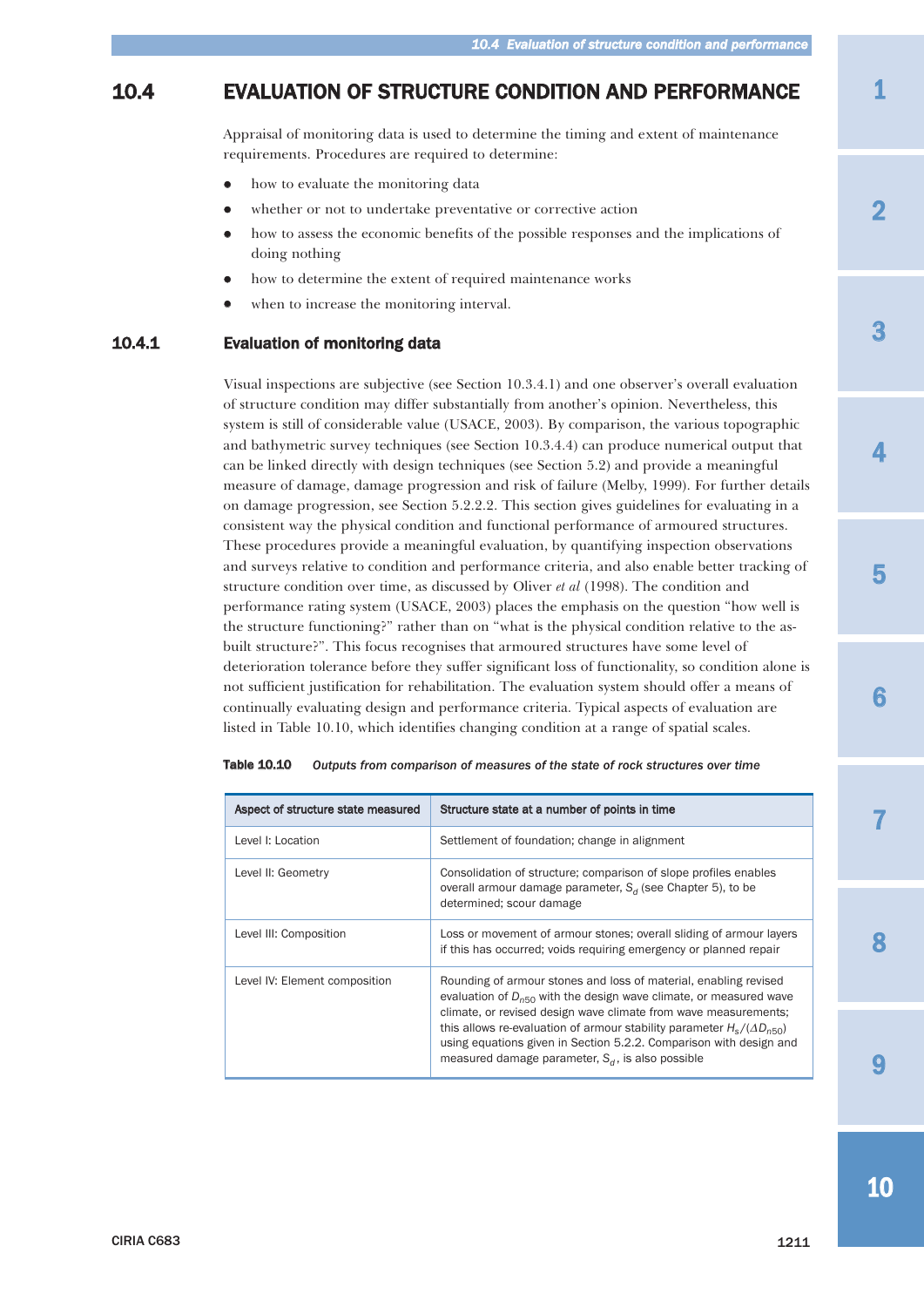## 10.4 EVALUATION OF STRUCTURE CONDITION AND PERFORMANCE

Appraisal of monitoring data is used to determine the timing and extent of maintenance requirements. Procedures are required to determine:

- how to evaluate the monitoring data
- whether or not to undertake preventative or corrective action
- how to assess the economic benefits of the possible responses and the implications of doing nothing
- how to determine the extent of required maintenance works
- when to increase the monitoring interval.

### 10.4.1 Evaluation of monitoring data

Visual inspections are subjective (see Section 10.3.4.1) and one observer's overall evaluation of structure condition may differ substantially from another's opinion. Nevertheless, this system is still of considerable value (USACE, 2003). By comparison, the various topographic and bathymetric survey techniques (see Section 10.3.4.4) can produce numerical output that can be linked directly with design techniques (see Section 5.2) and provide a meaningful measure of damage, damage progression and risk of failure (Melby, 1999). For further details on damage progression, see Section 5.2.2.2. This section gives guidelines for evaluating in a consistent way the physical condition and functional performance of armoured structures. These procedures provide a meaningful evaluation, by quantifying inspection observations and surveys relative to condition and performance criteria, and also enable better tracking of structure condition over time, as discussed by Oliver *et al* (1998). The condition and performance rating system (USACE, 2003) places the emphasis on the question "how well is the structure functioning?" rather than on "what is the physical condition relative to the as-built structure?". This focus recognises that armoured structures have some level of deterioration tolerance before they suffer significant loss of functionality, so condition alone is not sufficient justification for rehabilitation. The evaluation system should offer a means of continually evaluating design and performance criteria. Typical aspects of evaluation are listed in Table 10.10, which identifies changing condition at a range of spatial scales.

**Table 10.10** *Outputs from comparison of measures of the state of rock structures over time*

| Aspect of structure state measured | Structure state at a number of points in time |
|---|---|
| Level I: Location | Settlement of foundation; change in alignment |
| Level II: Geometry | Consolidation of structure; comparison of slope profiles enables overall armour damage parameter, $S_d$ (see Chapter 5), to be determined; scour damage |
| Level III: Composition | Loss or movement of armour stones; overall sliding of armour layers if this has occurred; voids requiring emergency or planned repair |
| Level IV: Element composition | Rounding of armour stones and loss of material, enabling revised evaluation of $D_{n50}$ with the design wave climate, or measured wave climate, or revised design wave climate from wave measurements; this allows re-evaluation of armour stability parameter $H_s/(\Delta D_{n50})$ using equations given in Section 5.2.2. Comparison with design and measured damage parameter, $S_d$, is also possible |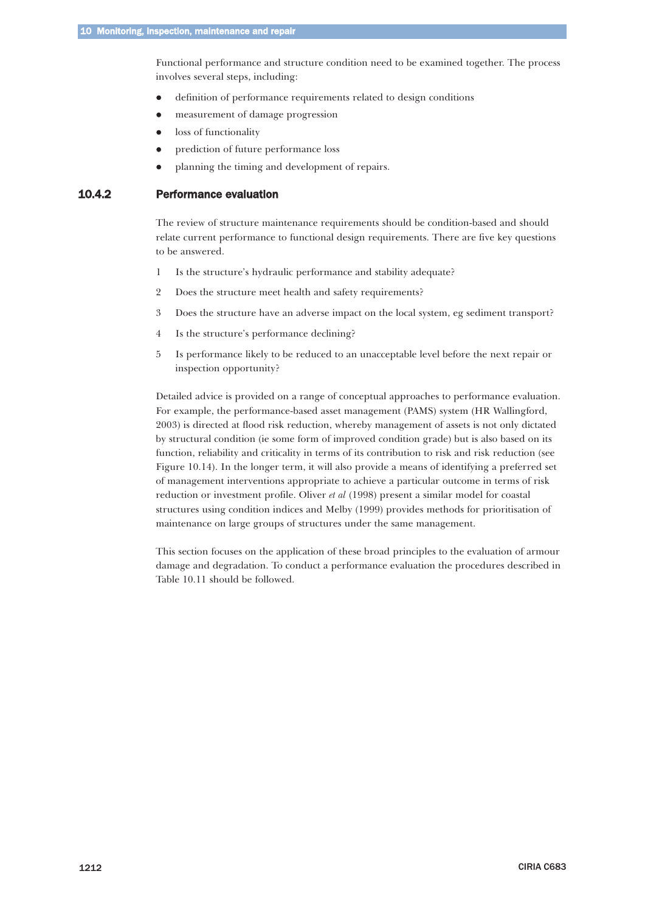Functional performance and structure condition need to be examined together. The process involves several steps, including:

- definition of performance requirements related to design conditions
- measurement of damage progression
- loss of functionality
- prediction of future performance loss
- planning the timing and development of repairs.

### 10.4.2 Performance evaluation

The review of structure maintenance requirements should be condition-based and should relate current performance to functional design requirements. There are five key questions to be answered.

1. Is the structure's hydraulic performance and stability adequate?
2. Does the structure meet health and safety requirements?
3. Does the structure have an adverse impact on the local system, eg sediment transport?
4. Is the structure's performance declining?
5. Is performance likely to be reduced to an unacceptable level before the next repair or inspection opportunity?

Detailed advice is provided on a range of conceptual approaches to performance evaluation. For example, the performance-based asset management (PAMS) system (HR Wallingford, 2003) is directed at flood risk reduction, whereby management of assets is not only dictated by structural condition (ie some form of improved condition grade) but is also based on its function, reliability and criticality in terms of its contribution to risk and risk reduction (see Figure 10.14). In the longer term, it will also provide a means of identifying a preferred set of management interventions appropriate to achieve a particular outcome in terms of risk reduction or investment profile. Oliver *et al* (1998) present a similar model for coastal structures using condition indices and Melby (1999) provides methods for prioritisation of maintenance on large groups of structures under the same management.

This section focuses on the application of these broad principles to the evaluation of armour damage and degradation. To conduct a performance evaluation the procedures described in Table 10.11 should be followed.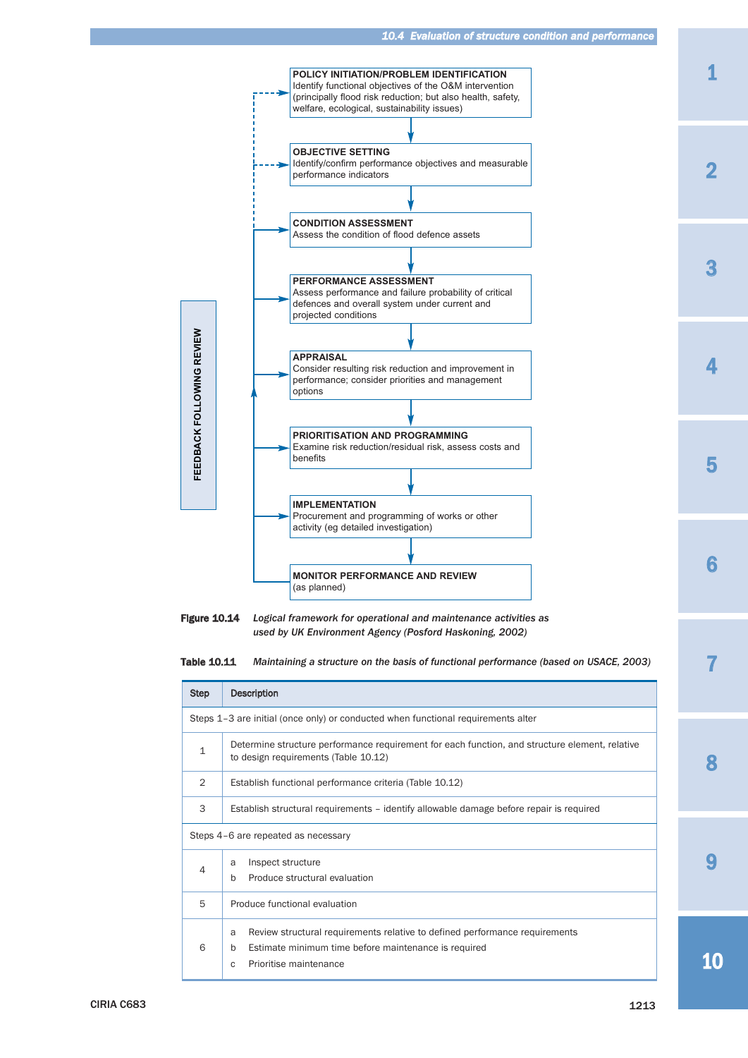**POLICY INITIATION/PROBLEM IDENTIFICATION**
Identify functional objectives of the O&M intervention (principally flood risk reduction; but also health, safety, welfare, ecological, sustainability issues)

**OBJECTIVE SETTING**
Identify/confirm performance objectives and measurable performance indicators

**CONDITION ASSESSMENT**
Assess the condition of flood defence assets

**PERFORMANCE ASSESSMENT**
Assess performance and failure probability of critical defences and overall system under current and projected conditions

**APPRAISAL**
Consider resulting risk reduction and improvement in performance; consider priorities and management options

**PRIORITISATION AND PROGRAMMING**
Examine risk reduction/residual risk, assess costs and benefits

**IMPLEMENTATION**
Procurement and programming of works or other activity (eg detailed investigation)

**MONITOR PERFORMANCE AND REVIEW**
(as planned)

FEEDBACK FOLLOWING REVIEW

**Figure 10.14** *Logical framework for operational and maintenance activities as used by UK Environment Agency (Posford Haskoning, 2002)*

**Table 10.11** *Maintaining a structure on the basis of functional performance (based on USACE, 2003)*

| Step | Description |
|---|---|
| Steps 1–3 are initial (once only) or conducted when functional requirements alter | |
| 1 | Determine structure performance requirement for each function, and structure element, relative to design requirements (Table 10.12) |
| 2 | Establish functional performance criteria (Table 10.12) |
| 3 | Establish structural requirements – identify allowable damage before repair is required |
| Steps 4–6 are repeated as necessary | |
| 4 | a Inspect structure<br>b Produce structural evaluation |
| 5 | Produce functional evaluation |
| 6 | a Review structural requirements relative to defined performance requirements<br>b Estimate minimum time before maintenance is required<br>c Prioritise maintenance |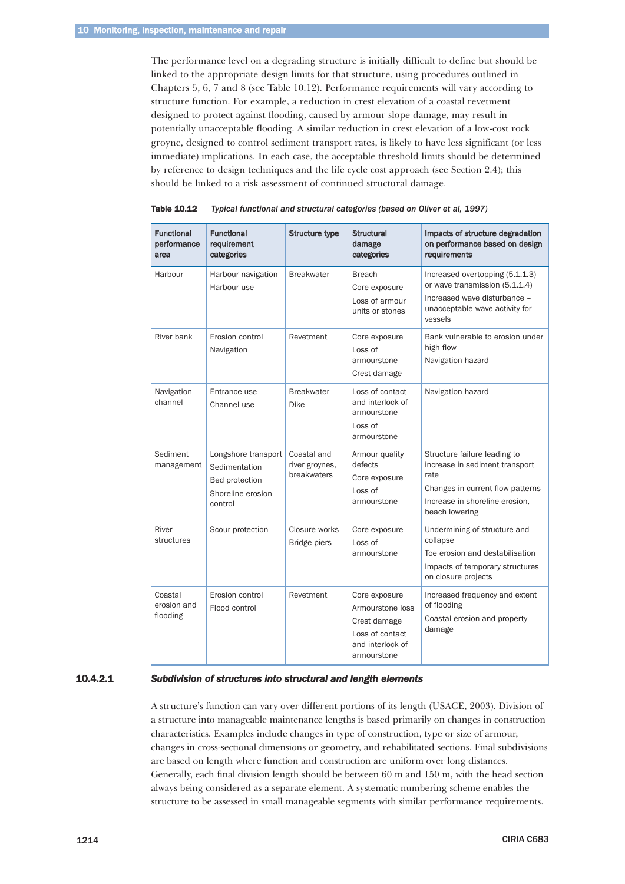The performance level on a degrading structure is initially difficult to define but should be linked to the appropriate design limits for that structure, using procedures outlined in Chapters 5, 6, 7 and 8 (see Table 10.12). Performance requirements will vary according to structure function. For example, a reduction in crest elevation of a coastal revetment designed to protect against flooding, caused by armour slope damage, may result in potentially unacceptable flooding. A similar reduction in crest elevation of a low-cost rock groyne, designed to control sediment transport rates, is likely to have less significant (or less immediate) implications. In each case, the acceptable threshold limits should be determined by reference to design techniques and the life cycle cost approach (see Section 2.4); this should be linked to a risk assessment of continued structural damage.

**Table 10.12** *Typical functional and structural categories (based on Oliver et al, 1997)*

| Functional performance area | Functional requirement categories | Structure type | Structural damage categories | Impacts of structure degradation on performance based on design requirements |
|---|---|---|---|---|
| Harbour | Harbour navigation<br>Harbour use | Breakwater | Breach<br>Core exposure<br>Loss of armour units or stones | Increased overtopping (5.1.1.3) or wave transmission (5.1.1.4)<br>Increased wave disturbance – unacceptable wave activity for vessels |
| River bank | Erosion control<br>Navigation | Revetment | Core exposure<br>Loss of armourstone<br>Crest damage | Bank vulnerable to erosion under high flow<br>Navigation hazard |
| Navigation channel | Entrance use<br>Channel use | Breakwater<br>Dike | Loss of contact and interlock of armourstone<br>Loss of armourstone | Navigation hazard |
| Sediment management | Longshore transport<br>Sedimentation<br>Bed protection<br>Shoreline erosion control | Coastal and river groynes, breakwaters | Armour quality defects<br>Core exposure<br>Loss of armourstone | Structure failure leading to increase in sediment transport rate<br>Changes in current flow patterns<br>Increase in shoreline erosion, beach lowering |
| River structures | Scour protection | Closure works<br>Bridge piers | Core exposure<br>Loss of armourstone | Undermining of structure and collapse<br>Toe erosion and destabilisation<br>Impacts of temporary structures on closure projects |
| Coastal erosion and flooding | Erosion control<br>Flood control | Revetment | Core exposure<br>Armourstone loss<br>Crest damage<br>Loss of contact and interlock of armourstone | Increased frequency and extent of flooding<br>Coastal erosion and property damage |

#### 10.4.2.1 *Subdivision of structures into structural and length elements*

A structure's function can vary over different portions of its length (USACE, 2003). Division of a structure into manageable maintenance lengths is based primarily on changes in construction characteristics. Examples include changes in type of construction, type or size of armour, changes in cross-sectional dimensions or geometry, and rehabilitated sections. Final subdivisions are based on length where function and construction are uniform over long distances. Generally, each final division length should be between 60 m and 150 m, with the head section always being considered as a separate element. A systematic numbering scheme enables the structure to be assessed in small manageable segments with similar performance requirements.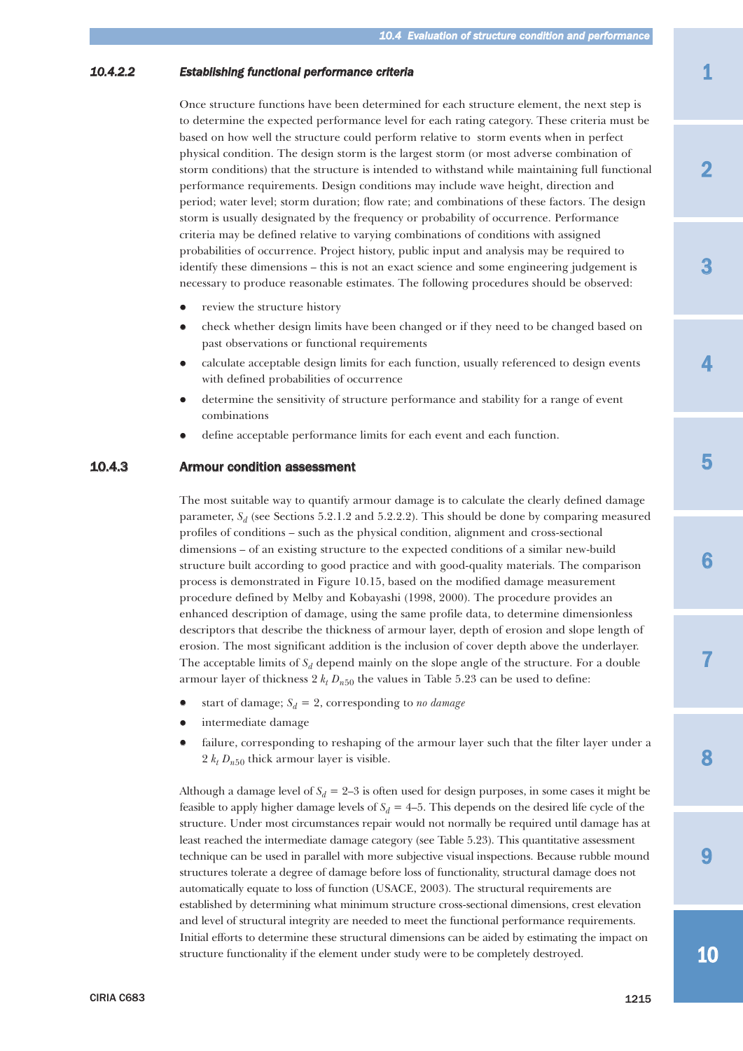#### 10.4.2.2 Establishing functional performance criteria

Once structure functions have been determined for each structure element, the next step is to determine the expected performance level for each rating category. These criteria must be based on how well the structure could perform relative to storm events when in perfect physical condition. The design storm is the largest storm (or most adverse combination of storm conditions) that the structure is intended to withstand while maintaining full functional performance requirements. Design conditions may include wave height, direction and period; water level; storm duration; flow rate; and combinations of these factors. The design storm is usually designated by the frequency or probability of occurrence. Performance criteria may be defined relative to varying combinations of conditions with assigned probabilities of occurrence. Project history, public input and analysis may be required to identify these dimensions – this is not an exact science and some engineering judgement is necessary to produce reasonable estimates. The following procedures should be observed:

- review the structure history
- check whether design limits have been changed or if they need to be changed based on past observations or functional requirements
- calculate acceptable design limits for each function, usually referenced to design events with defined probabilities of occurrence
- determine the sensitivity of structure performance and stability for a range of event combinations
- define acceptable performance limits for each event and each function.

### 10.4.3 Armour condition assessment

The most suitable way to quantify armour damage is to calculate the clearly defined damage parameter, $S_d$ (see Sections 5.2.1.2 and 5.2.2.2). This should be done by comparing measured profiles of conditions – such as the physical condition, alignment and cross-sectional dimensions – of an existing structure to the expected conditions of a similar new-build structure built according to good practice and with good-quality materials. The comparison process is demonstrated in Figure 10.15, based on the modified damage measurement procedure defined by Melby and Kobayashi (1998, 2000). The procedure provides an enhanced description of damage, using the same profile data, to determine dimensionless descriptors that describe the thickness of armour layer, depth of erosion and slope length of erosion. The most significant addition is the inclusion of cover depth above the underlayer. The acceptable limits of $S_d$ depend mainly on the slope angle of the structure. For a double armour layer of thickness $2\,k_t\,D_{n50}$ the values in Table 5.23 can be used to define:

- start of damage; $S_d = 2$, corresponding to *no damage*
- intermediate damage
- failure, corresponding to reshaping of the armour layer such that the filter layer under a $2\,k_t\,D_{n50}$ thick armour layer is visible.

Although a damage level of $S_d = 2$–$3$ is often used for design purposes, in some cases it might be feasible to apply higher damage levels of $S_d = 4$–$5$. This depends on the desired life cycle of the structure. Under most circumstances repair would not normally be required until damage has at least reached the intermediate damage category (see Table 5.23). This quantitative assessment technique can be used in parallel with more subjective visual inspections. Because rubble mound structures tolerate a degree of damage before loss of functionality, structural damage does not automatically equate to loss of function (USACE, 2003). The structural requirements are established by determining what minimum structure cross-sectional dimensions, crest elevation and level of structural integrity are needed to meet the functional performance requirements. Initial efforts to determine these structural dimensions can be aided by estimating the impact on structure functionality if the element under study were to be completely destroyed.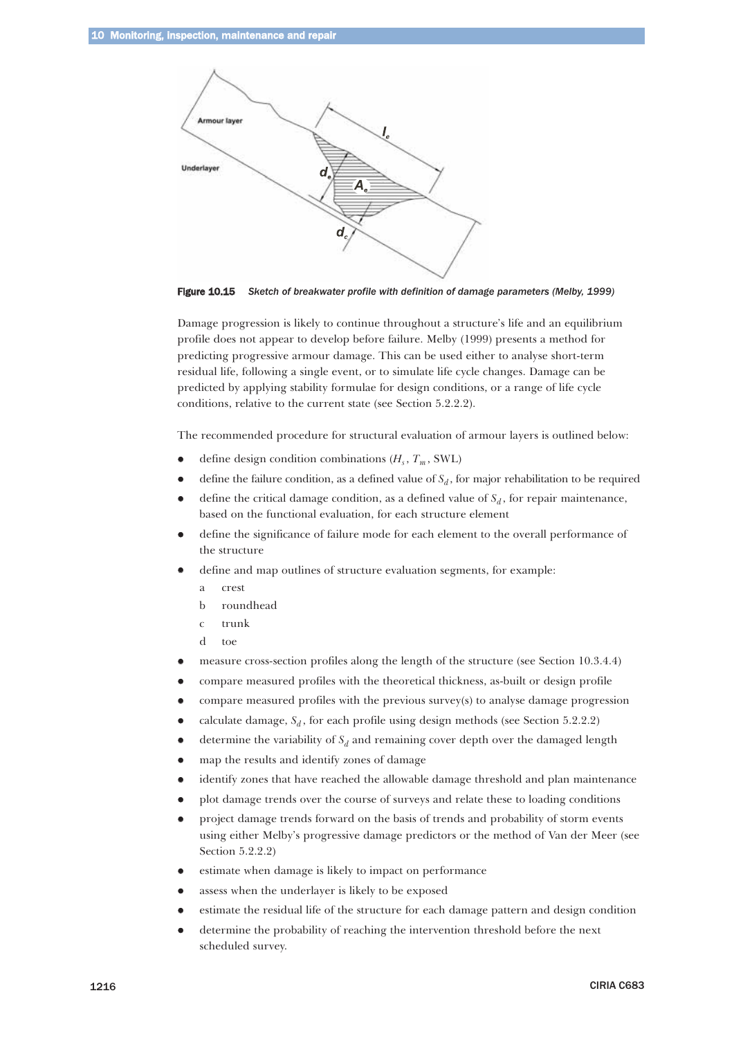**Figure 10.15** *Sketch of breakwater profile with definition of damage parameters (Melby, 1999)*

Damage progression is likely to continue throughout a structure's life and an equilibrium profile does not appear to develop before failure. Melby (1999) presents a method for predicting progressive armour damage. This can be used either to analyse short-term residual life, following a single event, or to simulate life cycle changes. Damage can be predicted by applying stability formulae for design conditions, or a range of life cycle conditions, relative to the current state (see Section 5.2.2.2).

The recommended procedure for structural evaluation of armour layers is outlined below:

- define design condition combinations ($H_s$, $T_m$, SWL)
- define the failure condition, as a defined value of $S_d$, for major rehabilitation to be required
- define the critical damage condition, as a defined value of $S_d$, for repair maintenance, based on the functional evaluation, for each structure element
- define the significance of failure mode for each element to the overall performance of the structure
- define and map outlines of structure evaluation segments, for example:
  - a crest
  - b roundhead
  - c trunk
  - d toe
- measure cross-section profiles along the length of the structure (see Section 10.3.4.4)
- compare measured profiles with the theoretical thickness, as-built or design profile
- compare measured profiles with the previous survey(s) to analyse damage progression
- calculate damage, $S_d$, for each profile using design methods (see Section 5.2.2.2)
- determine the variability of $S_d$ and remaining cover depth over the damaged length
- map the results and identify zones of damage
- identify zones that have reached the allowable damage threshold and plan maintenance
- plot damage trends over the course of surveys and relate these to loading conditions
- project damage trends forward on the basis of trends and probability of storm events using either Melby's progressive damage predictors or the method of Van der Meer (see Section 5.2.2.2)
- estimate when damage is likely to impact on performance
- assess when the underlayer is likely to be exposed
- estimate the residual life of the structure for each damage pattern and design condition
- determine the probability of reaching the intervention threshold before the next scheduled survey.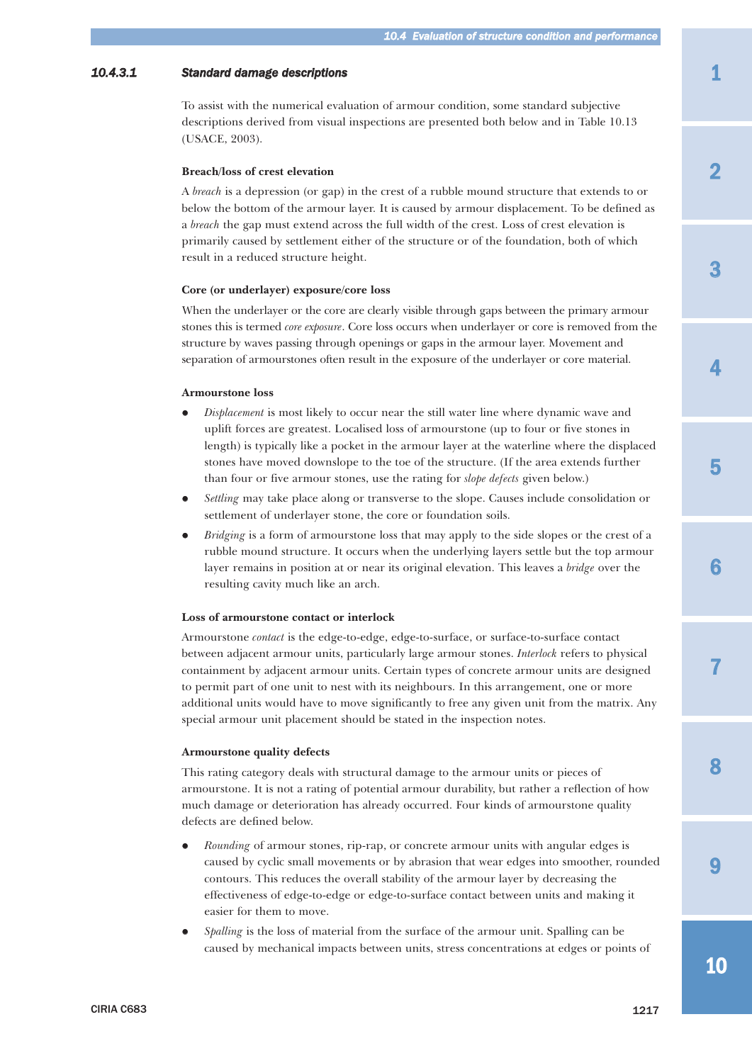#### 10.4.3.1 Standard damage descriptions

To assist with the numerical evaluation of armour condition, some standard subjective descriptions derived from visual inspections are presented both below and in Table 10.13 (USACE, 2003).

**Breach/loss of crest elevation**

A *breach* is a depression (or gap) in the crest of a rubble mound structure that extends to or below the bottom of the armour layer. It is caused by armour displacement. To be defined as a *breach* the gap must extend across the full width of the crest. Loss of crest elevation is primarily caused by settlement either of the structure or of the foundation, both of which result in a reduced structure height.

**Core (or underlayer) exposure/core loss**

When the underlayer or the core are clearly visible through gaps between the primary armour stones this is termed *core exposure*. Core loss occurs when underlayer or core is removed from the structure by waves passing through openings or gaps in the armour layer. Movement and separation of armourstones often result in the exposure of the underlayer or core material.

**Armourstone loss**

- *Displacement* is most likely to occur near the still water line where dynamic wave and uplift forces are greatest. Localised loss of armourstone (up to four or five stones in length) is typically like a pocket in the armour layer at the waterline where the displaced stones have moved downslope to the toe of the structure. (If the area extends further than four or five armour stones, use the rating for *slope defects* given below.)
- *Settling* may take place along or transverse to the slope. Causes include consolidation or settlement of underlayer stone, the core or foundation soils.
- *Bridging* is a form of armourstone loss that may apply to the side slopes or the crest of a rubble mound structure. It occurs when the underlying layers settle but the top armour layer remains in position at or near its original elevation. This leaves a *bridge* over the resulting cavity much like an arch.

**Loss of armourstone contact or interlock**

Armourstone *contact* is the edge-to-edge, edge-to-surface, or surface-to-surface contact between adjacent armour units, particularly large armour stones. *Interlock* refers to physical containment by adjacent armour units. Certain types of concrete armour units are designed to permit part of one unit to nest with its neighbours. In this arrangement, one or more additional units would have to move significantly to free any given unit from the matrix. Any special armour unit placement should be stated in the inspection notes.

**Armourstone quality defects**

This rating category deals with structural damage to the armour units or pieces of armourstone. It is not a rating of potential armour durability, but rather a reflection of how much damage or deterioration has already occurred. Four kinds of armourstone quality defects are defined below.

- *Rounding* of armour stones, rip-rap, or concrete armour units with angular edges is caused by cyclic small movements or by abrasion that wear edges into smoother, rounded contours. This reduces the overall stability of the armour layer by decreasing the effectiveness of edge-to-edge or edge-to-surface contact between units and making it easier for them to move.
- *Spalling* is the loss of material from the surface of the armour unit. Spalling can be caused by mechanical impacts between units, stress concentrations at edges or points of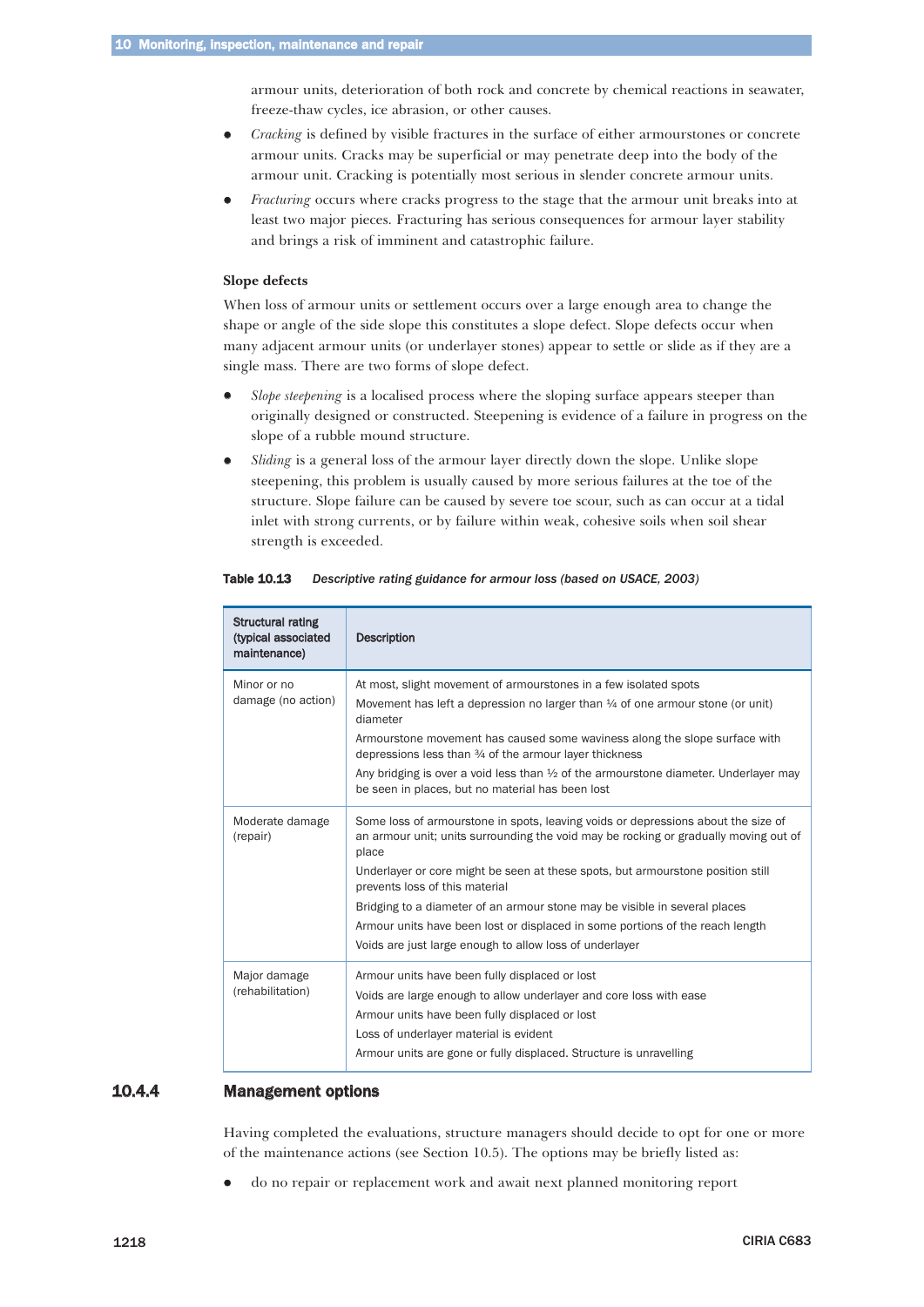armour units, deterioration of both rock and concrete by chemical reactions in seawater, freeze-thaw cycles, ice abrasion, or other causes.

- *Cracking* is defined by visible fractures in the surface of either armourstones or concrete armour units. Cracks may be superficial or may penetrate deep into the body of the armour unit. Cracking is potentially most serious in slender concrete armour units.
- *Fracturing* occurs where cracks progress to the stage that the armour unit breaks into at least two major pieces. Fracturing has serious consequences for armour layer stability and brings a risk of imminent and catastrophic failure.

**Slope defects**

When loss of armour units or settlement occurs over a large enough area to change the shape or angle of the side slope this constitutes a slope defect. Slope defects occur when many adjacent armour units (or underlayer stones) appear to settle or slide as if they are a single mass. There are two forms of slope defect.

- *Slope steepening* is a localised process where the sloping surface appears steeper than originally designed or constructed. Steepening is evidence of a failure in progress on the slope of a rubble mound structure.
- *Sliding* is a general loss of the armour layer directly down the slope. Unlike slope steepening, this problem is usually caused by more serious failures at the toe of the structure. Slope failure can be caused by severe toe scour, such as can occur at a tidal inlet with strong currents, or by failure within weak, cohesive soils when soil shear strength is exceeded.

**Table 10.13** *Descriptive rating guidance for armour loss (based on USACE, 2003)*

| Structural rating (typical associated maintenance) | Description |
|---|---|
| Minor or no damage (no action) | At most, slight movement of armourstones in a few isolated spots<br>Movement has left a depression no larger than ¼ of one armour stone (or unit) diameter<br>Armourstone movement has caused some waviness along the slope surface with depressions less than ¾ of the armour layer thickness<br>Any bridging is over a void less than ½ of the armourstone diameter. Underlayer may be seen in places, but no material has been lost |
| Moderate damage (repair) | Some loss of armourstone in spots, leaving voids or depressions about the size of an armour unit; units surrounding the void may be rocking or gradually moving out of place<br>Underlayer or core might be seen at these spots, but armourstone position still prevents loss of this material<br>Bridging to a diameter of an armour stone may be visible in several places<br>Armour units have been lost or displaced in some portions of the reach length<br>Voids are just large enough to allow loss of underlayer |
| Major damage (rehabilitation) | Armour units have been fully displaced or lost<br>Voids are large enough to allow underlayer and core loss with ease<br>Armour units have been fully displaced or lost<br>Loss of underlayer material is evident<br>Armour units are gone or fully displaced. Structure is unravelling |

### 10.4.4 Management options

Having completed the evaluations, structure managers should decide to opt for one or more of the maintenance actions (see Section 10.5). The options may be briefly listed as:

- do no repair or replacement work and await next planned monitoring report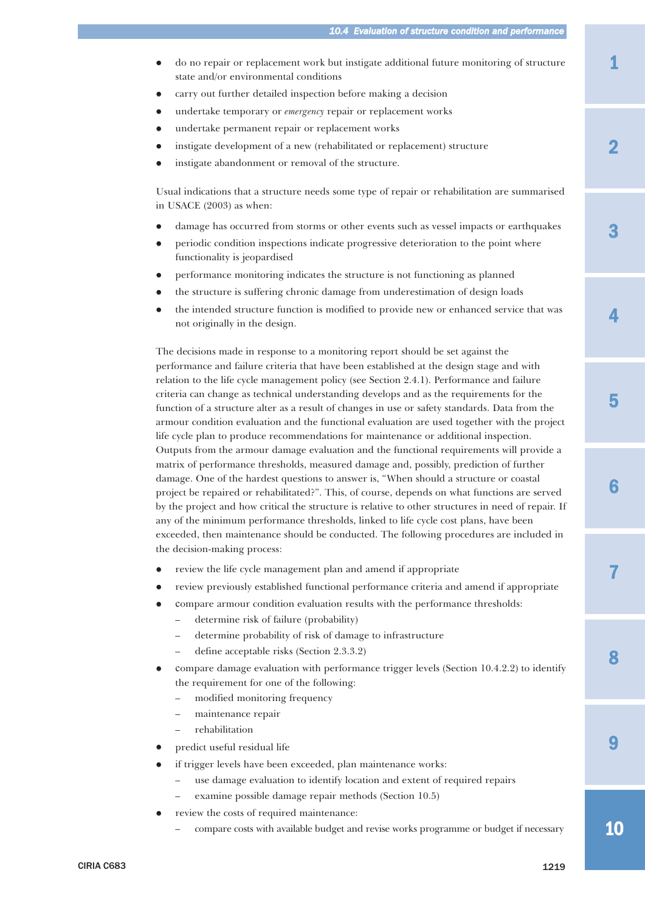- do no repair or replacement work but instigate additional future monitoring of structure state and/or environmental conditions
- carry out further detailed inspection before making a decision
- undertake temporary or *emergency* repair or replacement works
- undertake permanent repair or replacement works
- instigate development of a new (rehabilitated or replacement) structure
- instigate abandonment or removal of the structure.

Usual indications that a structure needs some type of repair or rehabilitation are summarised in USACE (2003) as when:

- damage has occurred from storms or other events such as vessel impacts or earthquakes
- periodic condition inspections indicate progressive deterioration to the point where functionality is jeopardised
- performance monitoring indicates the structure is not functioning as planned
- the structure is suffering chronic damage from underestimation of design loads
- the intended structure function is modified to provide new or enhanced service that was not originally in the design.

The decisions made in response to a monitoring report should be set against the performance and failure criteria that have been established at the design stage and with relation to the life cycle management policy (see Section 2.4.1). Performance and failure criteria can change as technical understanding develops and as the requirements for the function of a structure alter as a result of changes in use or safety standards. Data from the armour condition evaluation and the functional evaluation are used together with the project life cycle plan to produce recommendations for maintenance or additional inspection. Outputs from the armour damage evaluation and the functional requirements will provide a matrix of performance thresholds, measured damage and, possibly, prediction of further damage. One of the hardest questions to answer is, "When should a structure or coastal project be repaired or rehabilitated?". This, of course, depends on what functions are served by the project and how critical the structure is relative to other structures in need of repair. If any of the minimum performance thresholds, linked to life cycle cost plans, have been exceeded, then maintenance should be conducted. The following procedures are included in the decision-making process:

- review the life cycle management plan and amend if appropriate
- review previously established functional performance criteria and amend if appropriate
- compare armour condition evaluation results with the performance thresholds:
  - determine risk of failure (probability)
  - determine probability of risk of damage to infrastructure
  - define acceptable risks (Section 2.3.3.2)
- compare damage evaluation with performance trigger levels (Section 10.4.2.2) to identify the requirement for one of the following:
  - modified monitoring frequency
  - maintenance repair
  - rehabilitation
- predict useful residual life
- if trigger levels have been exceeded, plan maintenance works:
  - use damage evaluation to identify location and extent of required repairs
  - examine possible damage repair methods (Section 10.5)
- review the costs of required maintenance:
  - compare costs with available budget and revise works programme or budget if necessary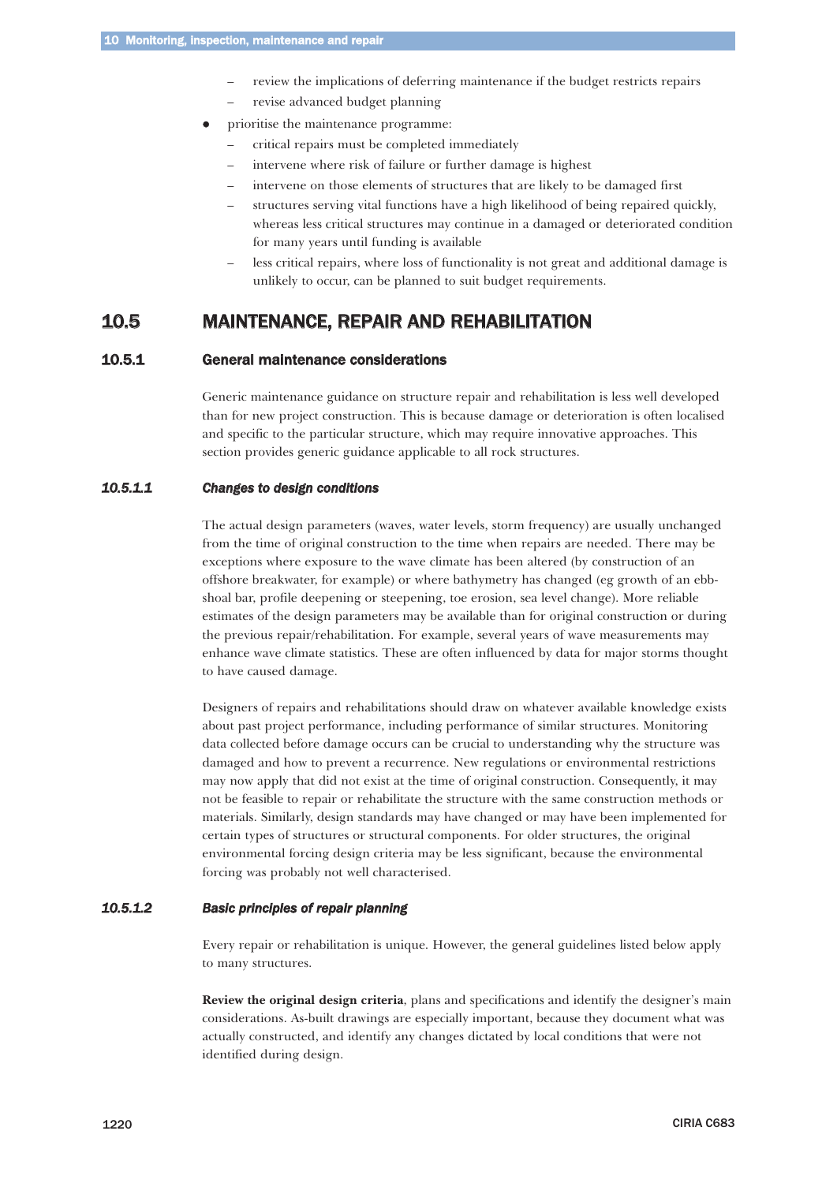- review the implications of deferring maintenance if the budget restricts repairs
  - revise advanced budget planning
- prioritise the maintenance programme:
  - critical repairs must be completed immediately
  - intervene where risk of failure or further damage is highest
  - intervene on those elements of structures that are likely to be damaged first
  - structures serving vital functions have a high likelihood of being repaired quickly, whereas less critical structures may continue in a damaged or deteriorated condition for many years until funding is available
  - less critical repairs, where loss of functionality is not great and additional damage is unlikely to occur, can be planned to suit budget requirements.

## 10.5 MAINTENANCE, REPAIR AND REHABILITATION

### 10.5.1 General maintenance considerations

Generic maintenance guidance on structure repair and rehabilitation is less well developed than for new project construction. This is because damage or deterioration is often localised and specific to the particular structure, which may require innovative approaches. This section provides generic guidance applicable to all rock structures.

#### *10.5.1.1 Changes to design conditions*

The actual design parameters (waves, water levels, storm frequency) are usually unchanged from the time of original construction to the time when repairs are needed. There may be exceptions where exposure to the wave climate has been altered (by construction of an offshore breakwater, for example) or where bathymetry has changed (eg growth of an ebb-shoal bar, profile deepening or steepening, toe erosion, sea level change). More reliable estimates of the design parameters may be available than for original construction or during the previous repair/rehabilitation. For example, several years of wave measurements may enhance wave climate statistics. These are often influenced by data for major storms thought to have caused damage.

Designers of repairs and rehabilitations should draw on whatever available knowledge exists about past project performance, including performance of similar structures. Monitoring data collected before damage occurs can be crucial to understanding why the structure was damaged and how to prevent a recurrence. New regulations or environmental restrictions may now apply that did not exist at the time of original construction. Consequently, it may not be feasible to repair or rehabilitate the structure with the same construction methods or materials. Similarly, design standards may have changed or may have been implemented for certain types of structures or structural components. For older structures, the original environmental forcing design criteria may be less significant, because the environmental forcing was probably not well characterised.

#### *10.5.1.2 Basic principles of repair planning*

Every repair or rehabilitation is unique. However, the general guidelines listed below apply to many structures.

**Review the original design criteria**, plans and specifications and identify the designer's main considerations. As-built drawings are especially important, because they document what was actually constructed, and identify any changes dictated by local conditions that were not identified during design.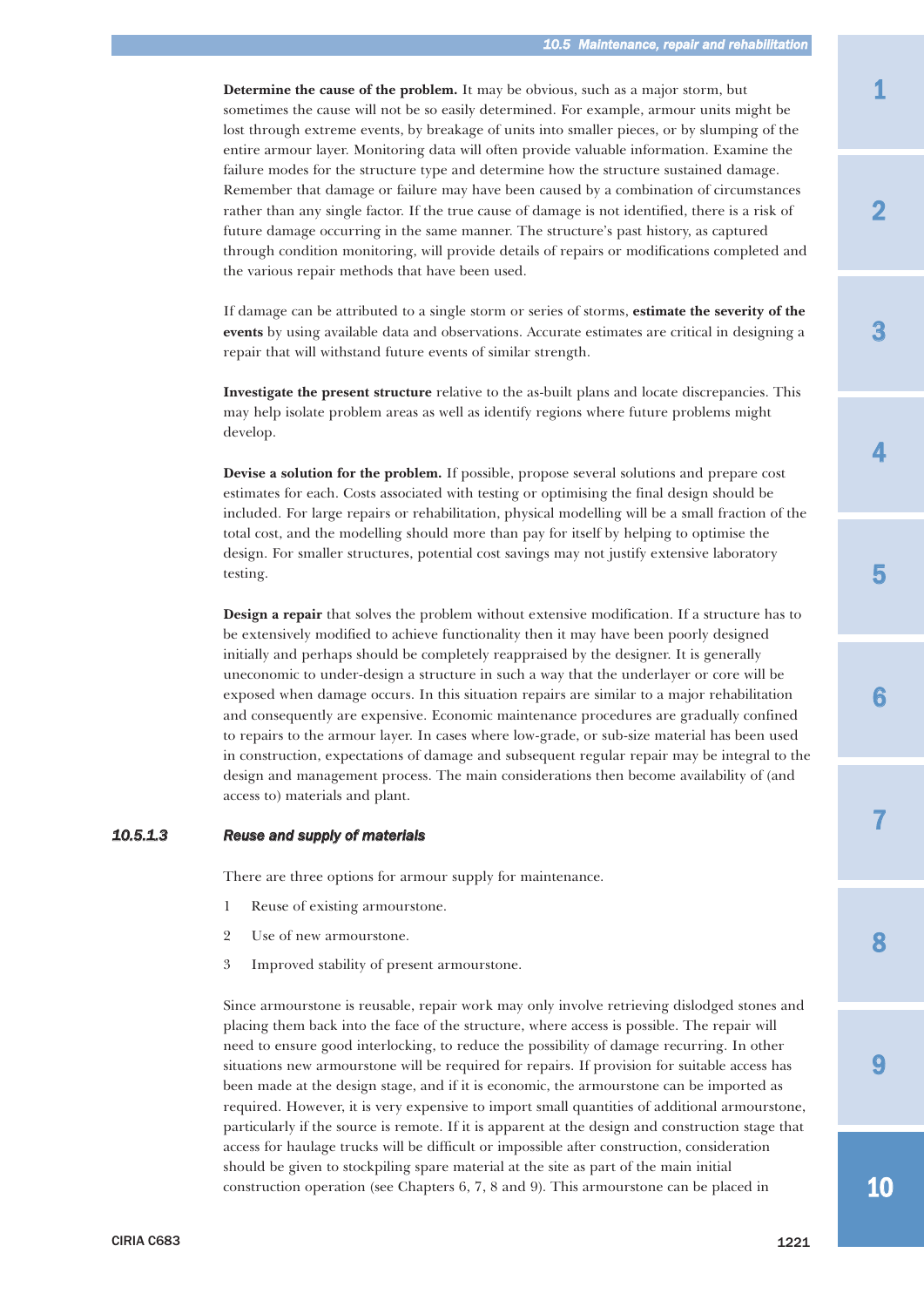**Determine the cause of the problem.** It may be obvious, such as a major storm, but sometimes the cause will not be so easily determined. For example, armour units might be lost through extreme events, by breakage of units into smaller pieces, or by slumping of the entire armour layer. Monitoring data will often provide valuable information. Examine the failure modes for the structure type and determine how the structure sustained damage. Remember that damage or failure may have been caused by a combination of circumstances rather than any single factor. If the true cause of damage is not identified, there is a risk of future damage occurring in the same manner. The structure's past history, as captured through condition monitoring, will provide details of repairs or modifications completed and the various repair methods that have been used.

If damage can be attributed to a single storm or series of storms, **estimate the severity of the events** by using available data and observations. Accurate estimates are critical in designing a repair that will withstand future events of similar strength.

**Investigate the present structure** relative to the as-built plans and locate discrepancies. This may help isolate problem areas as well as identify regions where future problems might develop.

**Devise a solution for the problem.** If possible, propose several solutions and prepare cost estimates for each. Costs associated with testing or optimising the final design should be included. For large repairs or rehabilitation, physical modelling will be a small fraction of the total cost, and the modelling should more than pay for itself by helping to optimise the design. For smaller structures, potential cost savings may not justify extensive laboratory testing.

**Design a repair** that solves the problem without extensive modification. If a structure has to be extensively modified to achieve functionality then it may have been poorly designed initially and perhaps should be completely reappraised by the designer. It is generally uneconomic to under-design a structure in such a way that the underlayer or core will be exposed when damage occurs. In this situation repairs are similar to a major rehabilitation and consequently are expensive. Economic maintenance procedures are gradually confined to repairs to the armour layer. In cases where low-grade, or sub-size material has been used in construction, expectations of damage and subsequent regular repair may be integral to the design and management process. The main considerations then become availability of (and access to) materials and plant.

### 10.5.1.3 Reuse and supply of materials

There are three options for armour supply for maintenance.

1. Reuse of existing armourstone.
2. Use of new armourstone.
3. Improved stability of present armourstone.

Since armourstone is reusable, repair work may only involve retrieving dislodged stones and placing them back into the face of the structure, where access is possible. The repair will need to ensure good interlocking, to reduce the possibility of damage recurring. In other situations new armourstone will be required for repairs. If provision for suitable access has been made at the design stage, and if it is economic, the armourstone can be imported as required. However, it is very expensive to import small quantities of additional armourstone, particularly if the source is remote. If it is apparent at the design and construction stage that access for haulage trucks will be difficult or impossible after construction, consideration should be given to stockpiling spare material at the site as part of the main initial construction operation (see Chapters 6, 7, 8 and 9). This armourstone can be placed in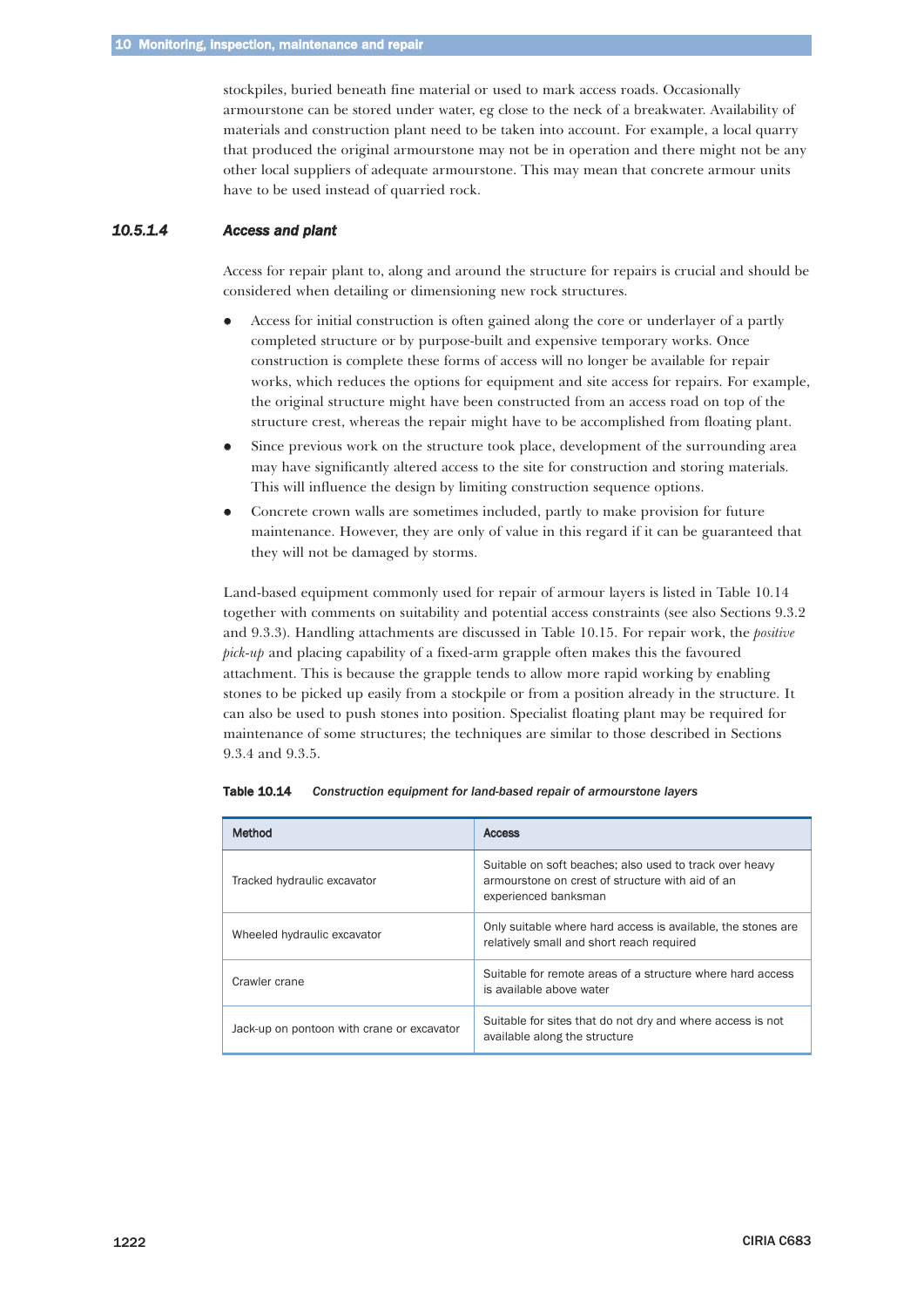stockpiles, buried beneath fine material or used to mark access roads. Occasionally armourstone can be stored under water, eg close to the neck of a breakwater. Availability of materials and construction plant need to be taken into account. For example, a local quarry that produced the original armourstone may not be in operation and there might not be any other local suppliers of adequate armourstone. This may mean that concrete armour units have to be used instead of quarried rock.

#### 10.5.1.4 Access and plant

Access for repair plant to, along and around the structure for repairs is crucial and should be considered when detailing or dimensioning new rock structures.

- Access for initial construction is often gained along the core or underlayer of a partly completed structure or by purpose-built and expensive temporary works. Once construction is complete these forms of access will no longer be available for repair works, which reduces the options for equipment and site access for repairs. For example, the original structure might have been constructed from an access road on top of the structure crest, whereas the repair might have to be accomplished from floating plant.
- Since previous work on the structure took place, development of the surrounding area may have significantly altered access to the site for construction and storing materials. This will influence the design by limiting construction sequence options.
- Concrete crown walls are sometimes included, partly to make provision for future maintenance. However, they are only of value in this regard if it can be guaranteed that they will not be damaged by storms.

Land-based equipment commonly used for repair of armour layers is listed in Table 10.14 together with comments on suitability and potential access constraints (see also Sections 9.3.2 and 9.3.3). Handling attachments are discussed in Table 10.15. For repair work, the *positive pick-up* and placing capability of a fixed-arm grapple often makes this the favoured attachment. This is because the grapple tends to allow more rapid working by enabling stones to be picked up easily from a stockpile or from a position already in the structure. It can also be used to push stones into position. Specialist floating plant may be required for maintenance of some structures; the techniques are similar to those described in Sections 9.3.4 and 9.3.5.

**Table 10.14** *Construction equipment for land-based repair of armourstone layers*

| Method | Access |
|---|---|
| Tracked hydraulic excavator | Suitable on soft beaches; also used to track over heavy armourstone on crest of structure with aid of an experienced banksman |
| Wheeled hydraulic excavator | Only suitable where hard access is available, the stones are relatively small and short reach required |
| Crawler crane | Suitable for remote areas of a structure where hard access is available above water |
| Jack-up on pontoon with crane or excavator | Suitable for sites that do not dry and where access is not available along the structure |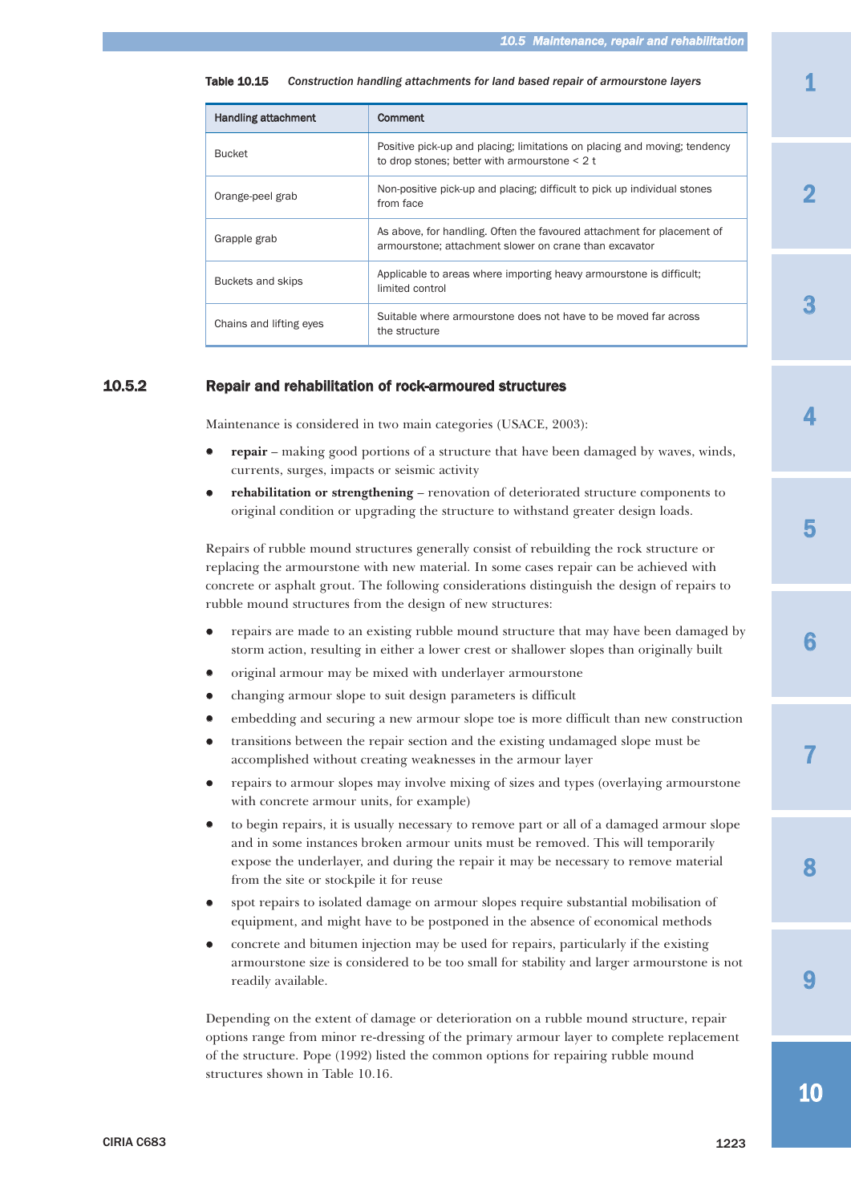**Table 10.15** *Construction handling attachments for land based repair of armourstone layers*

| Handling attachment | Comment |
|---|---|
| Bucket | Positive pick-up and placing; limitations on placing and moving; tendency to drop stones; better with armourstone < 2 t |
| Orange-peel grab | Non-positive pick-up and placing; difficult to pick up individual stones from face |
| Grapple grab | As above, for handling. Often the favoured attachment for placement of armourstone; attachment slower on crane than excavator |
| Buckets and skips | Applicable to areas where importing heavy armourstone is difficult; limited control |
| Chains and lifting eyes | Suitable where armourstone does not have to be moved far across the structure |

### 10.5.2 Repair and rehabilitation of rock-armoured structures

Maintenance is considered in two main categories (USACE, 2003):

- **repair** – making good portions of a structure that have been damaged by waves, winds, currents, surges, impacts or seismic activity
- **rehabilitation or strengthening** – renovation of deteriorated structure components to original condition or upgrading the structure to withstand greater design loads.

Repairs of rubble mound structures generally consist of rebuilding the rock structure or replacing the armourstone with new material. In some cases repair can be achieved with concrete or asphalt grout. The following considerations distinguish the design of repairs to rubble mound structures from the design of new structures:

- repairs are made to an existing rubble mound structure that may have been damaged by storm action, resulting in either a lower crest or shallower slopes than originally built
- original armour may be mixed with underlayer armourstone
- changing armour slope to suit design parameters is difficult
- embedding and securing a new armour slope toe is more difficult than new construction
- transitions between the repair section and the existing undamaged slope must be accomplished without creating weaknesses in the armour layer
- repairs to armour slopes may involve mixing of sizes and types (overlaying armourstone with concrete armour units, for example)
- to begin repairs, it is usually necessary to remove part or all of a damaged armour slope and in some instances broken armour units must be removed. This will temporarily expose the underlayer, and during the repair it may be necessary to remove material from the site or stockpile it for reuse
- spot repairs to isolated damage on armour slopes require substantial mobilisation of equipment, and might have to be postponed in the absence of economical methods
- concrete and bitumen injection may be used for repairs, particularly if the existing armourstone size is considered to be too small for stability and larger armourstone is not readily available.

Depending on the extent of damage or deterioration on a rubble mound structure, repair options range from minor re-dressing of the primary armour layer to complete replacement of the structure. Pope (1992) listed the common options for repairing rubble mound structures shown in Table 10.16.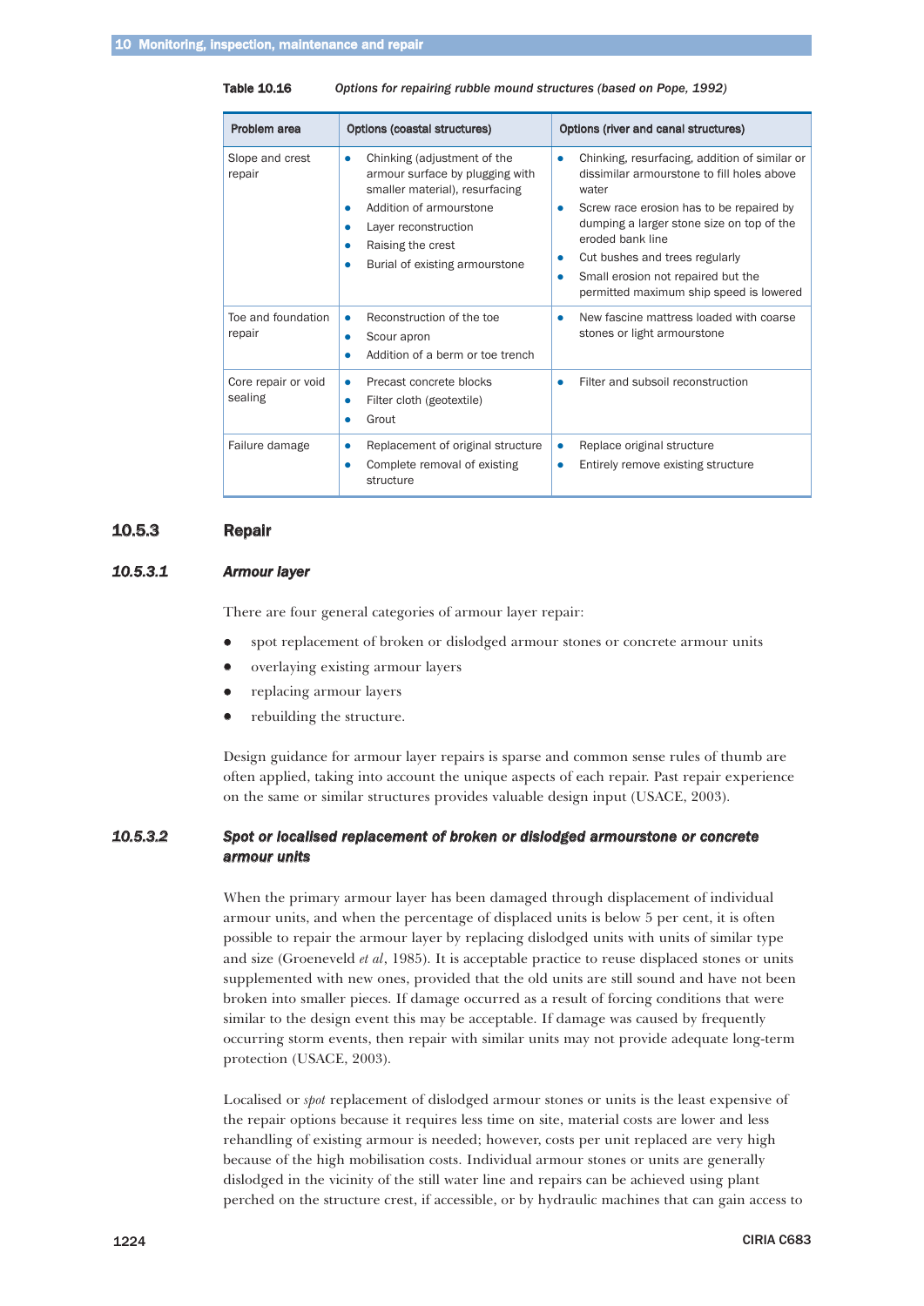**Table 10.16** *Options for repairing rubble mound structures (based on Pope, 1992)*

| Problem area | Options (coastal structures) | Options (river and canal structures) |
|---|---|---|
| Slope and crest repair | • Chinking (adjustment of the armour surface by plugging with smaller material), resurfacing<br>• Addition of armourstone<br>• Layer reconstruction<br>• Raising the crest<br>• Burial of existing armourstone | • Chinking, resurfacing, addition of similar or dissimilar armourstone to fill holes above water<br>• Screw race erosion has to be repaired by dumping a larger stone size on top of the eroded bank line<br>• Cut bushes and trees regularly<br>• Small erosion not repaired but the permitted maximum ship speed is lowered |
| Toe and foundation repair | • Reconstruction of the toe<br>• Scour apron<br>• Addition of a berm or toe trench | • New fascine mattress loaded with coarse stones or light armourstone |
| Core repair or void sealing | • Precast concrete blocks<br>• Filter cloth (geotextile)<br>• Grout | • Filter and subsoil reconstruction |
| Failure damage | • Replacement of original structure<br>• Complete removal of existing structure | • Replace original structure<br>• Entirely remove existing structure |

## 10.5.3 Repair

### *10.5.3.1 Armour layer*

There are four general categories of armour layer repair:

- spot replacement of broken or dislodged armour stones or concrete armour units
- overlaying existing armour layers
- replacing armour layers
- rebuilding the structure.

Design guidance for armour layer repairs is sparse and common sense rules of thumb are often applied, taking into account the unique aspects of each repair. Past repair experience on the same or similar structures provides valuable design input (USACE, 2003).

### *10.5.3.2 Spot or localised replacement of broken or dislodged armourstone or concrete armour units*

When the primary armour layer has been damaged through displacement of individual armour units, and when the percentage of displaced units is below 5 per cent, it is often possible to repair the armour layer by replacing dislodged units with units of similar type and size (Groeneveld *et al*, 1985). It is acceptable practice to reuse displaced stones or units supplemented with new ones, provided that the old units are still sound and have not been broken into smaller pieces. If damage occurred as a result of forcing conditions that were similar to the design event this may be acceptable. If damage was caused by frequently occurring storm events, then repair with similar units may not provide adequate long-term protection (USACE, 2003).

Localised or *spot* replacement of dislodged armour stones or units is the least expensive of the repair options because it requires less time on site, material costs are lower and less rehandling of existing armour is needed; however, costs per unit replaced are very high because of the high mobilisation costs. Individual armour stones or units are generally dislodged in the vicinity of the still water line and repairs can be achieved using plant perched on the structure crest, if accessible, or by hydraulic machines that can gain access to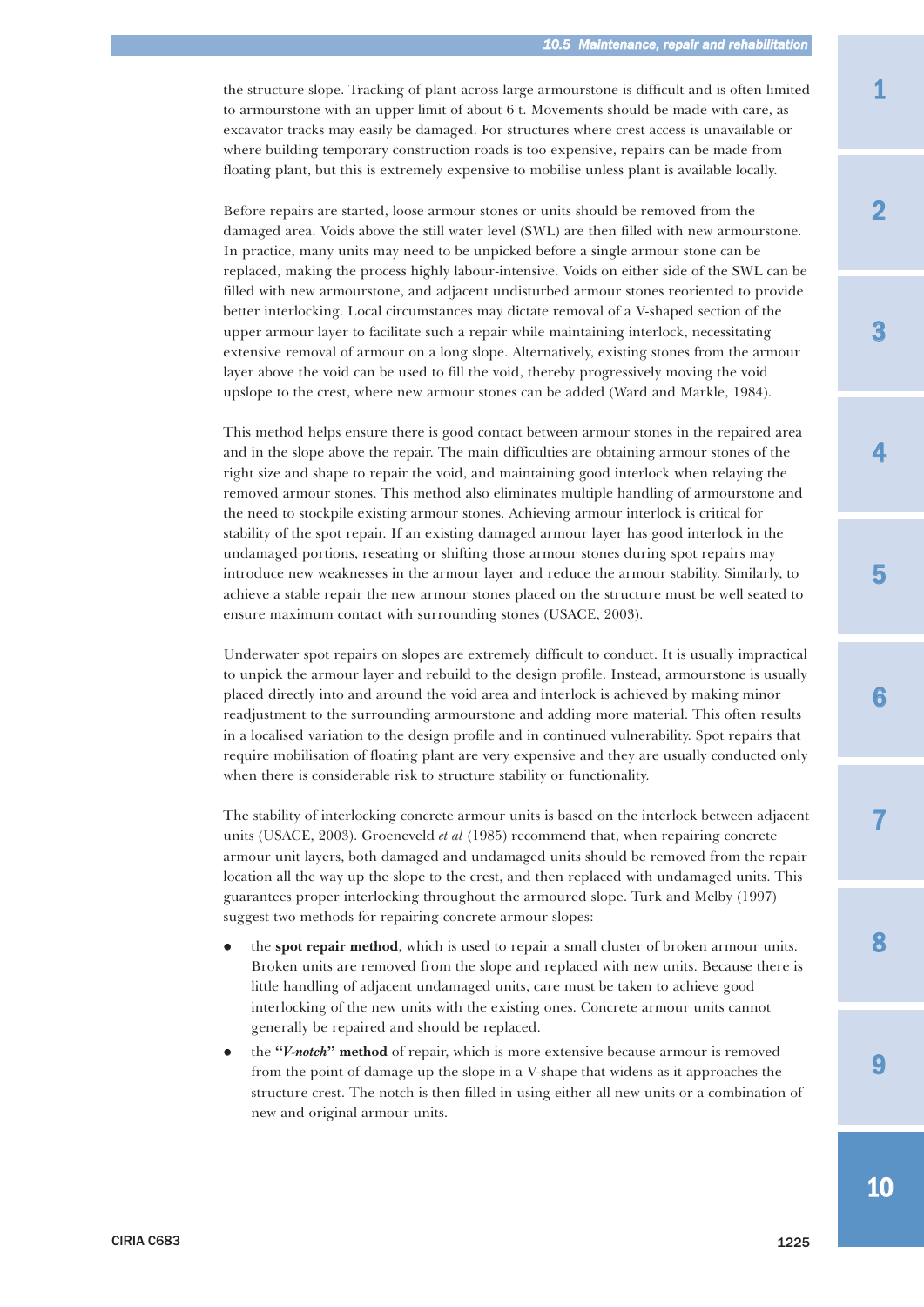the structure slope. Tracking of plant across large armourstone is difficult and is often limited to armourstone with an upper limit of about 6 t. Movements should be made with care, as excavator tracks may easily be damaged. For structures where crest access is unavailable or where building temporary construction roads is too expensive, repairs can be made from floating plant, but this is extremely expensive to mobilise unless plant is available locally.

Before repairs are started, loose armour stones or units should be removed from the damaged area. Voids above the still water level (SWL) are then filled with new armourstone. In practice, many units may need to be unpicked before a single armour stone can be replaced, making the process highly labour-intensive. Voids on either side of the SWL can be filled with new armourstone, and adjacent undisturbed armour stones reoriented to provide better interlocking. Local circumstances may dictate removal of a V-shaped section of the upper armour layer to facilitate such a repair while maintaining interlock, necessitating extensive removal of armour on a long slope. Alternatively, existing stones from the armour layer above the void can be used to fill the void, thereby progressively moving the void upslope to the crest, where new armour stones can be added (Ward and Markle, 1984).

This method helps ensure there is good contact between armour stones in the repaired area and in the slope above the repair. The main difficulties are obtaining armour stones of the right size and shape to repair the void, and maintaining good interlock when relaying the removed armour stones. This method also eliminates multiple handling of armourstone and the need to stockpile existing armour stones. Achieving armour interlock is critical for stability of the spot repair. If an existing damaged armour layer has good interlock in the undamaged portions, reseating or shifting those armour stones during spot repairs may introduce new weaknesses in the armour layer and reduce the armour stability. Similarly, to achieve a stable repair the new armour stones placed on the structure must be well seated to ensure maximum contact with surrounding stones (USACE, 2003).

Underwater spot repairs on slopes are extremely difficult to conduct. It is usually impractical to unpick the armour layer and rebuild to the design profile. Instead, armourstone is usually placed directly into and around the void area and interlock is achieved by making minor readjustment to the surrounding armourstone and adding more material. This often results in a localised variation to the design profile and in continued vulnerability. Spot repairs that require mobilisation of floating plant are very expensive and they are usually conducted only when there is considerable risk to structure stability or functionality.

The stability of interlocking concrete armour units is based on the interlock between adjacent units (USACE, 2003). Groeneveld *et al* (1985) recommend that, when repairing concrete armour unit layers, both damaged and undamaged units should be removed from the repair location all the way up the slope to the crest, and then replaced with undamaged units. This guarantees proper interlocking throughout the armoured slope. Turk and Melby (1997) suggest two methods for repairing concrete armour slopes:

- the **spot repair method**, which is used to repair a small cluster of broken armour units. Broken units are removed from the slope and replaced with new units. Because there is little handling of adjacent undamaged units, care must be taken to achieve good interlocking of the new units with the existing ones. Concrete armour units cannot generally be repaired and should be replaced.
- the **"*V-notch*" method** of repair, which is more extensive because armour is removed from the point of damage up the slope in a V-shape that widens as it approaches the structure crest. The notch is then filled in using either all new units or a combination of new and original armour units.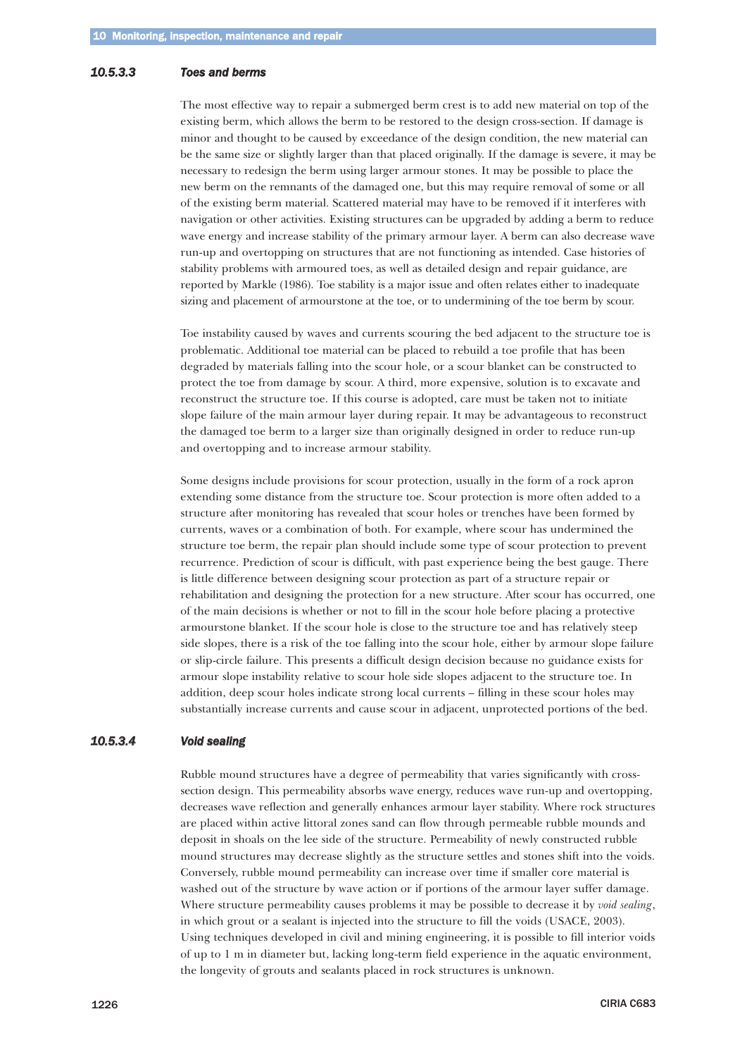#### 10.5.3.3 Toes and berms

The most effective way to repair a submerged berm crest is to add new material on top of the existing berm, which allows the berm to be restored to the design cross-section. If damage is minor and thought to be caused by exceedance of the design condition, the new material can be the same size or slightly larger than that placed originally. If the damage is severe, it may be necessary to redesign the berm using larger armour stones. It may be possible to place the new berm on the remnants of the damaged one, but this may require removal of some or all of the existing berm material. Scattered material may have to be removed if it interferes with navigation or other activities. Existing structures can be upgraded by adding a berm to reduce wave energy and increase stability of the primary armour layer. A berm can also decrease wave run-up and overtopping on structures that are not functioning as intended. Case histories of stability problems with armoured toes, as well as detailed design and repair guidance, are reported by Markle (1986). Toe stability is a major issue and often relates either to inadequate sizing and placement of armourstone at the toe, or to undermining of the toe berm by scour.

Toe instability caused by waves and currents scouring the bed adjacent to the structure toe is problematic. Additional toe material can be placed to rebuild a toe profile that has been degraded by materials falling into the scour hole, or a scour blanket can be constructed to protect the toe from damage by scour. A third, more expensive, solution is to excavate and reconstruct the structure toe. If this course is adopted, care must be taken not to initiate slope failure of the main armour layer during repair. It may be advantageous to reconstruct the damaged toe berm to a larger size than originally designed in order to reduce run-up and overtopping and to increase armour stability.

Some designs include provisions for scour protection, usually in the form of a rock apron extending some distance from the structure toe. Scour protection is more often added to a structure after monitoring has revealed that scour holes or trenches have been formed by currents, waves or a combination of both. For example, where scour has undermined the structure toe berm, the repair plan should include some type of scour protection to prevent recurrence. Prediction of scour is difficult, with past experience being the best gauge. There is little difference between designing scour protection as part of a structure repair or rehabilitation and designing the protection for a new structure. After scour has occurred, one of the main decisions is whether or not to fill in the scour hole before placing a protective armourstone blanket. If the scour hole is close to the structure toe and has relatively steep side slopes, there is a risk of the toe falling into the scour hole, either by armour slope failure or slip-circle failure. This presents a difficult design decision because no guidance exists for armour slope instability relative to scour hole side slopes adjacent to the structure toe. In addition, deep scour holes indicate strong local currents – filling in these scour holes may substantially increase currents and cause scour in adjacent, unprotected portions of the bed.

#### 10.5.3.4 Void sealing

Rubble mound structures have a degree of permeability that varies significantly with cross-section design. This permeability absorbs wave energy, reduces wave run-up and overtopping, decreases wave reflection and generally enhances armour layer stability. Where rock structures are placed within active littoral zones sand can flow through permeable rubble mounds and deposit in shoals on the lee side of the structure. Permeability of newly constructed rubble mound structures may decrease slightly as the structure settles and stones shift into the voids. Conversely, rubble mound permeability can increase over time if smaller core material is washed out of the structure by wave action or if portions of the armour layer suffer damage. Where structure permeability causes problems it may be possible to decrease it by *void sealing*, in which grout or a sealant is injected into the structure to fill the voids (USACE, 2003). Using techniques developed in civil and mining engineering, it is possible to fill interior voids of up to 1 m in diameter but, lacking long-term field experience in the aquatic environment, the longevity of grouts and sealants placed in rock structures is unknown.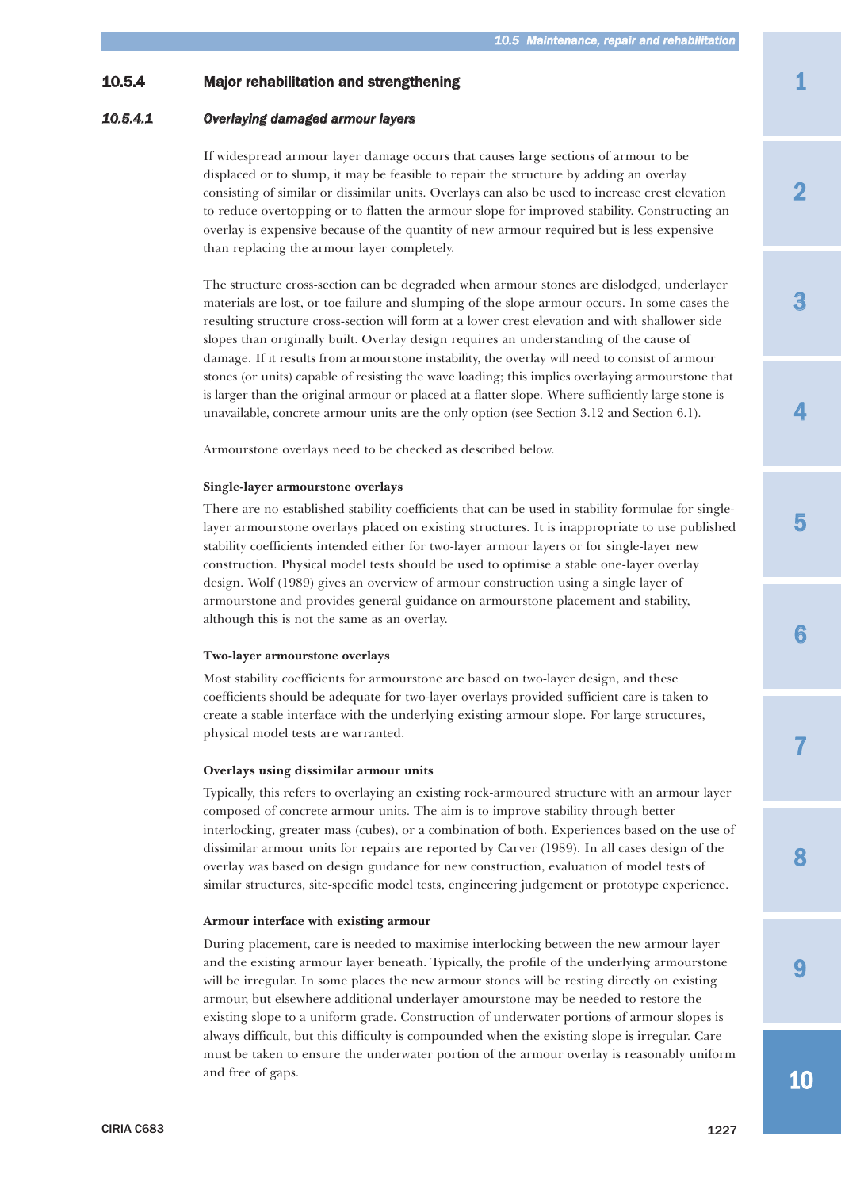### 10.5.4 Major rehabilitation and strengthening

#### *10.5.4.1 Overlaying damaged armour layers*

If widespread armour layer damage occurs that causes large sections of armour to be displaced or to slump, it may be feasible to repair the structure by adding an overlay consisting of similar or dissimilar units. Overlays can also be used to increase crest elevation to reduce overtopping or to flatten the armour slope for improved stability. Constructing an overlay is expensive because of the quantity of new armour required but is less expensive than replacing the armour layer completely.

The structure cross-section can be degraded when armour stones are dislodged, underlayer materials are lost, or toe failure and slumping of the slope armour occurs. In some cases the resulting structure cross-section will form at a lower crest elevation and with shallower side slopes than originally built. Overlay design requires an understanding of the cause of damage. If it results from armourstone instability, the overlay will need to consist of armour stones (or units) capable of resisting the wave loading; this implies overlaying armourstone that is larger than the original armour or placed at a flatter slope. Where sufficiently large stone is unavailable, concrete armour units are the only option (see Section 3.12 and Section 6.1).

Armourstone overlays need to be checked as described below.

**Single-layer armourstone overlays**

There are no established stability coefficients that can be used in stability formulae for single-layer armourstone overlays placed on existing structures. It is inappropriate to use published stability coefficients intended either for two-layer armour layers or for single-layer new construction. Physical model tests should be used to optimise a stable one-layer overlay design. Wolf (1989) gives an overview of armour construction using a single layer of armourstone and provides general guidance on armourstone placement and stability, although this is not the same as an overlay.

**Two-layer armourstone overlays**

Most stability coefficients for armourstone are based on two-layer design, and these coefficients should be adequate for two-layer overlays provided sufficient care is taken to create a stable interface with the underlying existing armour slope. For large structures, physical model tests are warranted.

**Overlays using dissimilar armour units**

Typically, this refers to overlaying an existing rock-armoured structure with an armour layer composed of concrete armour units. The aim is to improve stability through better interlocking, greater mass (cubes), or a combination of both. Experiences based on the use of dissimilar armour units for repairs are reported by Carver (1989). In all cases design of the overlay was based on design guidance for new construction, evaluation of model tests of similar structures, site-specific model tests, engineering judgement or prototype experience.

**Armour interface with existing armour**

During placement, care is needed to maximise interlocking between the new armour layer and the existing armour layer beneath. Typically, the profile of the underlying armourstone will be irregular. In some places the new armour stones will be resting directly on existing armour, but elsewhere additional underlayer amourstone may be needed to restore the existing slope to a uniform grade. Construction of underwater portions of armour slopes is always difficult, but this difficulty is compounded when the existing slope is irregular. Care must be taken to ensure the underwater portion of the armour overlay is reasonably uniform and free of gaps.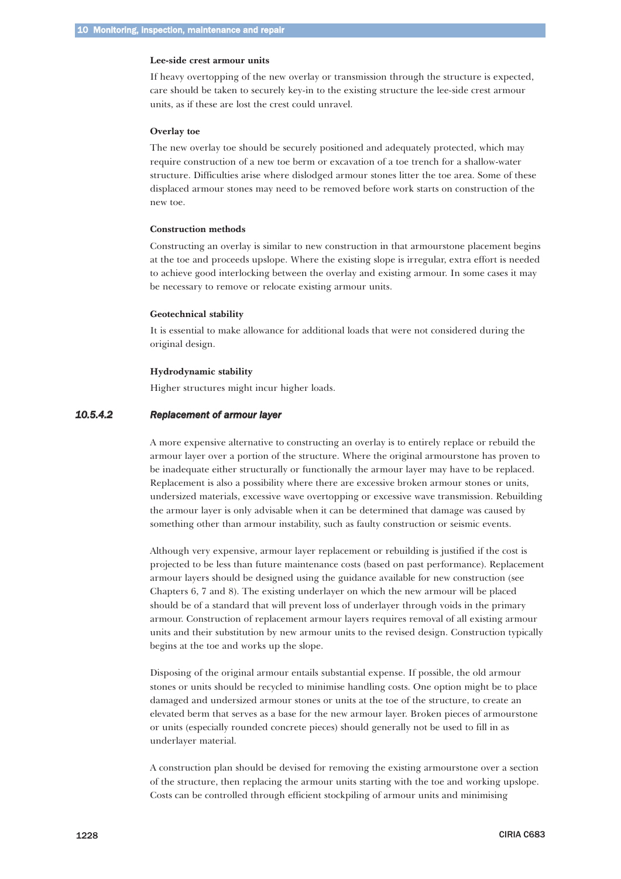**Lee-side crest armour units**

If heavy overtopping of the new overlay or transmission through the structure is expected, care should be taken to securely key-in to the existing structure the lee-side crest armour units, as if these are lost the crest could unravel.

**Overlay toe**

The new overlay toe should be securely positioned and adequately protected, which may require construction of a new toe berm or excavation of a toe trench for a shallow-water structure. Difficulties arise where dislodged armour stones litter the toe area. Some of these displaced armour stones may need to be removed before work starts on construction of the new toe.

**Construction methods**

Constructing an overlay is similar to new construction in that armourstone placement begins at the toe and proceeds upslope. Where the existing slope is irregular, extra effort is needed to achieve good interlocking between the overlay and existing armour. In some cases it may be necessary to remove or relocate existing armour units.

**Geotechnical stability**

It is essential to make allowance for additional loads that were not considered during the original design.

**Hydrodynamic stability**

Higher structures might incur higher loads.

### 10.5.4.2 *Replacement of armour layer*

A more expensive alternative to constructing an overlay is to entirely replace or rebuild the armour layer over a portion of the structure. Where the original armourstone has proven to be inadequate either structurally or functionally the armour layer may have to be replaced. Replacement is also a possibility where there are excessive broken armour stones or units, undersized materials, excessive wave overtopping or excessive wave transmission. Rebuilding the armour layer is only advisable when it can be determined that damage was caused by something other than armour instability, such as faulty construction or seismic events.

Although very expensive, armour layer replacement or rebuilding is justified if the cost is projected to be less than future maintenance costs (based on past performance). Replacement armour layers should be designed using the guidance available for new construction (see Chapters 6, 7 and 8). The existing underlayer on which the new armour will be placed should be of a standard that will prevent loss of underlayer through voids in the primary armour. Construction of replacement armour layers requires removal of all existing armour units and their substitution by new armour units to the revised design. Construction typically begins at the toe and works up the slope.

Disposing of the original armour entails substantial expense. If possible, the old armour stones or units should be recycled to minimise handling costs. One option might be to place damaged and undersized armour stones or units at the toe of the structure, to create an elevated berm that serves as a base for the new armour layer. Broken pieces of armourstone or units (especially rounded concrete pieces) should generally not be used to fill in as underlayer material.

A construction plan should be devised for removing the existing armourstone over a section of the structure, then replacing the armour units starting with the toe and working upslope. Costs can be controlled through efficient stockpiling of armour units and minimising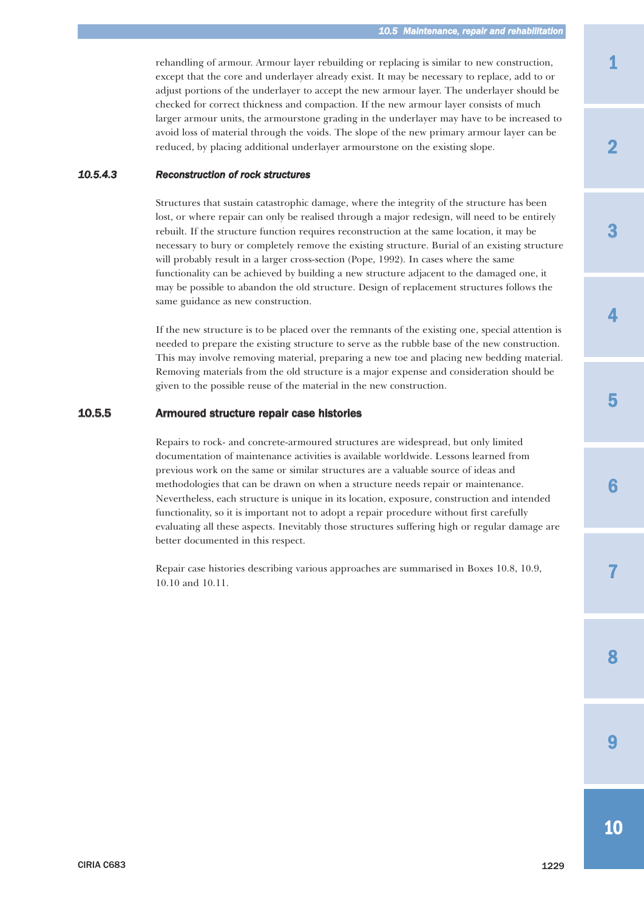rehandling of armour. Armour layer rebuilding or replacing is similar to new construction, except that the core and underlayer already exist. It may be necessary to replace, add to or adjust portions of the underlayer to accept the new armour layer. The underlayer should be checked for correct thickness and compaction. If the new armour layer consists of much larger armour units, the armourstone grading in the underlayer may have to be increased to avoid loss of material through the voids. The slope of the new primary armour layer can be reduced, by placing additional underlayer armourstone on the existing slope.

#### *10.5.4.3 Reconstruction of rock structures*

Structures that sustain catastrophic damage, where the integrity of the structure has been lost, or where repair can only be realised through a major redesign, will need to be entirely rebuilt. If the structure function requires reconstruction at the same location, it may be necessary to bury or completely remove the existing structure. Burial of an existing structure will probably result in a larger cross-section (Pope, 1992). In cases where the same functionality can be achieved by building a new structure adjacent to the damaged one, it may be possible to abandon the old structure. Design of replacement structures follows the same guidance as new construction.

If the new structure is to be placed over the remnants of the existing one, special attention is needed to prepare the existing structure to serve as the rubble base of the new construction. This may involve removing material, preparing a new toe and placing new bedding material. Removing materials from the old structure is a major expense and consideration should be given to the possible reuse of the material in the new construction.

### 10.5.5 Armoured structure repair case histories

Repairs to rock- and concrete-armoured structures are widespread, but only limited documentation of maintenance activities is available worldwide. Lessons learned from previous work on the same or similar structures are a valuable source of ideas and methodologies that can be drawn on when a structure needs repair or maintenance. Nevertheless, each structure is unique in its location, exposure, construction and intended functionality, so it is important not to adopt a repair procedure without first carefully evaluating all these aspects. Inevitably those structures suffering high or regular damage are better documented in this respect.

Repair case histories describing various approaches are summarised in Boxes 10.8, 10.9, 10.10 and 10.11.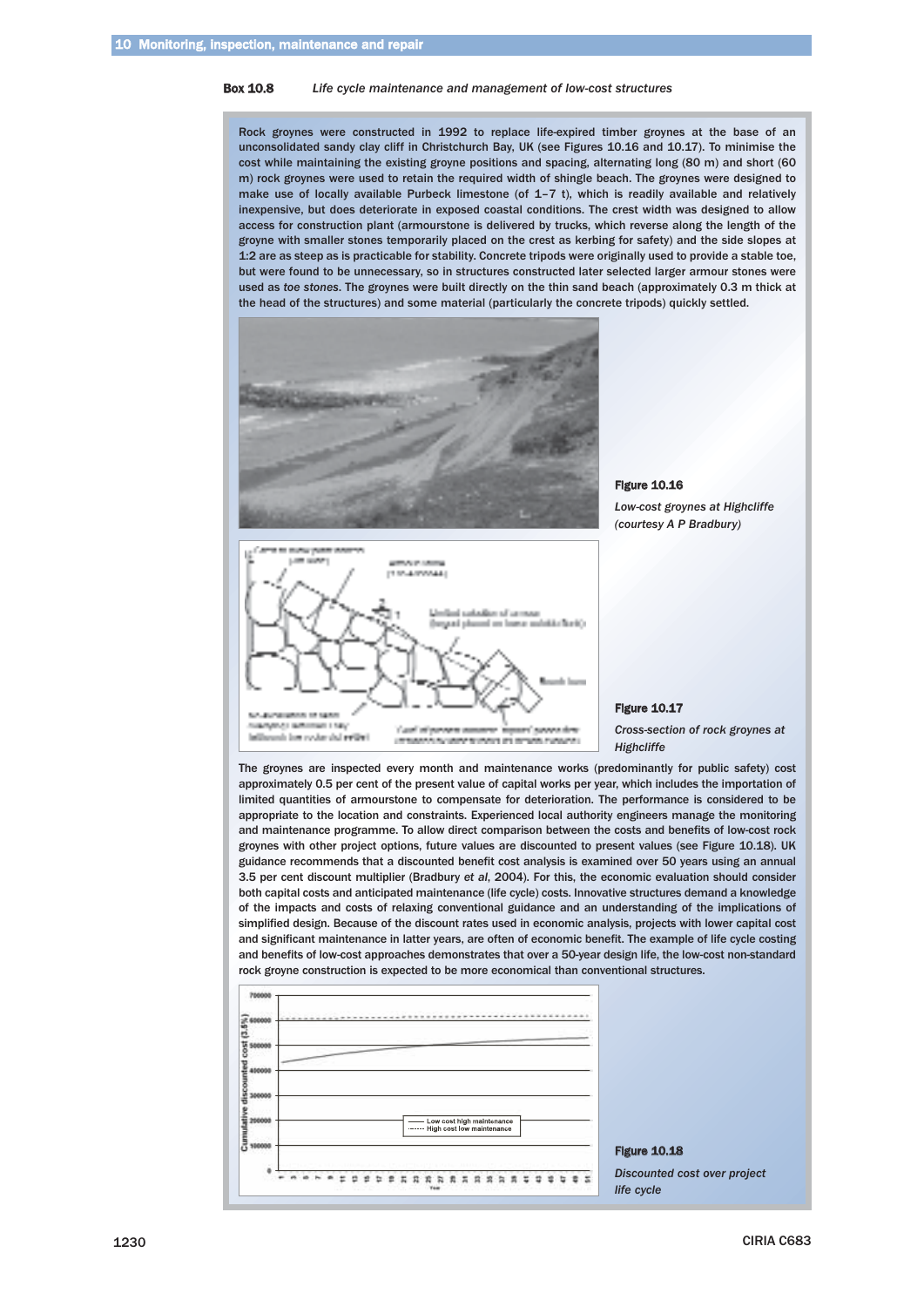**Box 10.8** *Life cycle maintenance and management of low-cost structures*

Rock groynes were constructed in 1992 to replace life-expired timber groynes at the base of an unconsolidated sandy clay cliff in Christchurch Bay, UK (see Figures 10.16 and 10.17). To minimise the cost while maintaining the existing groyne positions and spacing, alternating long (80 m) and short (60 m) rock groynes were used to retain the required width of shingle beach. The groynes were designed to make use of locally available Purbeck limestone (of 1–7 t), which is readily available and relatively inexpensive, but does deteriorate in exposed coastal conditions. The crest width was designed to allow access for construction plant (armourstone is delivered by trucks, which reverse along the length of the groyne with smaller stones temporarily placed on the crest as kerbing for safety) and the side slopes at 1:2 are as steep as is practicable for stability. Concrete tripods were originally used to provide a stable toe, but were found to be unnecessary, so in structures constructed later selected larger armour stones were used as *toe stones*. The groynes were built directly on the thin sand beach (approximately 0.3 m thick at the head of the structures) and some material (particularly the concrete tripods) quickly settled.

**Figure 10.16**

*Low-cost groynes at Highcliffe (courtesy A P Bradbury)*

**Figure 10.17**

*Cross-section of rock groynes at Highcliffe*

The groynes are inspected every month and maintenance works (predominantly for public safety) cost approximately 0.5 per cent of the present value of capital works per year, which includes the importation of limited quantities of armourstone to compensate for deterioration. The performance is considered to be appropriate to the location and constraints. Experienced local authority engineers manage the monitoring and maintenance programme. To allow direct comparison between the costs and benefits of low-cost rock groynes with other project options, future values are discounted to present values (see Figure 10.18). UK guidance recommends that a discounted benefit cost analysis is examined over 50 years using an annual 3.5 per cent discount multiplier (Bradbury *et al*, 2004). For this, the economic evaluation should consider both capital costs and anticipated maintenance (life cycle) costs. Innovative structures demand a knowledge of the impacts and costs of relaxing conventional guidance and an understanding of the implications of simplified design. Because of the discount rates used in economic analysis, projects with lower capital cost and significant maintenance in latter years, are often of economic benefit. The example of life cycle costing and benefits of low-cost approaches demonstrates that over a 50-year design life, the low-cost non-standard rock groyne construction is expected to be more economical than conventional structures.

**Figure 10.18**

*Discounted cost over project life cycle*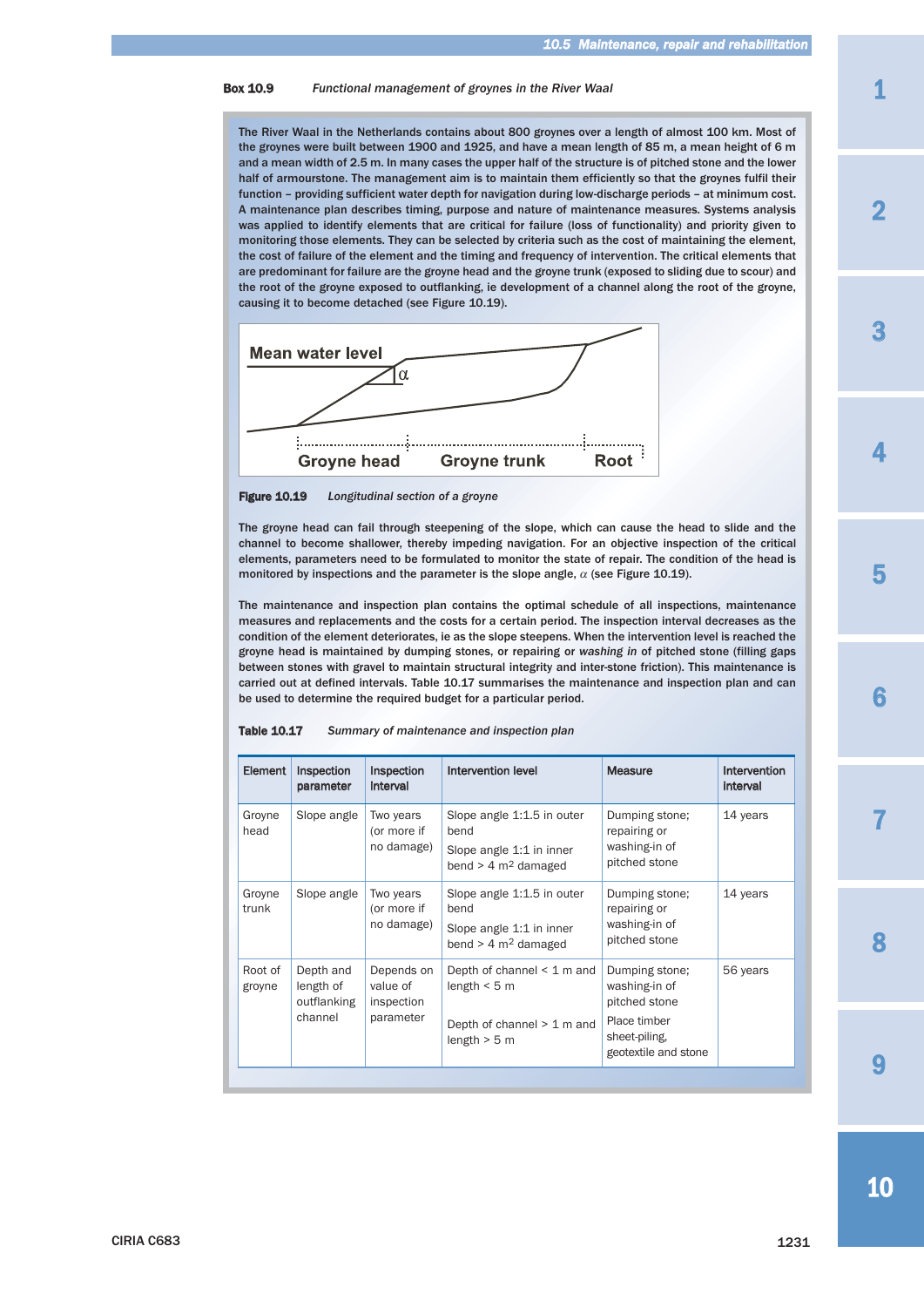**Box 10.9** *Functional management of groynes in the River Waal*

The River Waal in the Netherlands contains about 800 groynes over a length of almost 100 km. Most of the groynes were built between 1900 and 1925, and have a mean length of 85 m, a mean height of 6 m and a mean width of 2.5 m. In many cases the upper half of the structure is of pitched stone and the lower half of armourstone. The management aim is to maintain them efficiently so that the groynes fulfil their function – providing sufficient water depth for navigation during low-discharge periods – at minimum cost. A maintenance plan describes timing, purpose and nature of maintenance measures. Systems analysis was applied to identify elements that are critical for failure (loss of functionality) and priority given to monitoring those elements. They can be selected by criteria such as the cost of maintaining the element, the cost of failure of the element and the timing and frequency of intervention. The critical elements that are predominant for failure are the groyne head and the groyne trunk (exposed to sliding due to scour) and the root of the groyne exposed to outflanking, ie development of a channel along the root of the groyne, causing it to become detached (see Figure 10.19).

Mean water level

$\alpha$

Groyne head    Groyne trunk    Root

**Figure 10.19** *Longitudinal section of a groyne*

The groyne head can fail through steepening of the slope, which can cause the head to slide and the channel to become shallower, thereby impeding navigation. For an objective inspection of the critical elements, parameters need to be formulated to monitor the state of repair. The condition of the head is monitored by inspections and the parameter is the slope angle, $\alpha$ (see Figure 10.19).

The maintenance and inspection plan contains the optimal schedule of all inspections, maintenance measures and replacements and the costs for a certain period. The inspection interval decreases as the condition of the element deteriorates, ie as the slope steepens. When the intervention level is reached the groyne head is maintained by dumping stones, or repairing or *washing in* of pitched stone (filling gaps between stones with gravel to maintain structural integrity and inter-stone friction). This maintenance is carried out at defined intervals. Table 10.17 summarises the maintenance and inspection plan and can be used to determine the required budget for a particular period.

**Table 10.17** *Summary of maintenance and inspection plan*

| Element | Inspection parameter | Inspection interval | Intervention level | Measure | Intervention interval |
|---|---|---|---|---|---|
| Groyne head | Slope angle | Two years (or more if no damage) | Slope angle 1:1.5 in outer bend<br>Slope angle 1:1 in inner bend > 4 $m^2$ damaged | Dumping stone; repairing or washing-in of pitched stone | 14 years |
| Groyne trunk | Slope angle | Two years (or more if no damage) | Slope angle 1:1.5 in outer bend<br>Slope angle 1:1 in inner bend > 4 $m^2$ damaged | Dumping stone; repairing or washing-in of pitched stone | 14 years |
| Root of groyne | Depth and length of outflanking channel | Depends on value of inspection parameter | Depth of channel < 1 m and length < 5 m<br>Depth of channel > 1 m and length > 5 m | Dumping stone; washing-in of pitched stone<br>Place timber sheet-piling, geotextile and stone | 56 years |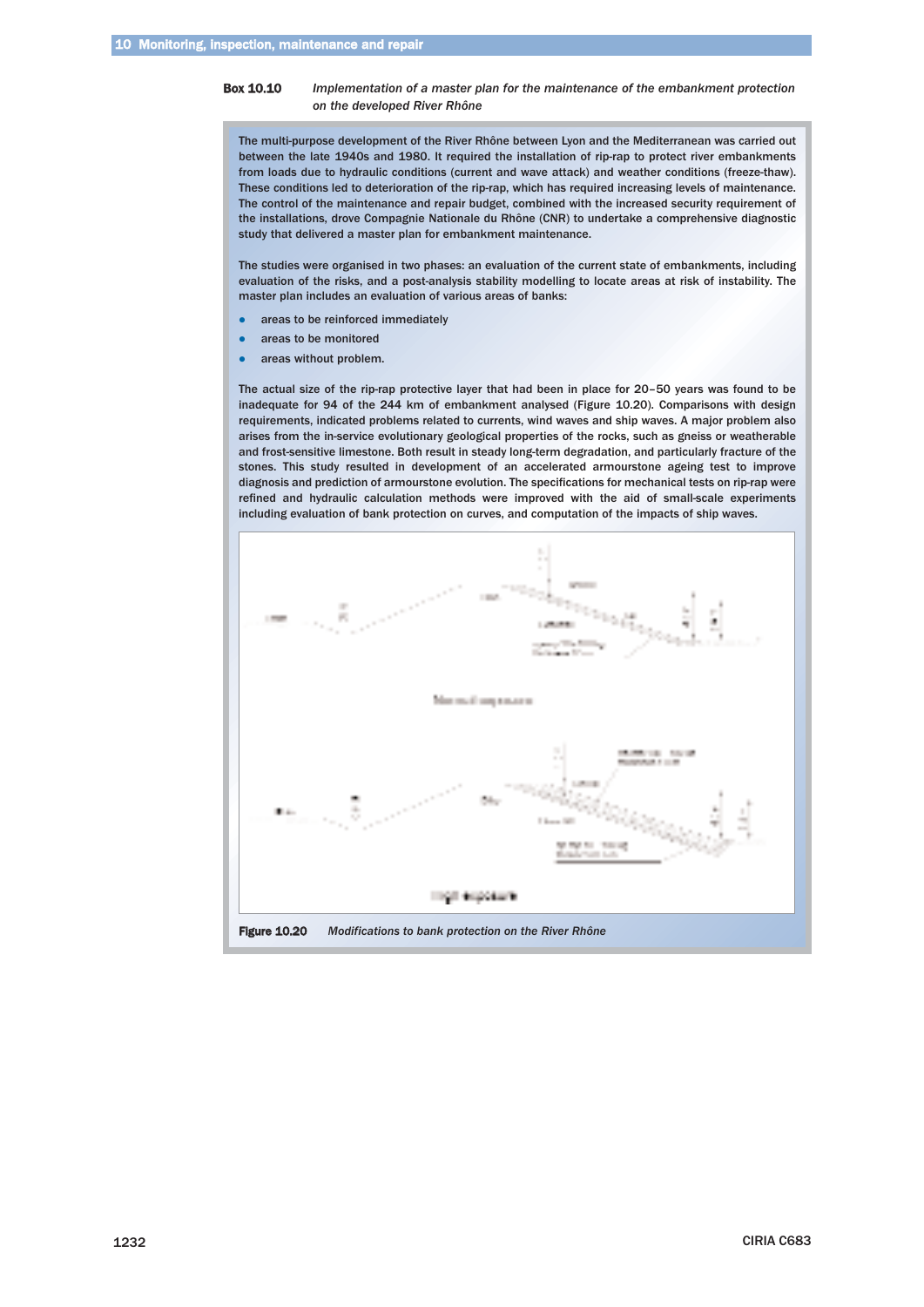**Box 10.10** *Implementation of a master plan for the maintenance of the embankment protection on the developed River Rhône*

The multi-purpose development of the River Rhône between Lyon and the Mediterranean was carried out between the late 1940s and 1980. It required the installation of rip-rap to protect river embankments from loads due to hydraulic conditions (current and wave attack) and weather conditions (freeze-thaw). These conditions led to deterioration of the rip-rap, which has required increasing levels of maintenance. The control of the maintenance and repair budget, combined with the increased security requirement of the installations, drove Compagnie Nationale du Rhône (CNR) to undertake a comprehensive diagnostic study that delivered a master plan for embankment maintenance.

The studies were organised in two phases: an evaluation of the current state of embankments, including evaluation of the risks, and a post-analysis stability modelling to locate areas at risk of instability. The master plan includes an evaluation of various areas of banks:

- areas to be reinforced immediately
- areas to be monitored
- areas without problem.

The actual size of the rip-rap protective layer that had been in place for 20–50 years was found to be inadequate for 94 of the 244 km of embankment analysed (Figure 10.20). Comparisons with design requirements, indicated problems related to currents, wind waves and ship waves. A major problem also arises from the in-service evolutionary geological properties of the rocks, such as gneiss or weatherable and frost-sensitive limestone. Both result in steady long-term degradation, and particularly fracture of the stones. This study resulted in development of an accelerated armourstone ageing test to improve diagnosis and prediction of armourstone evolution. The specifications for mechanical tests on rip-rap were refined and hydraulic calculation methods were improved with the aid of small-scale experiments including evaluation of bank protection on curves, and computation of the impacts of ship waves.

**Figure 10.20** *Modifications to bank protection on the River Rhône*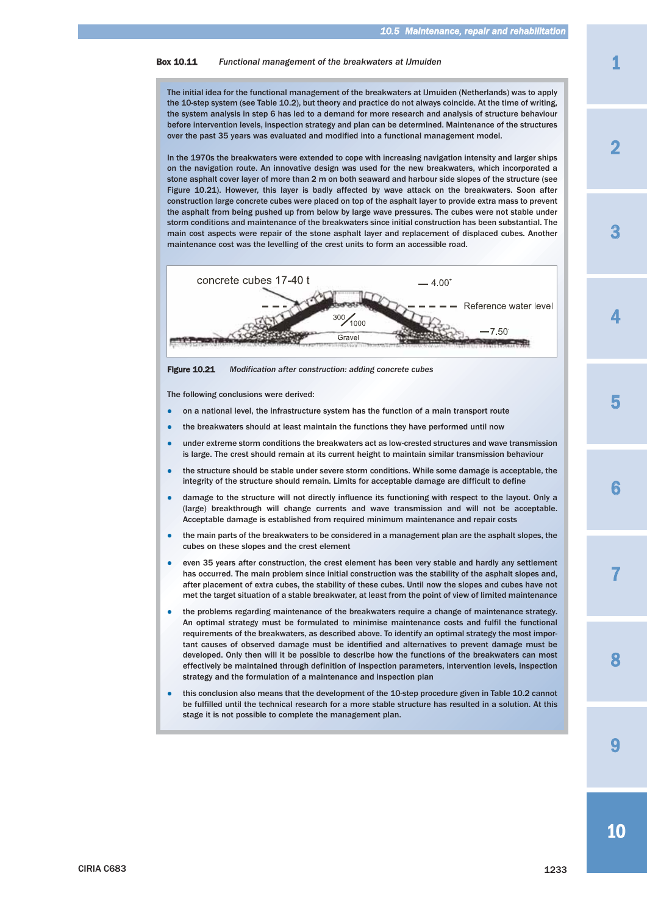**Box 10.11** *Functional management of the breakwaters at IJmuiden*

The initial idea for the functional management of the breakwaters at IJmuiden (Netherlands) was to apply the 10-step system (see Table 10.2), but theory and practice do not always coincide. At the time of writing, the system analysis in step 6 has led to a demand for more research and analysis of structure behaviour before intervention levels, inspection strategy and plan can be determined. Maintenance of the structures over the past 35 years was evaluated and modified into a functional management model.

In the 1970s the breakwaters were extended to cope with increasing navigation intensity and larger ships on the navigation route. An innovative design was used for the new breakwaters, which incorporated a stone asphalt cover layer of more than 2 m on both seaward and harbour side slopes of the structure (see Figure 10.21). However, this layer is badly affected by wave attack on the breakwaters. Soon after construction large concrete cubes were placed on top of the asphalt layer to provide extra mass to prevent the asphalt from being pushed up from below by large wave pressures. The cubes were not stable under storm conditions and maintenance of the breakwaters since initial construction has been substantial. The main cost aspects were repair of the stone asphalt layer and replacement of displaced cubes. Another maintenance cost was the levelling of the crest units to form an accessible road.

concrete cubes 17-40 t — 4.00 — Reference water level — 300/1000 — Gravel — −7.50

**Figure 10.21** *Modification after construction: adding concrete cubes*

The following conclusions were derived:

- on a national level, the infrastructure system has the function of a main transport route
- the breakwaters should at least maintain the functions they have performed until now
- under extreme storm conditions the breakwaters act as low-crested structures and wave transmission is large. The crest should remain at its current height to maintain similar transmission behaviour
- the structure should be stable under severe storm conditions. While some damage is acceptable, the integrity of the structure should remain. Limits for acceptable damage are difficult to define
- damage to the structure will not directly influence its functioning with respect to the layout. Only a (large) breakthrough will change currents and wave transmission and will not be acceptable. Acceptable damage is established from required minimum maintenance and repair costs
- the main parts of the breakwaters to be considered in a management plan are the asphalt slopes, the cubes on these slopes and the crest element
- even 35 years after construction, the crest element has been very stable and hardly any settlement has occurred. The main problem since initial construction was the stability of the asphalt slopes and, after placement of extra cubes, the stability of these cubes. Until now the slopes and cubes have not met the target situation of a stable breakwater, at least from the point of view of limited maintenance
- the problems regarding maintenance of the breakwaters require a change of maintenance strategy. An optimal strategy must be formulated to minimise maintenance costs and fulfil the functional requirements of the breakwaters, as described above. To identify an optimal strategy the most important causes of observed damage must be identified and alternatives to prevent damage must be developed. Only then will it be possible to describe how the functions of the breakwaters can most effectively be maintained through definition of inspection parameters, intervention levels, inspection strategy and the formulation of a maintenance and inspection plan
- this conclusion also means that the development of the 10-step procedure given in Table 10.2 cannot be fulfilled until the technical research for a more stable structure has resulted in a solution. At this stage it is not possible to complete the management plan.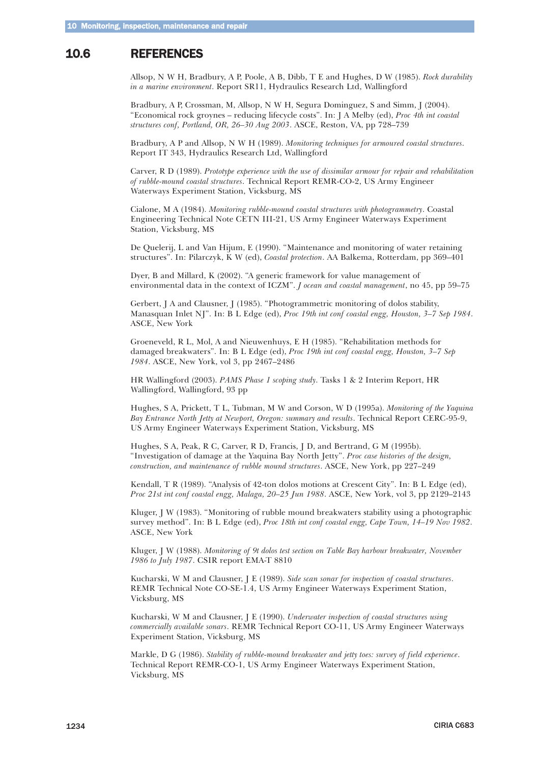## 10.6 REFERENCES

Allsop, N W H, Bradbury, A P, Poole, A B, Dibb, T E and Hughes, D W (1985). *Rock durability in a marine environment*. Report SR11, Hydraulics Research Ltd, Wallingford

Bradbury, A P, Crossman, M, Allsop, N W H, Segura Dominguez, S and Simm, J (2004). "Economical rock groynes – reducing lifecycle costs". In: J A Melby (ed), *Proc 4th int coastal structures conf, Portland, OR, 26–30 Aug 2003*. ASCE, Reston, VA, pp 728–739

Bradbury, A P and Allsop, N W H (1989). *Monitoring techniques for armoured coastal structures*. Report IT 343, Hydraulics Research Ltd, Wallingford

Carver, R D (1989). *Prototype experience with the use of dissimilar armour for repair and rehabilitation of rubble-mound coastal structures*. Technical Report REMR-CO-2, US Army Engineer Waterways Experiment Station, Vicksburg, MS

Cialone, M A (1984). *Monitoring rubble-mound coastal structures with photogrammetry*. Coastal Engineering Technical Note CETN III-21, US Army Engineer Waterways Experiment Station, Vicksburg, MS

De Quelerij, L and Van Hijum, E (1990). "Maintenance and monitoring of water retaining structures". In: Pilarczyk, K W (ed), *Coastal protection*. AA Balkema, Rotterdam, pp 369–401

Dyer, B and Millard, K (2002). "A generic framework for value management of environmental data in the context of ICZM". *J ocean and coastal management*, no 45, pp 59–75

Gerbert, J A and Clausner, J (1985). "Photogrammetric monitoring of dolos stability, Manasquan Inlet NJ". In: B L Edge (ed), *Proc 19th int conf coastal engg, Houston, 3–7 Sep 1984*. ASCE, New York

Groeneveld, R L, Mol, A and Nieuwenhuys, E H (1985). "Rehabilitation methods for damaged breakwaters". In: B L Edge (ed), *Proc 19th int conf coastal engg, Houston, 3–7 Sep 1984*. ASCE, New York, vol 3, pp 2467–2486

HR Wallingford (2003). *PAMS Phase 1 scoping study*. Tasks 1 & 2 Interim Report, HR Wallingford, Wallingford, 93 pp

Hughes, S A, Prickett, T L, Tubman, M W and Corson, W D (1995a). *Monitoring of the Yaquina Bay Entrance North Jetty at Newport, Oregon: summary and results*. Technical Report CERC-95-9, US Army Engineer Waterways Experiment Station, Vicksburg, MS

Hughes, S A, Peak, R C, Carver, R D, Francis, J D, and Bertrand, G M (1995b). "Investigation of damage at the Yaquina Bay North Jetty". *Proc case histories of the design, construction, and maintenance of rubble mound structures*. ASCE, New York, pp 227–249

Kendall, T R (1989). "Analysis of 42-ton dolos motions at Crescent City". In: B L Edge (ed), *Proc 21st int conf coastal engg, Malaga, 20–25 Jun 1988*. ASCE, New York, vol 3, pp 2129–2143

Kluger, J W (1983). "Monitoring of rubble mound breakwaters stability using a photographic survey method". In: B L Edge (ed), *Proc 18th int conf coastal engg, Cape Town, 14–19 Nov 1982*. ASCE, New York

Kluger, J W (1988). *Monitoring of 9t dolos test section on Table Bay harbour breakwater, November 1986 to July 1987*. CSIR report EMA-T 8810

Kucharski, W M and Clausner, J E (1989). *Side scan sonar for inspection of coastal structures*. REMR Technical Note CO-SE-1.4, US Army Engineer Waterways Experiment Station, Vicksburg, MS

Kucharski, W M and Clausner, J E (1990). *Underwater inspection of coastal structures using commercially available sonars*. REMR Technical Report CO-11, US Army Engineer Waterways Experiment Station, Vicksburg, MS

Markle, D G (1986). *Stability of rubble-mound breakwater and jetty toes: survey of field experience*. Technical Report REMR-CO-1, US Army Engineer Waterways Experiment Station, Vicksburg, MS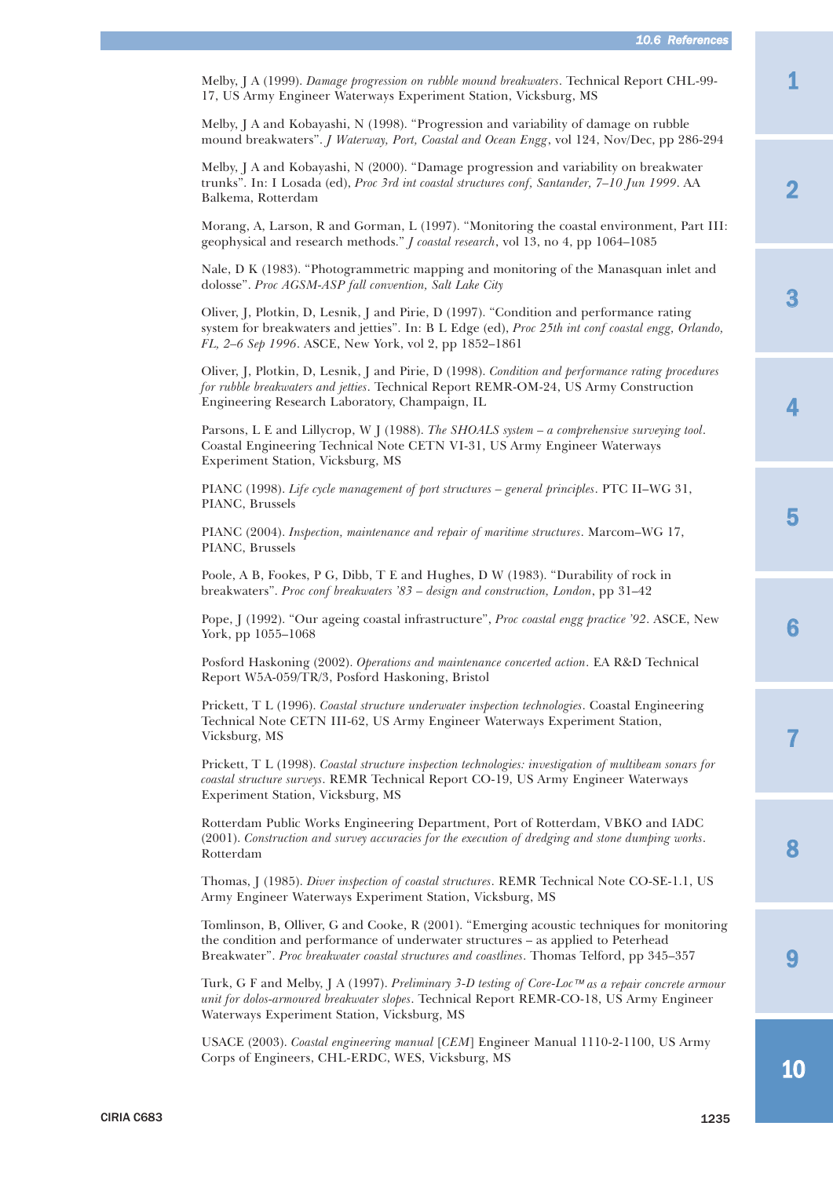Melby, J A (1999). *Damage progression on rubble mound breakwaters*. Technical Report CHL-99-17, US Army Engineer Waterways Experiment Station, Vicksburg, MS

Melby, J A and Kobayashi, N (1998). "Progression and variability of damage on rubble mound breakwaters". *J Waterway, Port, Coastal and Ocean Engg*, vol 124, Nov/Dec, pp 286-294

Melby, J A and Kobayashi, N (2000). "Damage progression and variability on breakwater trunks". In: I Losada (ed), *Proc 3rd int coastal structures conf, Santander, 7–10 Jun 1999*. AA Balkema, Rotterdam

Morang, A, Larson, R and Gorman, L (1997). "Monitoring the coastal environment, Part III: geophysical and research methods." *J coastal research*, vol 13, no 4, pp 1064–1085

Nale, D K (1983). "Photogrammetric mapping and monitoring of the Manasquan inlet and dolosse". *Proc AGSM-ASP fall convention, Salt Lake City*

Oliver, J, Plotkin, D, Lesnik, J and Pirie, D (1997). "Condition and performance rating system for breakwaters and jetties". In: B L Edge (ed), *Proc 25th int conf coastal engg, Orlando, FL, 2–6 Sep 1996*. ASCE, New York, vol 2, pp 1852–1861

Oliver, J, Plotkin, D, Lesnik, J and Pirie, D (1998). *Condition and performance rating procedures for rubble breakwaters and jetties*. Technical Report REMR-OM-24, US Army Construction Engineering Research Laboratory, Champaign, IL

Parsons, L E and Lillycrop, W J (1988). *The SHOALS system – a comprehensive surveying tool*. Coastal Engineering Technical Note CETN VI-31, US Army Engineer Waterways Experiment Station, Vicksburg, MS

PIANC (1998). *Life cycle management of port structures – general principles*. PTC II–WG 31, PIANC, Brussels

PIANC (2004). *Inspection, maintenance and repair of maritime structures*. Marcom–WG 17, PIANC, Brussels

Poole, A B, Fookes, P G, Dibb, T E and Hughes, D W (1983). "Durability of rock in breakwaters". *Proc conf breakwaters '83 – design and construction, London*, pp 31–42

Pope, J (1992). "Our ageing coastal infrastructure", *Proc coastal engg practice '92*. ASCE, New York, pp 1055–1068

Posford Haskoning (2002). *Operations and maintenance concerted action*. EA R&D Technical Report W5A-059/TR/3, Posford Haskoning, Bristol

Prickett, T L (1996). *Coastal structure underwater inspection technologies*. Coastal Engineering Technical Note CETN III-62, US Army Engineer Waterways Experiment Station, Vicksburg, MS

Prickett, T L (1998). *Coastal structure inspection technologies: investigation of multibeam sonars for coastal structure surveys*. REMR Technical Report CO-19, US Army Engineer Waterways Experiment Station, Vicksburg, MS

Rotterdam Public Works Engineering Department, Port of Rotterdam, VBKO and IADC (2001). *Construction and survey accuracies for the execution of dredging and stone dumping works*. Rotterdam

Thomas, J (1985). *Diver inspection of coastal structures*. REMR Technical Note CO-SE-1.1, US Army Engineer Waterways Experiment Station, Vicksburg, MS

Tomlinson, B, Olliver, G and Cooke, R (2001). "Emerging acoustic techniques for monitoring the condition and performance of underwater structures – as applied to Peterhead Breakwater". *Proc breakwater coastal structures and coastlines*. Thomas Telford, pp 345–357

Turk, G F and Melby, J A (1997). *Preliminary 3-D testing of Core-Loc™ as a repair concrete armour unit for dolos-armoured breakwater slopes*. Technical Report REMR-CO-18, US Army Engineer Waterways Experiment Station, Vicksburg, MS

USACE (2003). *Coastal engineering manual* [*CEM*] Engineer Manual 1110-2-1100, US Army Corps of Engineers, CHL-ERDC, WES, Vicksburg, MS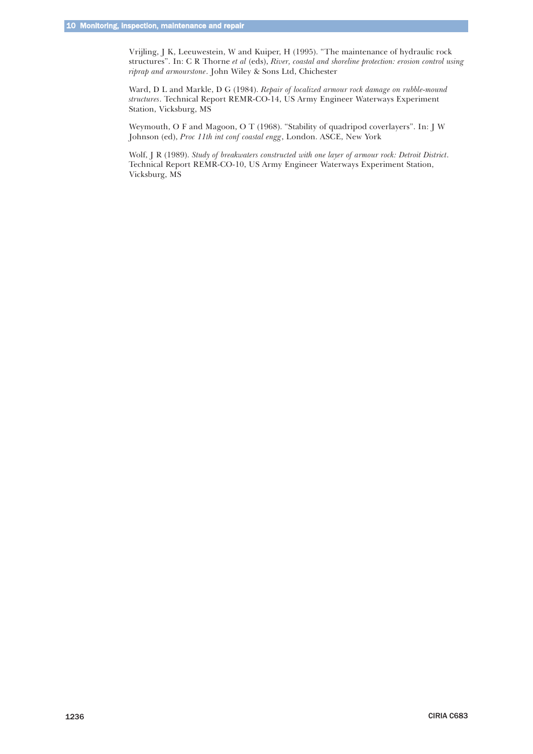Vrijling, J K, Leeuwestein, W and Kuiper, H (1995). "The maintenance of hydraulic rock structures". In: C R Thorne *et al* (eds), *River, coastal and shoreline protection: erosion control using riprap and armourstone*. John Wiley & Sons Ltd, Chichester

Ward, D L and Markle, D G (1984). *Repair of localized armour rock damage on rubble-mound structures*. Technical Report REMR-CO-14, US Army Engineer Waterways Experiment Station, Vicksburg, MS

Weymouth, O F and Magoon, O T (1968). "Stability of quadripod coverlayers". In: J W Johnson (ed), *Proc 11th int conf coastal engg*, London. ASCE, New York

Wolf, J R (1989). *Study of breakwaters constructed with one layer of armour rock: Detroit District*. Technical Report REMR-CO-10, US Army Engineer Waterways Experiment Station, Vicksburg, MS